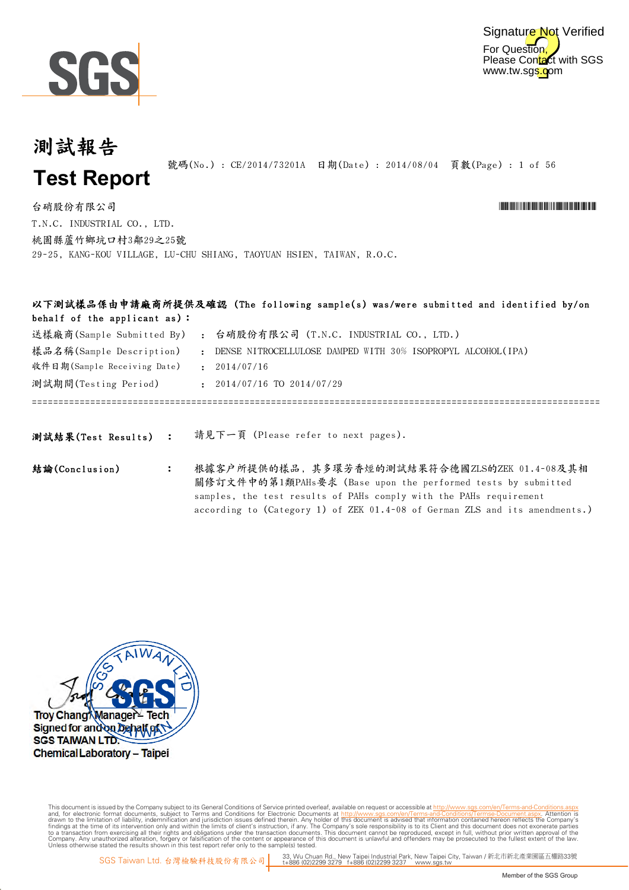Signature Not Verified
For Question, Please Contact with SGS www.tw.sgs.com

# 測試報告
# Test Report

號碼(No.) : CE/2014/73201A 日期(Date) : 2014/08/04

台硝股份有限公司
T.N.C. INDUSTRIAL CO., LTD.
桃園縣蘆竹鄉坑口村3鄰29之25號
29-25, KANG-KOU VILLAGE, LU-CHU SHIANG, TAOYUAN HSIEN, TAIWAN, R.O.C.

**以下測試樣品係由申請廠商所提供及確認 (The following sample(s) was/were submitted and identified by/on behalf of the applicant as)：**

送樣廠商(Sample Submitted By) : 台硝股份有限公司 (T.N.C. INDUSTRIAL CO., LTD.)
樣品名稱(Sample Description) : DENSE NITROCELLULOSE DAMPED WITH 30% ISOPROPYL ALCOHOL(IPA)
收件日期(Sample Receiving Date) : 2014/07/16
測試期間(Testing Period) : 2014/07/16 TO 2014/07/29

**測試結果(Test Results)** : 請見下一頁 (Please refer to next pages).

**結論(Conclusion)** : 根據客戶所提供的樣品，其多環芳香烴的測試結果符合德國ZLS的ZEK 01.4-08及其相關修訂文件中的第1類PAHs要求 (Base upon the performed tests by submitted samples, the test results of PAHs comply with the PAHs requirement according to (Category 1) of ZEK 01.4-08 of German ZLS and its amendments.)

Troy Chang / Manager – Tech
Signed for and on behalf of
SGS TAIWAN LTD.
Chemical Laboratory – Taipei

This document is issued by the Company subject to its General Conditions of Service printed overleaf, available on request or accessible at http://www.sgs.com/en/Terms-and-Conditions.aspx and, for electronic format documents, subject to Terms and Conditions for Electronic Documents at http://www.sgs.com/en/Terms-and-Conditions/Termse-Document.aspx. Attention is drawn to the limitation of liability, indemnification and jurisdiction issues defined therein. Any holder of this document is advised that information contained hereon reflects the Company's findings at the time of its intervention only and within the limits of client's instruction, if any. The Company's sole responsibility is to its Client and this document does not exonerate parties to a transaction from exercising all their rights and obligations under the transaction documents. This document cannot be reproduced, except in full, without prior written approval of the Company. Any unauthorized alteration, forgery or falsification of the content or appearance of this document is unlawful and offenders may be prosecuted to the fullest extent of the law. Unless otherwise stated the results shown in this test report refer only to the sample(s) tested.

SGS Taiwan Ltd. 台灣檢驗科技股份有限公司 | 33, Wu Chuan Rd., New Taipei Industrial Park, New Taipei City, Taiwan / 新北市新北產業園區五權路33號 t+886 (02)2299 3279 f+886 (02)2299 3237 www.sgs.tw

Member of the SGS Group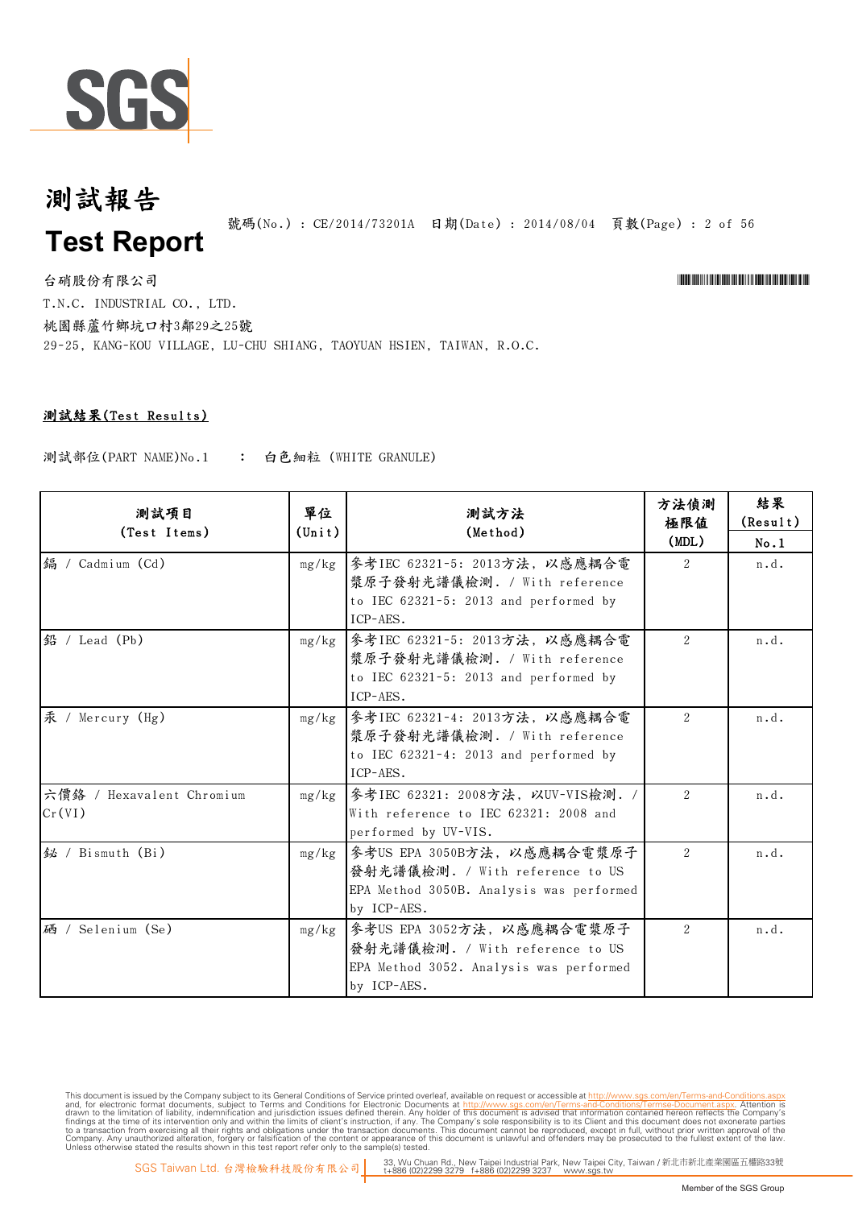# 測試報告

# Test Report

號碼(No.) : CE/2014/73201A 日期(Date) : 2014/08/04

台硝股份有限公司

T.N.C. INDUSTRIAL CO., LTD.

桃園縣蘆竹鄉坑口村3鄰29之25號

29-25, KANG-KOU VILLAGE, LU-CHU SHIANG, TAOYUAN HSIEN, TAIWAN, R.O.C.

## 測試結果(Test Results)

測試部位(PART NAME)No.1 : 白色細粒 (WHITE GRANULE)

| 測試項目 (Test Items) | 單位 (Unit) | 測試方法 (Method) | 方法偵測極限值 (MDL) | 結果 (Result) No.1 |
|---|---|---|---|---|
| 鎘 / Cadmium (Cd) | mg/kg | 參考IEC 62321-5: 2013方法，以感應耦合電漿原子發射光譜儀檢測. / With reference to IEC 62321-5: 2013 and performed by ICP-AES. | 2 | n.d. |
| 鉛 / Lead (Pb) | mg/kg | 參考IEC 62321-5: 2013方法，以感應耦合電漿原子發射光譜儀檢測. / With reference to IEC 62321-5: 2013 and performed by ICP-AES. | 2 | n.d. |
| 汞 / Mercury (Hg) | mg/kg | 參考IEC 62321-4: 2013方法，以感應耦合電漿原子發射光譜儀檢測. / With reference to IEC 62321-4: 2013 and performed by ICP-AES. | 2 | n.d. |
| 六價鉻 / Hexavalent Chromium Cr(VI) | mg/kg | 參考IEC 62321: 2008方法，以UV-VIS檢測. / With reference to IEC 62321: 2008 and performed by UV-VIS. | 2 | n.d. |
| 鉍 / Bismuth (Bi) | mg/kg | 參考US EPA 3050B方法，以感應耦合電漿原子發射光譜儀檢測. / With reference to US EPA Method 3050B. Analysis was performed by ICP-AES. | 2 | n.d. |
| 硒 / Selenium (Se) | mg/kg | 參考US EPA 3052方法，以感應耦合電漿原子發射光譜儀檢測. / With reference to US EPA Method 3052. Analysis was performed by ICP-AES. | 2 | n.d. |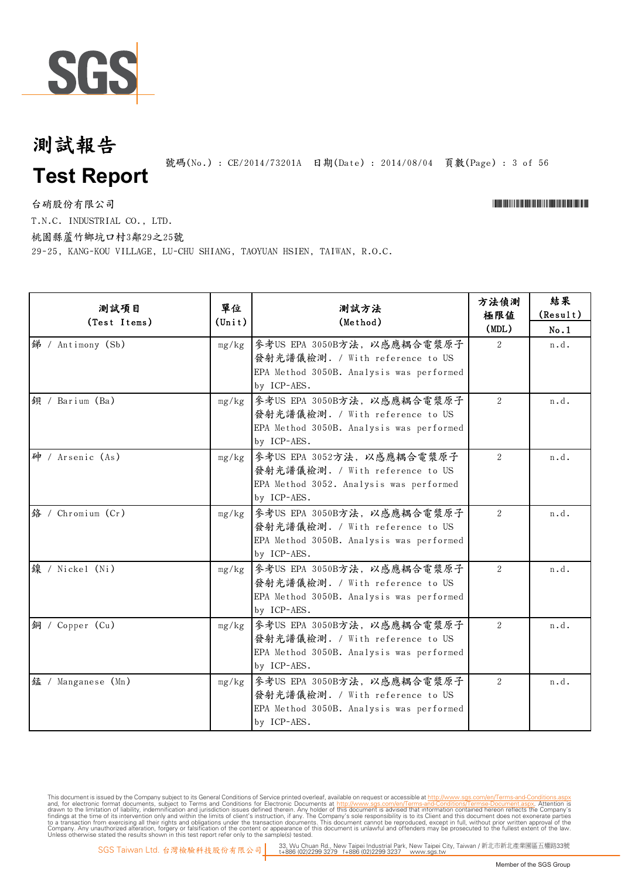# 測試報告

# Test Report

號碼(No.) : CE/2014/73201A 日期(Date) : 2014/08/04

台硝股份有限公司

T.N.C. INDUSTRIAL CO., LTD.

桃園縣蘆竹鄉坑口村3鄰29之25號

29-25, KANG-KOU VILLAGE, LU-CHU SHIANG, TAOYUAN HSIEN, TAIWAN, R.O.C.

| 測試項目 (Test Items) | 單位 (Unit) | 測試方法 (Method) | 方法偵測極限值 (MDL) | 結果 (Result) No.1 |
|---|---|---|---|---|
| 銻 / Antimony (Sb) | mg/kg | 參考US EPA 3050B方法，以感應耦合電漿原子發射光譜儀檢測. / With reference to US EPA Method 3050B. Analysis was performed by ICP-AES. | 2 | n.d. |
| 鋇 / Barium (Ba) | mg/kg | 參考US EPA 3050B方法，以感應耦合電漿原子發射光譜儀檢測. / With reference to US EPA Method 3050B. Analysis was performed by ICP-AES. | 2 | n.d. |
| 砷 / Arsenic (As) | mg/kg | 參考US EPA 3052方法，以感應耦合電漿原子發射光譜儀檢測. / With reference to US EPA Method 3052. Analysis was performed by ICP-AES. | 2 | n.d. |
| 鉻 / Chromium (Cr) | mg/kg | 參考US EPA 3050B方法，以感應耦合電漿原子發射光譜儀檢測. / With reference to US EPA Method 3050B. Analysis was performed by ICP-AES. | 2 | n.d. |
| 鎳 / Nickel (Ni) | mg/kg | 參考US EPA 3050B方法，以感應耦合電漿原子發射光譜儀檢測. / With reference to US EPA Method 3050B. Analysis was performed by ICP-AES. | 2 | n.d. |
| 銅 / Copper (Cu) | mg/kg | 參考US EPA 3050B方法，以感應耦合電漿原子發射光譜儀檢測. / With reference to US EPA Method 3050B. Analysis was performed by ICP-AES. | 2 | n.d. |
| 錳 / Manganese (Mn) | mg/kg | 參考US EPA 3050B方法，以感應耦合電漿原子發射光譜儀檢測. / With reference to US EPA Method 3050B. Analysis was performed by ICP-AES. | 2 | n.d. |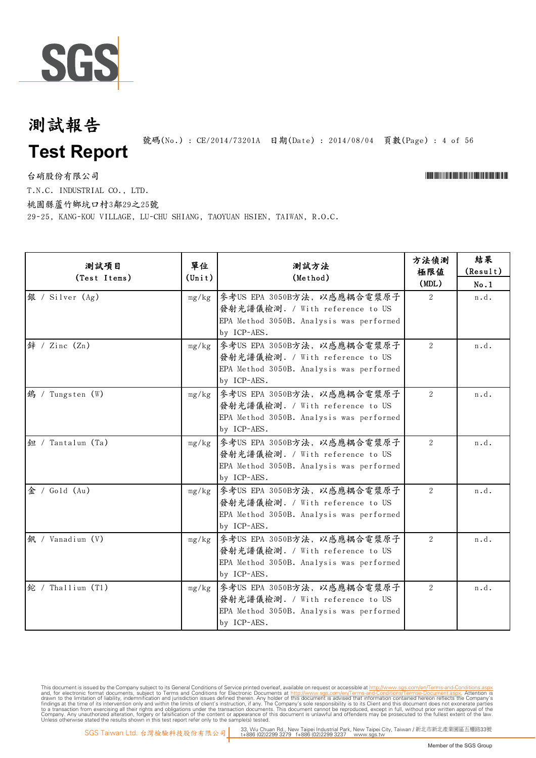# 測試報告

# Test Report

號碼(No.) : CE/2014/73201A 日期(Date) : 2014/08/04

台硝股份有限公司

T.N.C. INDUSTRIAL CO., LTD.

桃園縣蘆竹鄉坑口村3鄰29之25號

29-25, KANG-KOU VILLAGE, LU-CHU SHIANG, TAOYUAN HSIEN, TAIWAN, R.O.C.

| 測試項目 (Test Items) | 單位 (Unit) | 測試方法 (Method) | 方法偵測極限值 (MDL) | 結果 (Result) No.1 |
|---|---|---|---|---|
| 銀 / Silver (Ag) | mg/kg | 參考US EPA 3050B方法，以感應耦合電漿原子發射光譜儀檢測. / With reference to US EPA Method 3050B. Analysis was performed by ICP-AES. | 2 | n.d. |
| 鋅 / Zinc (Zn) | mg/kg | 參考US EPA 3050B方法，以感應耦合電漿原子發射光譜儀檢測. / With reference to US EPA Method 3050B. Analysis was performed by ICP-AES. | 2 | n.d. |
| 鎢 / Tungsten (W) | mg/kg | 參考US EPA 3050B方法，以感應耦合電漿原子發射光譜儀檢測. / With reference to US EPA Method 3050B. Analysis was performed by ICP-AES. | 2 | n.d. |
| 鉭 / Tantalum (Ta) | mg/kg | 參考US EPA 3050B方法，以感應耦合電漿原子發射光譜儀檢測. / With reference to US EPA Method 3050B. Analysis was performed by ICP-AES. | 2 | n.d. |
| 金 / Gold (Au) | mg/kg | 參考US EPA 3050B方法，以感應耦合電漿原子發射光譜儀檢測. / With reference to US EPA Method 3050B. Analysis was performed by ICP-AES. | 2 | n.d. |
| 釩 / Vanadium (V) | mg/kg | 參考US EPA 3050B方法，以感應耦合電漿原子發射光譜儀檢測. / With reference to US EPA Method 3050B. Analysis was performed by ICP-AES. | 2 | n.d. |
| 鉈 / Thallium (Tl) | mg/kg | 參考US EPA 3050B方法，以感應耦合電漿原子發射光譜儀檢測. / With reference to US EPA Method 3050B. Analysis was performed by ICP-AES. | 2 | n.d. |

This document is issued by the Company subject to its General Conditions of Service printed overleaf, available on request or accessible at http://www.sgs.com/en/Terms-and-Conditions.aspx and, for electronic format documents, subject to Terms and Conditions for Electronic Documents at http://www.sgs.com/en/Terms-and-Conditions/Termse-Document.aspx. Attention is drawn to the limitation of liability, indemnification and jurisdiction issues defined therein. Any holder of this document is advised that information contained hereon reflects the Company's findings at the time of its intervention only and within the limits of client's instruction, if any. The Company's sole responsibility is to its Client and this document does not exonerate parties to a transaction from exercising all their rights and obligations under the transaction documents. This document cannot be reproduced, except in full, without prior written approval of the Company. Any unauthorized alteration, forgery or falsification of the content or appearance of this document is unlawful and offenders may be prosecuted to the fullest extent of the law. Unless otherwise stated the results shown in this test report refer only to the sample(s) tested.

SGS Taiwan Ltd. 台灣檢驗科技股份有限公司 | 33, Wu Chuan Rd., New Taipei Industrial Park, New Taipei City, Taiwan / 新北市新北產業園區五權路33號 t+886 (02)2299 3279 f+886 (02)2299 3237 www.sgs.tw

Member of the SGS Group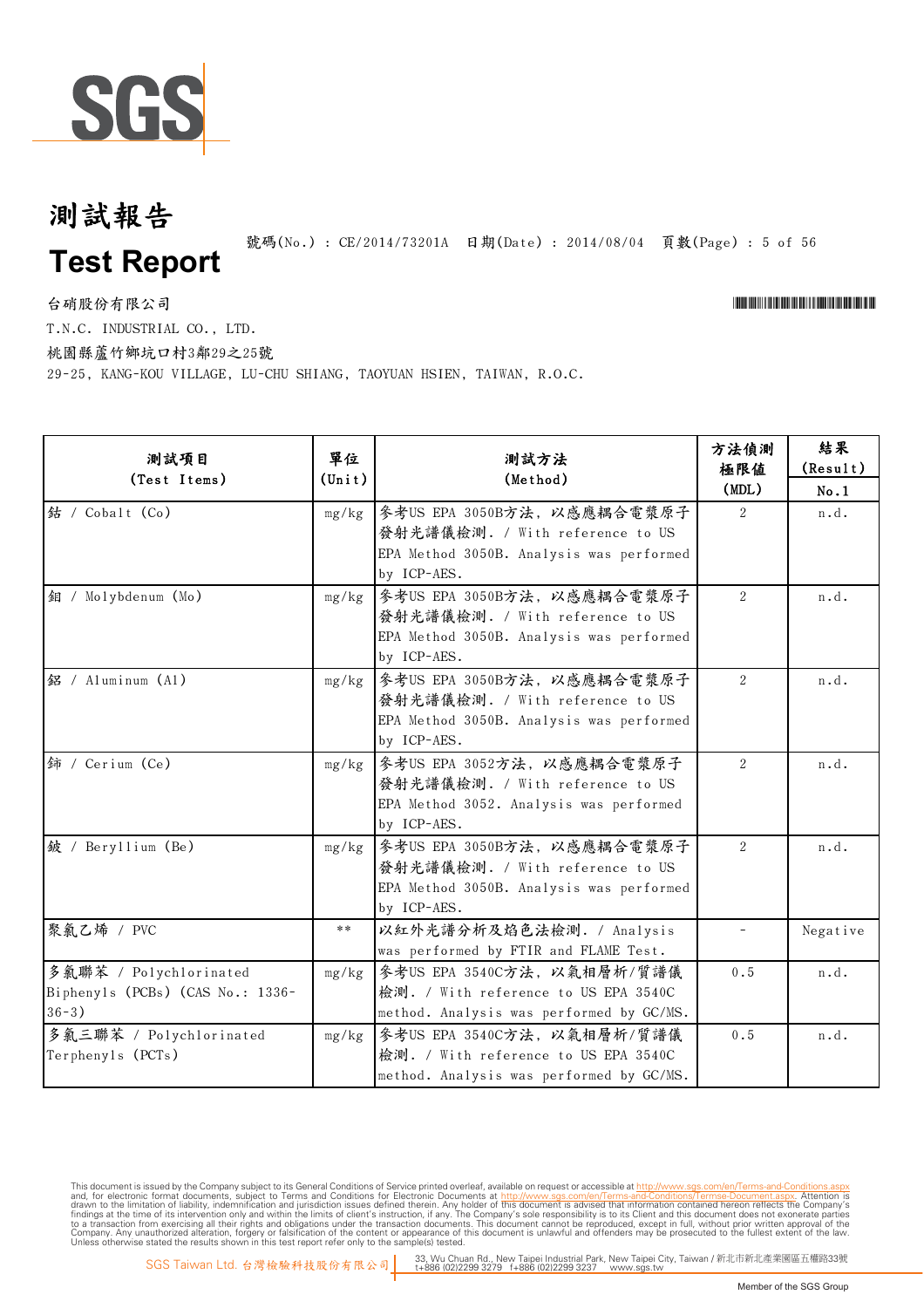# 測試報告

# Test Report

號碼(No.) : CE/2014/73201A 日期(Date) : 2014/08/04

台硝股份有限公司

T.N.C. INDUSTRIAL CO., LTD.

桃園縣蘆竹鄉坑口村3鄰29之25號

29-25, KANG-KOU VILLAGE, LU-CHU SHIANG, TAOYUAN HSIEN, TAIWAN, R.O.C.

| 測試項目 (Test Items) | 單位 (Unit) | 測試方法 (Method) | 方法偵測極限值 (MDL) | 結果 (Result) No.1 |
|---|---|---|---|---|
| 鈷 / Cobalt (Co) | mg/kg | 參考US EPA 3050B方法, 以感應耦合電漿原子發射光譜儀檢測. / With reference to US EPA Method 3050B. Analysis was performed by ICP-AES. | 2 | n.d. |
| 鉬 / Molybdenum (Mo) | mg/kg | 參考US EPA 3050B方法, 以感應耦合電漿原子發射光譜儀檢測. / With reference to US EPA Method 3050B. Analysis was performed by ICP-AES. | 2 | n.d. |
| 鋁 / Aluminum (Al) | mg/kg | 參考US EPA 3050B方法, 以感應耦合電漿原子發射光譜儀檢測. / With reference to US EPA Method 3050B. Analysis was performed by ICP-AES. | 2 | n.d. |
| 鈰 / Cerium (Ce) | mg/kg | 參考US EPA 3052方法, 以感應耦合電漿原子發射光譜儀檢測. / With reference to US EPA Method 3052. Analysis was performed by ICP-AES. | 2 | n.d. |
| 鈹 / Beryllium (Be) | mg/kg | 參考US EPA 3050B方法, 以感應耦合電漿原子發射光譜儀檢測. / With reference to US EPA Method 3050B. Analysis was performed by ICP-AES. | 2 | n.d. |
| 聚氯乙烯 / PVC | ** | 以紅外光譜分析及焰色法檢測. / Analysis was performed by FTIR and FLAME Test. | - | Negative |
| 多氯聯苯 / Polychlorinated Biphenyls (PCBs) (CAS No.: 1336-36-3) | mg/kg | 參考US EPA 3540C方法, 以氣相層析/質譜儀檢測. / With reference to US EPA 3540C method. Analysis was performed by GC/MS. | 0.5 | n.d. |
| 多氯三聯苯 / Polychlorinated Terphenyls (PCTs) | mg/kg | 參考US EPA 3540C方法, 以氣相層析/質譜儀檢測. / With reference to US EPA 3540C method. Analysis was performed by GC/MS. | 0.5 | n.d. |

This document is issued by the Company subject to its General Conditions of Service printed overleaf, available on request or accessible at http://www.sgs.com/en/Terms-and-Conditions.aspx and, for electronic format documents, subject to Terms and Conditions for Electronic Documents at http://www.sgs.com/en/Terms-and-Conditions/Termse-Document.aspx. Attention is drawn to the limitation of liability, indemnification and jurisdiction issues defined therein. Any holder of this document is advised that information contained hereon reflects the Company's findings at the time of its intervention only and within the limits of client's instruction, if any. The Company's sole responsibility is to its Client and this document does not exonerate parties to a transaction from exercising all their rights and obligations under the transaction documents. This document cannot be reproduced, except in full, without prior written approval of the Company. Any unauthorized alteration, forgery or falsification of the content or appearance of this document is unlawful and offenders may be prosecuted to the fullest extent of the law. Unless otherwise stated the results shown in this test report refer only to the sample(s) tested.

SGS Taiwan Ltd. 台灣檢驗科技股份有限公司 | 33, Wu Chuan Rd., New Taipei Industrial Park, New Taipei City, Taiwan / 新北市新北產業園區五權路33號 t+886 (02)2299 3279 f+886 (02)2299 3237 www.sgs.tw

Member of the SGS Group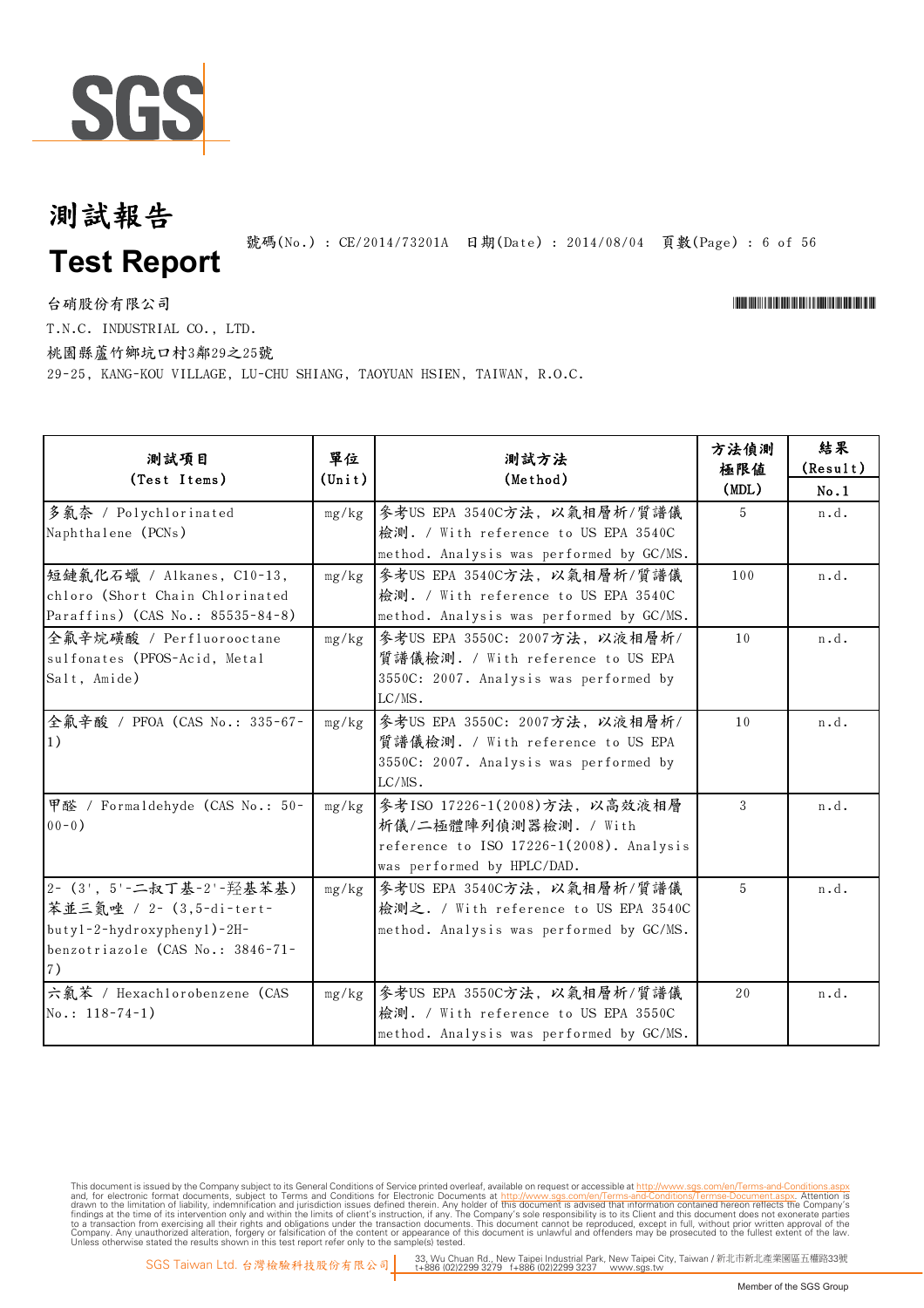# 測試報告
# Test Report

號碼(No.) : CE/2014/73201A　日期(Date) : 2014/08/04

台硝股份有限公司

T.N.C. INDUSTRIAL CO., LTD.

桃園縣蘆竹鄉坑口村3鄰29之25號

29-25, KANG-KOU VILLAGE, LU-CHU SHIANG, TAOYUAN HSIEN, TAIWAN, R.O.C.

| 測試項目 (Test Items) | 單位 (Unit) | 測試方法 (Method) | 方法偵測極限值 (MDL) | 結果 (Result) No.1 |
|---|---|---|---|---|
| 多氯奈 / Polychlorinated Naphthalene (PCNs) | mg/kg | 參考US EPA 3540C方法, 以氣相層析/質譜儀檢測. / With reference to US EPA 3540C method. Analysis was performed by GC/MS. | 5 | n.d. |
| 短鏈氯化石蠟 / Alkanes, C10-13, chloro (Short Chain Chlorinated Paraffins) (CAS No.: 85535-84-8) | mg/kg | 參考US EPA 3540C方法, 以氣相層析/質譜儀檢測. / With reference to US EPA 3540C method. Analysis was performed by GC/MS. | 100 | n.d. |
| 全氟辛烷磺酸 / Perfluorooctane sulfonates (PFOS-Acid, Metal Salt, Amide) | mg/kg | 參考US EPA 3550C: 2007方法, 以液相層析/質譜儀檢測. / With reference to US EPA 3550C: 2007. Analysis was performed by LC/MS. | 10 | n.d. |
| 全氟辛酸 / PFOA (CAS No.: 335-67-1) | mg/kg | 參考US EPA 3550C: 2007方法, 以液相層析/質譜儀檢測. / With reference to US EPA 3550C: 2007. Analysis was performed by LC/MS. | 10 | n.d. |
| 甲醛 / Formaldehyde (CAS No.: 50-00-0) | mg/kg | 參考ISO 17226-1(2008)方法, 以高效液相層析儀/二極體陣列偵測器檢測. / With reference to ISO 17226-1(2008). Analysis was performed by HPLC/DAD. | 3 | n.d. |
| 2- (3', 5'-二叔丁基-2'-羟基苯基)苯並三氮唑 / 2- (3,5-di-tert-butyl-2-hydroxyphenyl)-2H-benzotriazole (CAS No.: 3846-71-7) | mg/kg | 參考US EPA 3540C方法, 以氣相層析/質譜儀檢測之. / With reference to US EPA 3540C method. Analysis was performed by GC/MS. | 5 | n.d. |
| 六氯苯 / Hexachlorobenzene (CAS No.: 118-74-1) | mg/kg | 參考US EPA 3550C方法, 以氣相層析/質譜儀檢測. / With reference to US EPA 3550C method. Analysis was performed by GC/MS. | 20 | n.d. |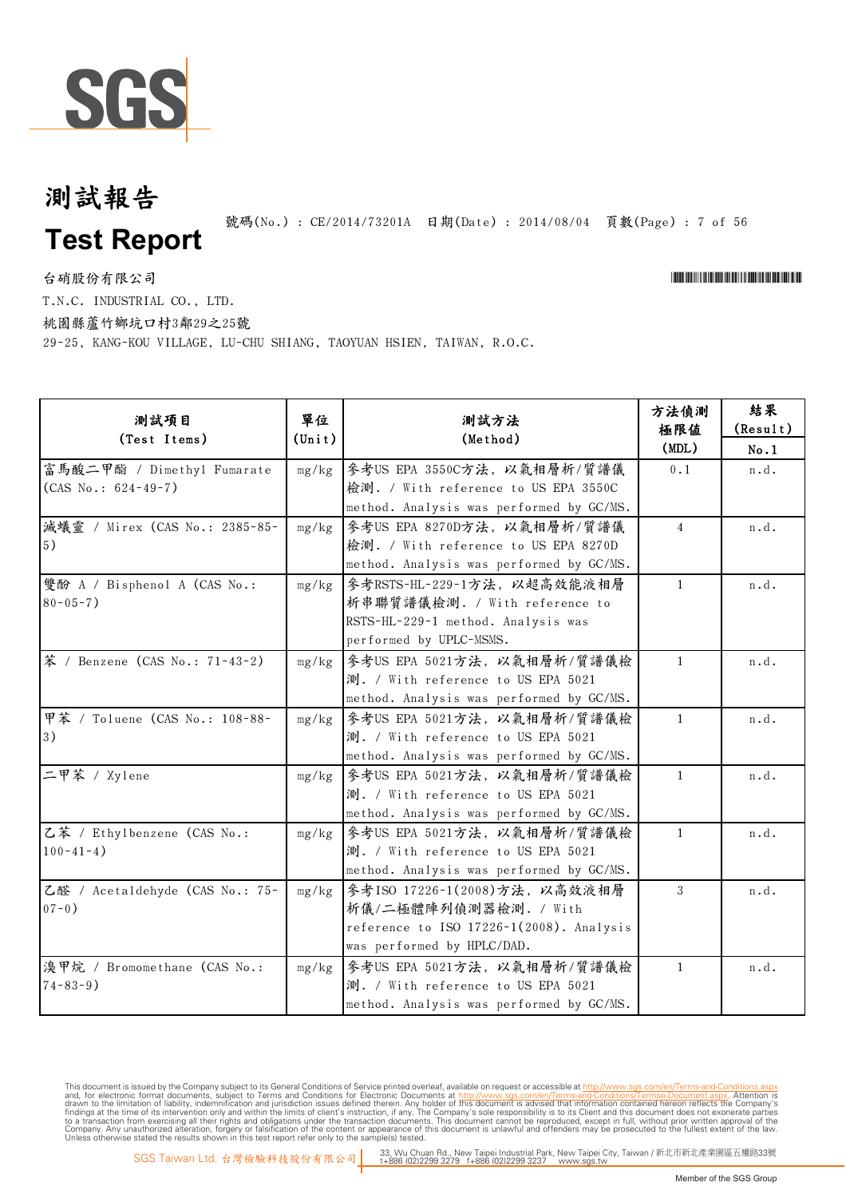# 測試報告

# Test Report

號碼(No.) : CE/2014/73201A　日期(Date) : 2014/08/04

台硝股份有限公司

T.N.C. INDUSTRIAL CO., LTD.

桃園縣蘆竹鄉坑口村3鄰29之25號

29-25, KANG-KOU VILLAGE, LU-CHU SHIANG, TAOYUAN HSIEN, TAIWAN, R.O.C.

| 測試項目 (Test Items) | 單位 (Unit) | 測試方法 (Method) | 方法偵測極限值 (MDL) | 結果 (Result) No.1 |
|---|---|---|---|---|
| 富馬酸二甲酯 / Dimethyl Fumarate (CAS No.: 624-49-7) | mg/kg | 參考US EPA 3550C方法, 以氣相層析/質譜儀檢測. / With reference to US EPA 3550C method. Analysis was performed by GC/MS. | 0.1 | n.d. |
| 滅蟻靈 / Mirex (CAS No.: 2385-85-5) | mg/kg | 參考US EPA 8270D方法, 以氣相層析/質譜儀檢測. / With reference to US EPA 8270D method. Analysis was performed by GC/MS. | 4 | n.d. |
| 雙酚 A / Bisphenol A (CAS No.: 80-05-7) | mg/kg | 參考RSTS-HL-229-1方法, 以超高效能液相層析串聯質譜儀檢測. / With reference to RSTS-HL-229-1 method. Analysis was performed by UPLC-MSMS. | 1 | n.d. |
| 苯 / Benzene (CAS No.: 71-43-2) | mg/kg | 參考US EPA 5021方法, 以氣相層析/質譜儀檢測. / With reference to US EPA 5021 method. Analysis was performed by GC/MS. | 1 | n.d. |
| 甲苯 / Toluene (CAS No.: 108-88-3) | mg/kg | 參考US EPA 5021方法, 以氣相層析/質譜儀檢測. / With reference to US EPA 5021 method. Analysis was performed by GC/MS. | 1 | n.d. |
| 二甲苯 / Xylene | mg/kg | 參考US EPA 5021方法, 以氣相層析/質譜儀檢測. / With reference to US EPA 5021 method. Analysis was performed by GC/MS. | 1 | n.d. |
| 乙苯 / Ethylbenzene (CAS No.: 100-41-4) | mg/kg | 參考US EPA 5021方法, 以氣相層析/質譜儀檢測. / With reference to US EPA 5021 method. Analysis was performed by GC/MS. | 1 | n.d. |
| 乙醛 / Acetaldehyde (CAS No.: 75-07-0) | mg/kg | 參考ISO 17226-1(2008)方法, 以高效液相層析儀/二極體陣列偵測器檢測. / With reference to ISO 17226-1(2008). Analysis was performed by HPLC/DAD. | 3 | n.d. |
| 溴甲烷 / Bromomethane (CAS No.: 74-83-9) | mg/kg | 參考US EPA 5021方法, 以氣相層析/質譜儀檢測. / With reference to US EPA 5021 method. Analysis was performed by GC/MS. | 1 | n.d. |

This document is issued by the Company subject to its General Conditions of Service printed overleaf, available on request or accessible at http://www.sgs.com/en/Terms-and-Conditions.aspx and, for electronic format documents, subject to Terms and Conditions for Electronic Documents at http://www.sgs.com/en/Terms-and-Conditions/Terms-e-Document.aspx. Attention is drawn to the limitation of liability, indemnification and jurisdiction issues defined therein. Any holder of this document is advised that information contained hereon reflects the Company's findings at the time of its intervention only and within the limits of client's instruction, if any. The Company's sole responsibility is to its Client and this document does not exonerate parties to a transaction from exercising all their rights and obligations under the transaction documents. This document cannot be reproduced, except in full, without prior written approval of the Company. Any unauthorized alteration, forgery or falsification of the content or appearance of this document is unlawful and offenders may be prosecuted to the fullest extent of the law. Unless otherwise stated the results shown in this test report refer only to the sample(s) tested.

SGS Taiwan Ltd. 台灣檢驗科技股份有限公司 | 33, Wu Chuan Rd., New Taipei Industrial Park, New Taipei City, Taiwan / 新北市新北產業園區五權路33號 t+886 (02)2299 3279 f+886 (02)2299 3237 www.sgs.tw

Member of the SGS Group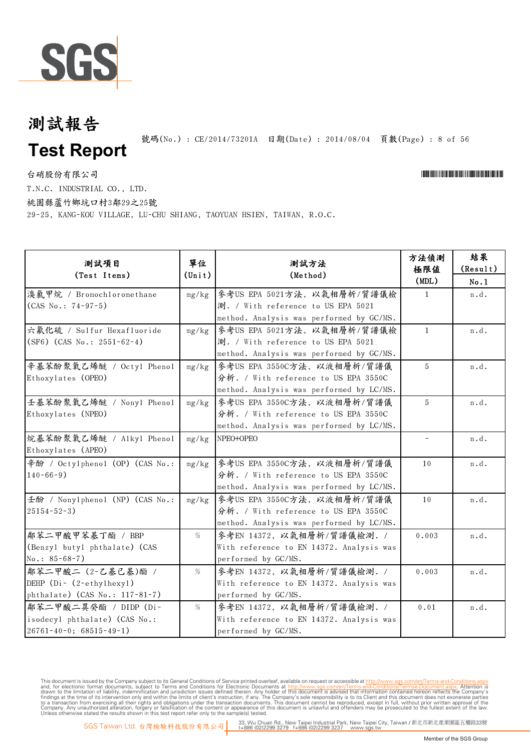# 測試報告

# Test Report

號碼(No.) : CE/2014/73201A 日期(Date) : 2014/08/04

台硝股份有限公司

T.N.C. INDUSTRIAL CO., LTD.

桃園縣蘆竹鄉坑口村3鄰29之25號

29-25, KANG-KOU VILLAGE, LU-CHU SHIANG, TAOYUAN HSIEN, TAIWAN, R.O.C.

| 測試項目 (Test Items) | 單位 (Unit) | 測試方法 (Method) | 方法偵測極限值 (MDL) | 結果 (Result) No.1 |
|---|---|---|---|---|
| 溴氯甲烷 / Bromochloromethane (CAS No.: 74-97-5) | mg/kg | 參考US EPA 5021方法，以氣相層析/質譜儀檢測. / With reference to US EPA 5021 method. Analysis was performed by GC/MS. | 1 | n.d. |
| 六氟化硫 / Sulfur Hexafluoride (SF6) (CAS No.: 2551-62-4) | mg/kg | 參考US EPA 5021方法，以氣相層析/質譜儀檢測. / With reference to US EPA 5021 method. Analysis was performed by GC/MS. | 1 | n.d. |
| 辛基苯酚聚氧乙烯醚 / Octyl Phenol Ethoxylates (OPEO) | mg/kg | 參考US EPA 3550C方法，以液相層析/質譜儀分析. / With reference to US EPA 3550C method. Analysis was performed by LC/MS. | 5 | n.d. |
| 壬基苯酚聚氧乙烯醚 / Nonyl Phenol Ethoxylates (NPEO) | mg/kg | 參考US EPA 3550C方法，以液相層析/質譜儀分析. / With reference to US EPA 3550C method. Analysis was performed by LC/MS. | 5 | n.d. |
| 烷基苯酚聚氧乙烯醚 / Alkyl Phenol Ethoxylates (APEO) | mg/kg | NPEO+OPEO | - | n.d. |
| 辛酚 / Octylphenol (OP) (CAS No.: 140-66-9) | mg/kg | 參考US EPA 3550C方法，以液相層析/質譜儀分析. / With reference to US EPA 3550C method. Analysis was performed by LC/MS. | 10 | n.d. |
| 壬酚 / Nonylphenol (NP) (CAS No.: 25154-52-3) | mg/kg | 參考US EPA 3550C方法，以液相層析/質譜儀分析. / With reference to US EPA 3550C method. Analysis was performed by LC/MS. | 10 | n.d. |
| 鄰苯二甲酸甲苯基丁酯 / BBP (Benzyl butyl phthalate) (CAS No.: 85-68-7) | % | 參考EN 14372，以氣相層析/質譜儀檢測. / With reference to EN 14372. Analysis was performed by GC/MS. | 0.003 | n.d. |
| 鄰苯二甲酸二 (2-乙基己基)酯 / DEHP (Di- (2-ethylhexyl) phthalate) (CAS No.: 117-81-7) | % | 參考EN 14372，以氣相層析/質譜儀檢測. / With reference to EN 14372. Analysis was performed by GC/MS. | 0.003 | n.d. |
| 鄰苯二甲酸二異癸酯 / DIDP (Di-isodecyl phthalate) (CAS No.: 26761-40-0; 68515-49-1) | % | 參考EN 14372，以氣相層析/質譜儀檢測. / With reference to EN 14372. Analysis was performed by GC/MS. | 0.01 | n.d. |

This document is issued by the Company subject to its General Conditions of Service printed overleaf, available on request or accessible at http://www.sgs.com/en/Terms-and-Conditions.aspx and, for electronic format documents, subject to Terms and Conditions for Electronic Documents at http://www.sgs.com/en/Terms-and-Conditions/Terms-e-Document.aspx. Attention is drawn to the limitation of liability, indemnification and jurisdiction issues defined therein. Any holder of this document is advised that information contained hereon reflects the Company's findings at the time of its intervention only and within the limits of client's instruction, if any. The Company's sole responsibility is to its Client and this document does not exonerate parties to a transaction from exercising all their rights and obligations under the transaction documents. This document cannot be reproduced, except in full, without prior written approval of the Company. Any unauthorized alteration, forgery or falsification of the content or appearance of this document is unlawful and offenders may be prosecuted to the fullest extent of the law. Unless otherwise stated the results shown in this test report refer only to the sample(s) tested.

SGS Taiwan Ltd. 台灣檢驗科技股份有限公司 | 33, Wu Chuan Rd., New Taipei Industrial Park, New Taipei City, Taiwan / 新北市新北產業園區五權路33號 t+886 (02)2299 3279 f+886 (02)2299 3237 www.sgs.tw

Member of the SGS Group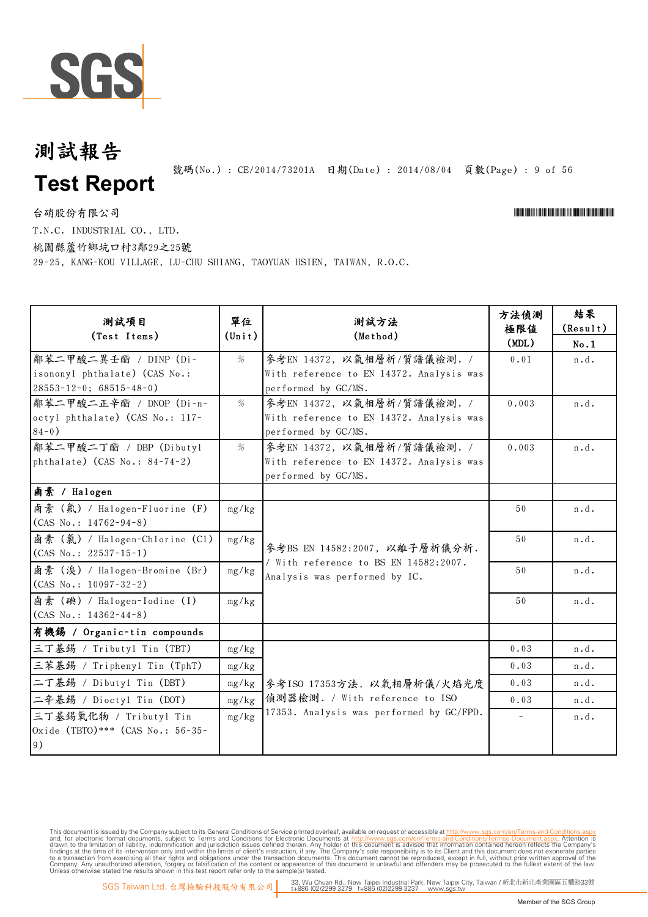# 測試報告

# Test Report

號碼(No.) : CE/2014/73201A 日期(Date) : 2014/08/04

台硝股份有限公司

T.N.C. INDUSTRIAL CO., LTD.

桃園縣蘆竹鄉坑口村3鄰29之25號

29-25, KANG-KOU VILLAGE, LU-CHU SHIANG, TAOYUAN HSIEN, TAIWAN, R.O.C.

| 測試項目 (Test Items) | 單位 (Unit) | 測試方法 (Method) | 方法偵測極限值 (MDL) | 結果 (Result) No.1 |
|---|---|---|---|---|
| 鄰苯二甲酸二異壬酯 / DINP (Di-isononyl phthalate) (CAS No.: 28553-12-0; 68515-48-0) | % | 參考EN 14372，以氣相層析/質譜儀檢測. / With reference to EN 14372. Analysis was performed by GC/MS. | 0.01 | n.d. |
| 鄰苯二甲酸二正辛酯 / DNOP (Di-n-octyl phthalate) (CAS No.: 117-84-0) | % | 參考EN 14372，以氣相層析/質譜儀檢測. / With reference to EN 14372. Analysis was performed by GC/MS. | 0.003 | n.d. |
| 鄰苯二甲酸二丁酯 / DBP (Dibutyl phthalate) (CAS No.: 84-74-2) | % | 參考EN 14372，以氣相層析/質譜儀檢測. / With reference to EN 14372. Analysis was performed by GC/MS. | 0.003 | n.d. |
| **鹵素 / Halogen** | | | | |
| 鹵素 (氟) / Halogen-Fluorine (F) (CAS No.: 14762-94-8) | mg/kg | 參考BS EN 14582:2007，以離子層析儀分析. / With reference to BS EN 14582:2007. Analysis was performed by IC. | 50 | n.d. |
| 鹵素 (氯) / Halogen-Chlorine (Cl) (CAS No.: 22537-15-1) | mg/kg | | 50 | n.d. |
| 鹵素 (溴) / Halogen-Bromine (Br) (CAS No.: 10097-32-2) | mg/kg | | 50 | n.d. |
| 鹵素 (碘) / Halogen-Iodine (I) (CAS No.: 14362-44-8) | mg/kg | | 50 | n.d. |
| **有機錫 / Organic-tin compounds** | | | | |
| 三丁基錫 / Tributyl Tin (TBT) | mg/kg | 參考ISO 17353方法，以氣相層析儀/火焰光度偵測器檢測. / With reference to ISO 17353. Analysis was performed by GC/FPD. | 0.03 | n.d. |
| 三苯基錫 / Triphenyl Tin (TphT) | mg/kg | | 0.03 | n.d. |
| 二丁基錫 / Dibutyl Tin (DBT) | mg/kg | | 0.03 | n.d. |
| 二辛基錫 / Dioctyl Tin (DOT) | mg/kg | | 0.03 | n.d. |
| 三丁基錫氧化物 / Tributyl Tin Oxide (TBTO)*** (CAS No.: 56-35-9) | mg/kg | | - | n.d. |

This document is issued by the Company subject to its General Conditions of Service printed overleaf, available on request or accessible at http://www.sgs.com/en/Terms-and-Conditions.aspx and, for electronic format documents, subject to Terms and Conditions for Electronic Documents at http://www.sgs.com/en/Terms-and-Conditions/Terms-e-Document.aspx. Attention is drawn to the limitation of liability, indemnification and jurisdiction issues defined therein. Any holder of this document is advised that information contained hereon reflects the Company's findings at the time of its intervention only and within the limits of client's instruction, if any. The Company's sole responsibility is to its Client and this document does not exonerate parties to a transaction from exercising all their rights and obligations under the transaction documents. This document cannot be reproduced, except in full, without prior written approval of the Company. Any unauthorized alteration, forgery or falsification of the content or appearance of this document is unlawful and offenders may be prosecuted to the fullest extent of the law. Unless otherwise stated the results shown in this test report refer only to the sample(s) tested.

SGS Taiwan Ltd. 台灣檢驗科技股份有限公司 | 33, Wu Chuan Rd., New Taipei Industrial Park, New Taipei City, Taiwan / 新北市新北產業園區五權路33號 t+886 (02)2299 3279 f+886 (02)2299 3237 www.sgs.tw

Member of the SGS Group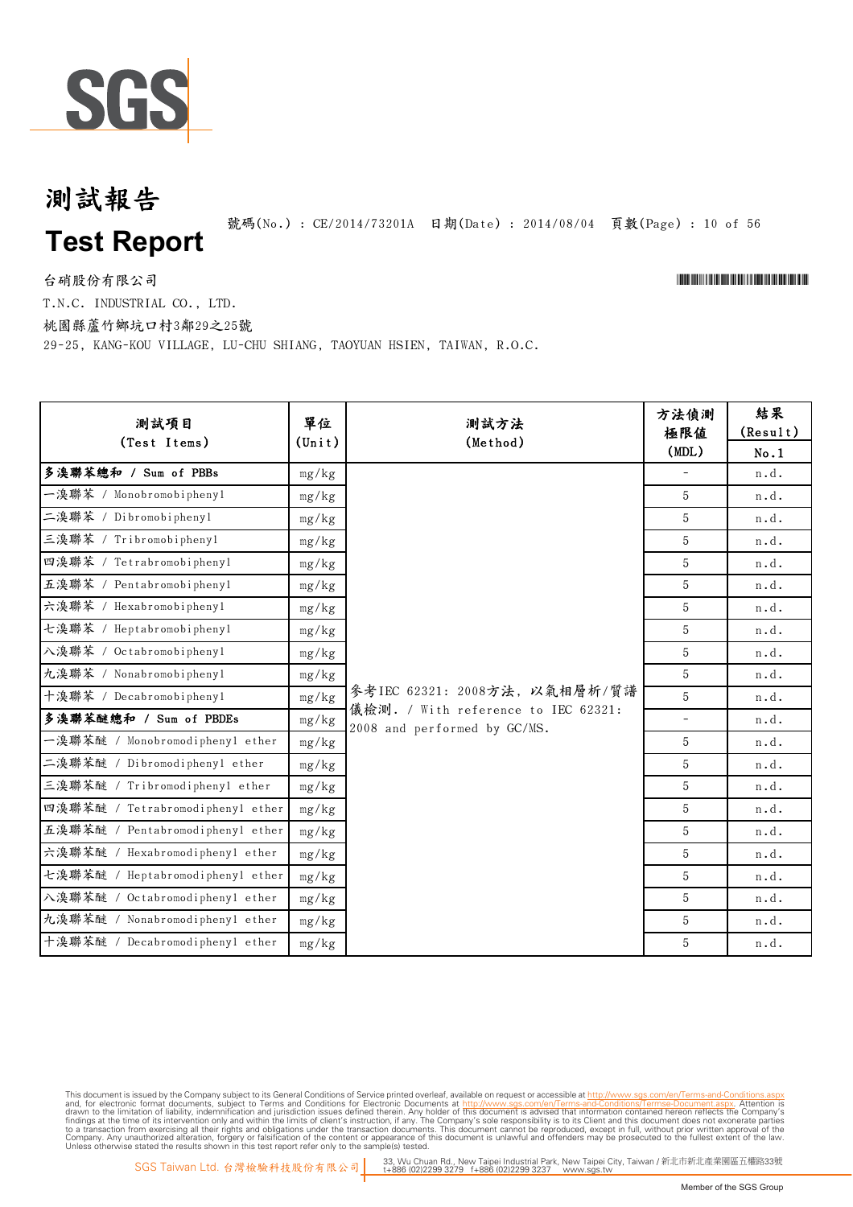# 測試報告

# Test Report

號碼(No.) : CE/2014/73201A 日期(Date) : 2014/08/04

台硝股份有限公司

T.N.C. INDUSTRIAL CO., LTD.

桃園縣蘆竹鄉坑口村3鄰29之25號

29-25, KANG-KOU VILLAGE, LU-CHU SHIANG, TAOYUAN HSIEN, TAIWAN, R.O.C.

| 測試項目 (Test Items) | 單位 (Unit) | 測試方法 (Method) | 方法偵測極限值 (MDL) | 結果 (Result) No.1 |
|---|---|---|---|---|
| **多溴聯苯總和 / Sum of PBBs** | mg/kg | 參考IEC 62321: 2008方法, 以氣相層析/質譜儀檢測. / With reference to IEC 62321: 2008 and performed by GC/MS. | - | n.d. |
| 一溴聯苯 / Monobromobiphenyl | mg/kg | | 5 | n.d. |
| 二溴聯苯 / Dibromobiphenyl | mg/kg | | 5 | n.d. |
| 三溴聯苯 / Tribromobiphenyl | mg/kg | | 5 | n.d. |
| 四溴聯苯 / Tetrabromobiphenyl | mg/kg | | 5 | n.d. |
| 五溴聯苯 / Pentabromobiphenyl | mg/kg | | 5 | n.d. |
| 六溴聯苯 / Hexabromobiphenyl | mg/kg | | 5 | n.d. |
| 七溴聯苯 / Heptabromobiphenyl | mg/kg | | 5 | n.d. |
| 八溴聯苯 / Octabromobiphenyl | mg/kg | | 5 | n.d. |
| 九溴聯苯 / Nonabromobiphenyl | mg/kg | | 5 | n.d. |
| 十溴聯苯 / Decabromobiphenyl | mg/kg | | 5 | n.d. |
| **多溴聯苯醚總和 / Sum of PBDEs** | mg/kg | | - | n.d. |
| 一溴聯苯醚 / Monobromodiphenyl ether | mg/kg | | 5 | n.d. |
| 二溴聯苯醚 / Dibromodiphenyl ether | mg/kg | | 5 | n.d. |
| 三溴聯苯醚 / Tribromodiphenyl ether | mg/kg | | 5 | n.d. |
| 四溴聯苯醚 / Tetrabromodiphenyl ether | mg/kg | | 5 | n.d. |
| 五溴聯苯醚 / Pentabromodiphenyl ether | mg/kg | | 5 | n.d. |
| 六溴聯苯醚 / Hexabromodiphenyl ether | mg/kg | | 5 | n.d. |
| 七溴聯苯醚 / Heptabromodiphenyl ether | mg/kg | | 5 | n.d. |
| 八溴聯苯醚 / Octabromodiphenyl ether | mg/kg | | 5 | n.d. |
| 九溴聯苯醚 / Nonabromodiphenyl ether | mg/kg | | 5 | n.d. |
| 十溴聯苯醚 / Decabromodiphenyl ether | mg/kg | | 5 | n.d. |

This document is issued by the Company subject to its General Conditions of Service printed overleaf, available on request or accessible at http://www.sgs.com/en/Terms-and-Conditions.aspx and, for electronic format documents, subject to Terms and Conditions for Electronic Documents at http://www.sgs.com/en/Terms-and-Conditions/Terms-e-Document.aspx. Attention is drawn to the limitation of liability, indemnification and jurisdiction issues defined therein. Any holder of this document is advised that information contained hereon reflects the Company's findings at the time of its intervention only and within the limits of client's instruction, if any. The Company's sole responsibility is to its Client and this document does not exonerate parties to a transaction from exercising all their rights and obligations under the transaction documents. This document cannot be reproduced, except in full, without prior written approval of the Company. Any unauthorized alteration, forgery or falsification of the content or appearance of this document is unlawful and offenders may be prosecuted to the fullest extent of the law. Unless otherwise stated the results shown in this test report refer only to the sample(s) tested.

SGS Taiwan Ltd. 台灣檢驗科技股份有限公司 | 33, Wu Chuan Rd., New Taipei Industrial Park, New Taipei City, Taiwan / 新北市新北產業園區五權路33號 t+886 (02)2299 3279 f+886 (02)2299 3237 www.sgs.tw

Member of the SGS Group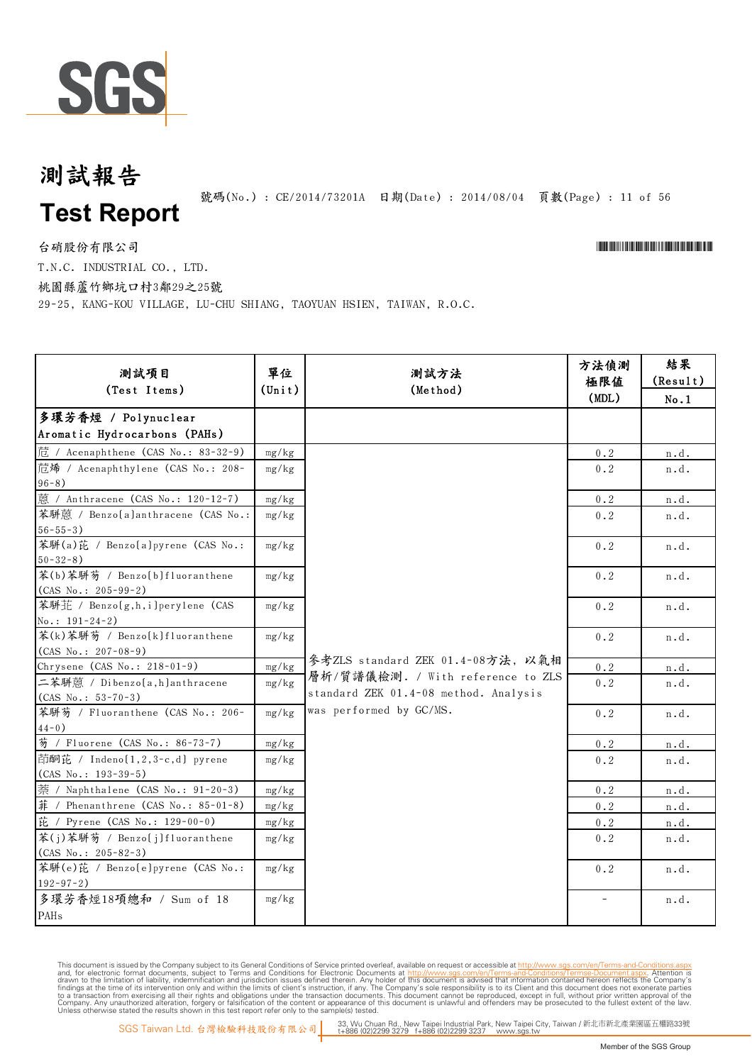# 測試報告

# Test Report

號碼(No.) : CE/2014/73201A 日期(Date) : 2014/08/04

台硝股份有限公司

T.N.C. INDUSTRIAL CO., LTD.

桃園縣蘆竹鄉坑口村3鄰29之25號

29-25, KANG-KOU VILLAGE, LU-CHU SHIANG, TAOYUAN HSIEN, TAIWAN, R.O.C.

| 測試項目 (Test Items) | 單位 (Unit) | 測試方法 (Method) | 方法偵測極限值 (MDL) | 結果 (Result) No.1 |
|---|---|---|---|---|
| 多環芳香烴 / Polynuclear Aromatic Hydrocarbons (PAHs) | | | | |
| 苊 / Acenaphthene (CAS No.: 83-32-9) | mg/kg | 參考ZLS standard ZEK 01.4-08方法, 以氣相層析/質譜儀檢測. / With reference to ZLS standard ZEK 01.4-08 method. Analysis was performed by GC/MS. | 0.2 | n.d. |
| 苊烯 / Acenaphthylene (CAS No.: 208-96-8) | mg/kg | | 0.2 | n.d. |
| 蒽 / Anthracene (CAS No.: 120-12-7) | mg/kg | | 0.2 | n.d. |
| 苯駢蒽 / Benzo[a]anthracene (CAS No.: 56-55-3) | mg/kg | | 0.2 | n.d. |
| 苯駢(a)芘 / Benzo[a]pyrene (CAS No.: 50-32-8) | mg/kg | | 0.2 | n.d. |
| 苯(b)苯駢芴 / Benzo[b]fluoranthene (CAS No.: 205-99-2) | mg/kg | | 0.2 | n.d. |
| 苯駢苝 / Benzo[g,h,i]perylene (CAS No.: 191-24-2) | mg/kg | | 0.2 | n.d. |
| 苯(k)苯駢芴 / Benzo[k]fluoranthene (CAS No.: 207-08-9) | mg/kg | | 0.2 | n.d. |
| Chrysene (CAS No.: 218-01-9) | mg/kg | | 0.2 | n.d. |
| 二苯駢蒽 / Dibenzo[a,h]anthracene (CAS No.: 53-70-3) | mg/kg | | 0.2 | n.d. |
| 苯駢芴 / Fluoranthene (CAS No.: 206-44-0) | mg/kg | | 0.2 | n.d. |
| 芴 / Fluorene (CAS No.: 86-73-7) | mg/kg | | 0.2 | n.d. |
| 茚酮芘 / Indeno[1,2,3-c,d] pyrene (CAS No.: 193-39-5) | mg/kg | | 0.2 | n.d. |
| 萘 / Naphthalene (CAS No.: 91-20-3) | mg/kg | | 0.2 | n.d. |
| 菲 / Phenanthrene (CAS No.: 85-01-8) | mg/kg | | 0.2 | n.d. |
| 芘 / Pyrene (CAS No.: 129-00-0) | mg/kg | | 0.2 | n.d. |
| 苯(j)苯駢芴 / Benzo[j]fluoranthene (CAS No.: 205-82-3) | mg/kg | | 0.2 | n.d. |
| 苯駢(e)芘 / Benzo[e]pyrene (CAS No.: 192-97-2) | mg/kg | | 0.2 | n.d. |
| 多環芳香烴18項總和 / Sum of 18 PAHs | mg/kg | | - | n.d. |

This document is issued by the Company subject to its General Conditions of Service printed overleaf, available on request or accessible at http://www.sgs.com/en/Terms-and-Conditions.aspx and, for electronic format documents, subject to Terms and Conditions for Electronic Documents at http://www.sgs.com/en/Terms-and-Conditions/Termse-Document.aspx. Attention is drawn to the limitation of liability, indemnification and jurisdiction issues defined therein. Any holder of this document is advised that information contained hereon reflects the Company's findings at the time of its intervention only and within the limits of client's instruction, if any. The Company's sole responsibility is to its Client and this document does not exonerate parties to a transaction from exercising all their rights and obligations under the transaction documents. This document cannot be reproduced, except in full, without prior written approval of the Company. Any unauthorized alteration, forgery or falsification of the content or appearance of this document is unlawful and offenders may be prosecuted to the fullest extent of the law. Unless otherwise stated the results shown in this test report refer only to the sample(s) tested.

SGS Taiwan Ltd. 台灣檢驗科技股份有限公司 | 33, Wu Chuan Rd., New Taipei Industrial Park, New Taipei City, Taiwan / 新北市新北產業園區五權路33號 t+886 (02)2299 3279 f+886 (02)2299 3237 www.sgs.tw

Member of the SGS Group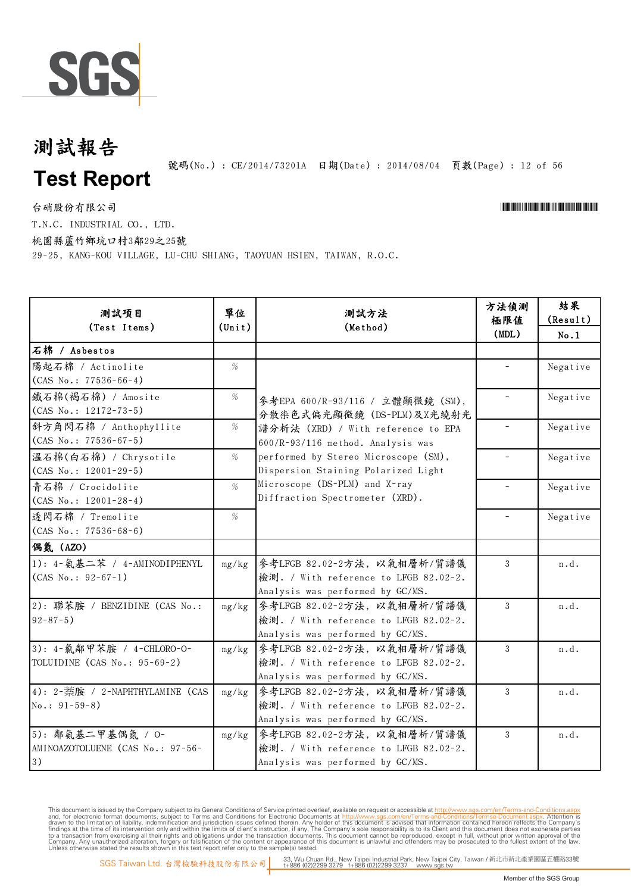# 測試報告

# Test Report

號碼(No.) : CE/2014/73201A 日期(Date) : 2014/08/04

台硝股份有限公司

T.N.C. INDUSTRIAL CO., LTD.

桃園縣蘆竹鄉坑口村3鄰29之25號

29-25, KANG-KOU VILLAGE, LU-CHU SHIANG, TAOYUAN HSIEN, TAIWAN, R.O.C.

| 測試項目 (Test Items) | 單位 (Unit) | 測試方法 (Method) | 方法偵測極限值 (MDL) | 結果 (Result) No.1 |
|---|---|---|---|---|
| 石棉 / Asbestos | | | | |
| 陽起石棉 / Actinolite (CAS No.: 77536-66-4) | % | 參考EPA 600/R-93/116 / 立體顯微鏡 (SM), 分散染色式偏光顯微鏡 (DS-PLM)及X光繞射光譜分析法 (XRD) / With reference to EPA 600/R-93/116 method. Analysis was performed by Stereo Microscope (SM), Dispersion Staining Polarized Light Microscope (DS-PLM) and X-ray Diffraction Spectrometer (XRD). | - | Negative |
| 鐵石棉(褐石棉) / Amosite (CAS No.: 12172-73-5) | % | | - | Negative |
| 斜方角閃石棉 / Anthophyllite (CAS No.: 77536-67-5) | % | | - | Negative |
| 溫石棉(白石棉) / Chrysotile (CAS No.: 12001-29-5) | % | | - | Negative |
| 青石棉 / Crocidolite (CAS No.: 12001-28-4) | % | | - | Negative |
| 透閃石棉 / Tremolite (CAS No.: 77536-68-6) | % | | - | Negative |
| 偶氮 (AZO) | | | | |
| 1): 4-氨基二苯 / 4-AMINODIPHENYL (CAS No.: 92-67-1) | mg/kg | 參考LFGB 82.02-2方法, 以氣相層析/質譜儀檢測. / With reference to LFGB 82.02-2. Analysis was performed by GC/MS. | 3 | n.d. |
| 2): 聯苯胺 / BENZIDINE (CAS No.: 92-87-5) | mg/kg | 參考LFGB 82.02-2方法, 以氣相層析/質譜儀檢測. / With reference to LFGB 82.02-2. Analysis was performed by GC/MS. | 3 | n.d. |
| 3): 4-氯鄰甲苯胺 / 4-CHLORO-O-TOLUIDINE (CAS No.: 95-69-2) | mg/kg | 參考LFGB 82.02-2方法, 以氣相層析/質譜儀檢測. / With reference to LFGB 82.02-2. Analysis was performed by GC/MS. | 3 | n.d. |
| 4): 2-萘胺 / 2-NAPHTHYLAMINE (CAS No.: 91-59-8) | mg/kg | 參考LFGB 82.02-2方法, 以氣相層析/質譜儀檢測. / With reference to LFGB 82.02-2. Analysis was performed by GC/MS. | 3 | n.d. |
| 5): 鄰氨基二甲基偶氮 / O-AMINOAZOTOLUENE (CAS No.: 97-56-3) | mg/kg | 參考LFGB 82.02-2方法, 以氣相層析/質譜儀檢測. / With reference to LFGB 82.02-2. Analysis was performed by GC/MS. | 3 | n.d. |

This document is issued by the Company subject to its General Conditions of Service printed overleaf, available on request or accessible at http://www.sgs.com/en/Terms-and-Conditions.aspx and, for electronic format documents, subject to Terms and Conditions for Electronic Documents at http://www.sgs.com/en/Terms-and-Conditions/Terms-e-Document.aspx. Attention is drawn to the limitation of liability, indemnification and jurisdiction issues defined therein. Any holder of this document is advised that information contained hereon reflects the Company's findings at the time of its intervention only and within the limits of client's instruction, if any. The Company's sole responsibility is to its Client and this document does not exonerate parties to a transaction from exercising all their rights and obligations under the transaction documents. This document cannot be reproduced, except in full, without prior written approval of the Company. Any unauthorized alteration, forgery or falsification of the content or appearance of this document is unlawful and offenders may be prosecuted to the fullest extent of the law. Unless otherwise stated the results shown in this test report refer only to the sample(s) tested.

SGS Taiwan Ltd. 台灣檢驗科技股份有限公司 | 33, Wu Chuan Rd., New Taipei Industrial Park, New Taipei City, Taiwan / 新北市新北產業園區五權路33號 t+886 (02)2299 3279 f+886 (02)2299 3237 www.sgs.tw

Member of the SGS Group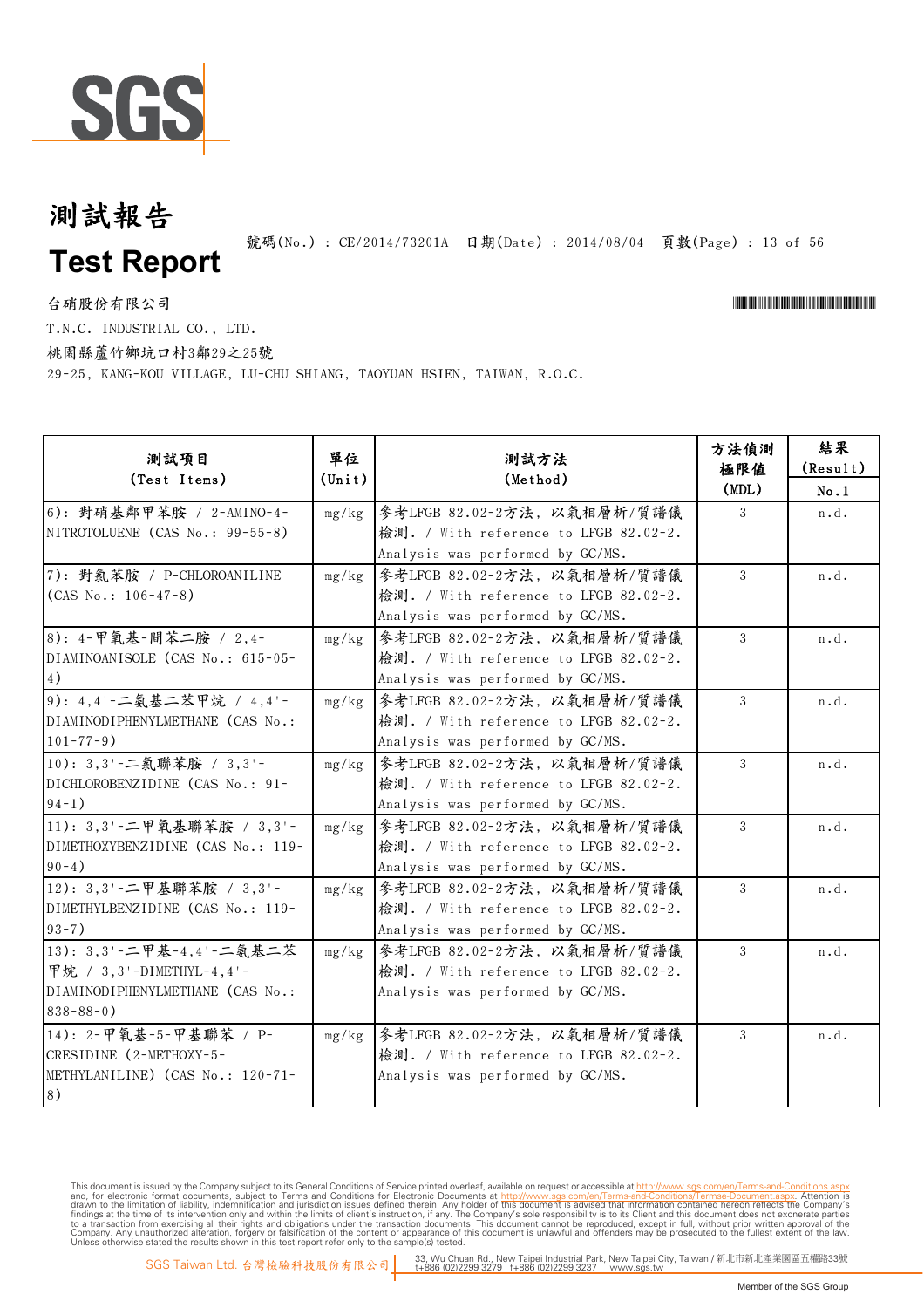# 測試報告

# Test Report

號碼(No.) : CE/2014/73201A 日期(Date) : 2014/08/04

台硝股份有限公司

T.N.C. INDUSTRIAL CO., LTD.

桃園縣蘆竹鄉坑口村3鄰29之25號

29-25, KANG-KOU VILLAGE, LU-CHU SHIANG, TAOYUAN HSIEN, TAIWAN, R.O.C.

| 測試項目 (Test Items) | 單位 (Unit) | 測試方法 (Method) | 方法偵測極限值 (MDL) | 結果 (Result) No.1 |
|---|---|---|---|---|
| 6): 對硝基鄰甲苯胺 / 2-AMINO-4-NITROTOLUENE (CAS No.: 99-55-8) | mg/kg | 參考LFGB 82.02-2方法, 以氣相層析/質譜儀檢測. / With reference to LFGB 82.02-2. Analysis was performed by GC/MS. | 3 | n.d. |
| 7): 對氯苯胺 / P-CHLOROANILINE (CAS No.: 106-47-8) | mg/kg | 參考LFGB 82.02-2方法, 以氣相層析/質譜儀檢測. / With reference to LFGB 82.02-2. Analysis was performed by GC/MS. | 3 | n.d. |
| 8): 4-甲氧基-間苯二胺 / 2,4-DIAMINOANISOLE (CAS No.: 615-05-4) | mg/kg | 參考LFGB 82.02-2方法, 以氣相層析/質譜儀檢測. / With reference to LFGB 82.02-2. Analysis was performed by GC/MS. | 3 | n.d. |
| 9): 4,4'-二氨基二苯甲烷 / 4,4'-DIAMINODIPHENYLMETHANE (CAS No.: 101-77-9) | mg/kg | 參考LFGB 82.02-2方法, 以氣相層析/質譜儀檢測. / With reference to LFGB 82.02-2. Analysis was performed by GC/MS. | 3 | n.d. |
| 10): 3,3'-二氯聯苯胺 / 3,3'-DICHLOROBENZIDINE (CAS No.: 91-94-1) | mg/kg | 參考LFGB 82.02-2方法, 以氣相層析/質譜儀檢測. / With reference to LFGB 82.02-2. Analysis was performed by GC/MS. | 3 | n.d. |
| 11): 3,3'-二甲氧基聯苯胺 / 3,3'-DIMETHOXYBENZIDINE (CAS No.: 119-90-4) | mg/kg | 參考LFGB 82.02-2方法, 以氣相層析/質譜儀檢測. / With reference to LFGB 82.02-2. Analysis was performed by GC/MS. | 3 | n.d. |
| 12): 3,3'-二甲基聯苯胺 / 3,3'-DIMETHYLBENZIDINE (CAS No.: 119-93-7) | mg/kg | 參考LFGB 82.02-2方法, 以氣相層析/質譜儀檢測. / With reference to LFGB 82.02-2. Analysis was performed by GC/MS. | 3 | n.d. |
| 13): 3,3'-二甲基-4,4'-二氨基二苯甲烷 / 3,3'-DIMETHYL-4,4'-DIAMINODIPHENYLMETHANE (CAS No.: 838-88-0) | mg/kg | 參考LFGB 82.02-2方法, 以氣相層析/質譜儀檢測. / With reference to LFGB 82.02-2. Analysis was performed by GC/MS. | 3 | n.d. |
| 14): 2-甲氧基-5-甲基聯苯 / P-CRESIDINE (2-METHOXY-5-METHYLANILINE) (CAS No.: 120-71-8) | mg/kg | 參考LFGB 82.02-2方法, 以氣相層析/質譜儀檢測. / With reference to LFGB 82.02-2. Analysis was performed by GC/MS. | 3 | n.d. |

This document is issued by the Company subject to its General Conditions of Service printed overleaf, available on request or accessible at http://www.sgs.com/en/Terms-and-Conditions.aspx and, for electronic format documents, subject to Terms and Conditions for Electronic Documents at http://www.sgs.com/en/Terms-and-Conditions/Terms-e-Document.aspx. Attention is drawn to the limitation of liability, indemnification and jurisdiction issues defined therein. Any holder of this document is advised that information contained hereon reflects the Company's findings at the time of its intervention only and within the limits of client's instruction, if any. The Company's sole responsibility is to its Client and this document does not exonerate parties to a transaction from exercising all their rights and obligations under the transaction documents. This document cannot be reproduced, except in full, without prior written approval of the Company. Any unauthorized alteration, forgery or falsification of the content or appearance of this document is unlawful and offenders may be prosecuted to the fullest extent of the law. Unless otherwise stated the results shown in this test report refer only to the sample(s) tested.

SGS Taiwan Ltd. 台灣檢驗科技股份有限公司 | 33, Wu Chuan Rd., New Taipei Industrial Park, New Taipei City, Taiwan / 新北市新北產業園區五權路33號 t+886 (02)2299 3279 f+886 (02)2299 3237 www.sgs.tw

Member of the SGS Group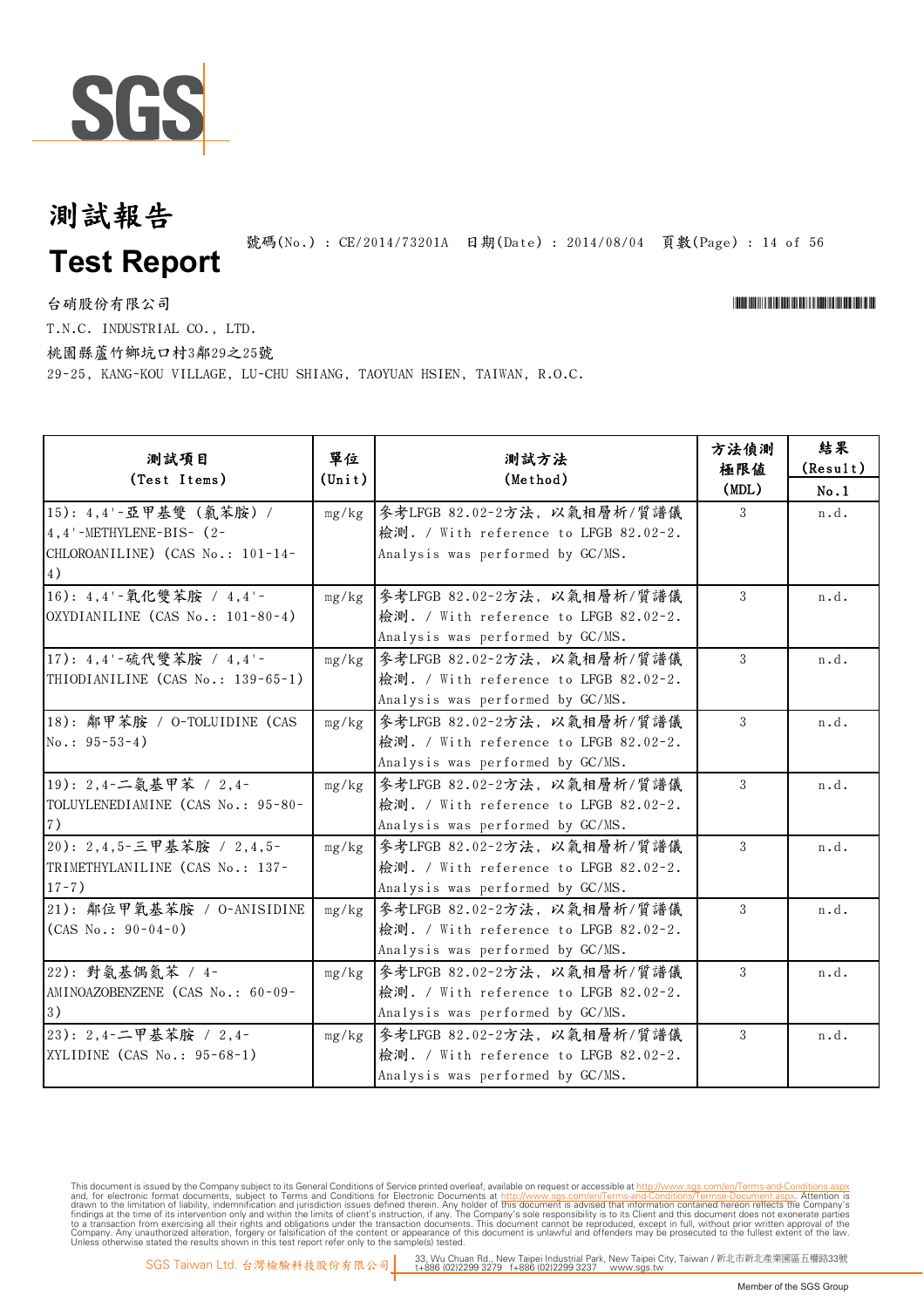# 測試報告

# Test Report

號碼(No.) : CE/2014/73201A 日期(Date) : 2014/08/04

台硝股份有限公司

T.N.C. INDUSTRIAL CO., LTD.

桃園縣蘆竹鄉坑口村3鄰29之25號

29-25, KANG-KOU VILLAGE, LU-CHU SHIANG, TAOYUAN HSIEN, TAIWAN, R.O.C.

| 測試項目 (Test Items) | 單位 (Unit) | 測試方法 (Method) | 方法偵測極限值 (MDL) | 結果 (Result) No.1 |
|---|---|---|---|---|
| 15): 4,4'-亞甲基雙 (氯苯胺) / 4,4'-METHYLENE-BIS- (2-CHLOROANILINE) (CAS No.: 101-14-4) | mg/kg | 參考LFGB 82.02-2方法, 以氣相層析/質譜儀檢測. / With reference to LFGB 82.02-2. Analysis was performed by GC/MS. | 3 | n.d. |
| 16): 4,4'-氧化雙苯胺 / 4,4'-OXYDIANILINE (CAS No.: 101-80-4) | mg/kg | 參考LFGB 82.02-2方法, 以氣相層析/質譜儀檢測. / With reference to LFGB 82.02-2. Analysis was performed by GC/MS. | 3 | n.d. |
| 17): 4,4'-硫代雙苯胺 / 4,4'-THIODIANILINE (CAS No.: 139-65-1) | mg/kg | 參考LFGB 82.02-2方法, 以氣相層析/質譜儀檢測. / With reference to LFGB 82.02-2. Analysis was performed by GC/MS. | 3 | n.d. |
| 18): 鄰甲苯胺 / O-TOLUIDINE (CAS No.: 95-53-4) | mg/kg | 參考LFGB 82.02-2方法, 以氣相層析/質譜儀檢測. / With reference to LFGB 82.02-2. Analysis was performed by GC/MS. | 3 | n.d. |
| 19): 2,4-二氨基甲苯 / 2,4-TOLUYLENEDIAMINE (CAS No.: 95-80-7) | mg/kg | 參考LFGB 82.02-2方法, 以氣相層析/質譜儀檢測. / With reference to LFGB 82.02-2. Analysis was performed by GC/MS. | 3 | n.d. |
| 20): 2,4,5-三甲基苯胺 / 2,4,5-TRIMETHYLANILINE (CAS No.: 137-17-7) | mg/kg | 參考LFGB 82.02-2方法, 以氣相層析/質譜儀檢測. / With reference to LFGB 82.02-2. Analysis was performed by GC/MS. | 3 | n.d. |
| 21): 鄰位甲氧基苯胺 / O-ANISIDINE (CAS No.: 90-04-0) | mg/kg | 參考LFGB 82.02-2方法, 以氣相層析/質譜儀檢測. / With reference to LFGB 82.02-2. Analysis was performed by GC/MS. | 3 | n.d. |
| 22): 對氨基偶氮苯 / 4-AMINOAZOBENZENE (CAS No.: 60-09-3) | mg/kg | 參考LFGB 82.02-2方法, 以氣相層析/質譜儀檢測. / With reference to LFGB 82.02-2. Analysis was performed by GC/MS. | 3 | n.d. |
| 23): 2,4-二甲基苯胺 / 2,4-XYLIDINE (CAS No.: 95-68-1) | mg/kg | 參考LFGB 82.02-2方法, 以氣相層析/質譜儀檢測. / With reference to LFGB 82.02-2. Analysis was performed by GC/MS. | 3 | n.d. |

This document is issued by the Company subject to its General Conditions of Service printed overleaf, available on request or accessible at http://www.sgs.com/en/Terms-and-Conditions.aspx and, for electronic format documents, subject to Terms and Conditions for Electronic Documents at http://www.sgs.com/en/Terms-and-Conditions/Terms-e-Document.aspx. Attention is drawn to the limitation of liability, indemnification and jurisdiction issues defined therein. Any holder of this document is advised that information contained hereon reflects the Company's findings at the time of its intervention only and within the limits of client's instruction, if any. The Company's sole responsibility is to its Client and this document does not exonerate parties to a transaction from exercising all their rights and obligations under the transaction documents. This document cannot be reproduced, except in full, without prior written approval of the Company. Any unauthorized alteration, forgery or falsification of the content or appearance of this document is unlawful and offenders may be prosecuted to the fullest extent of the law. Unless otherwise stated the results shown in this test report refer only to the sample(s) tested.

SGS Taiwan Ltd. 台灣檢驗科技股份有限公司 | 33, Wu Chuan Rd., New Taipei Industrial Park, New Taipei City, Taiwan / 新北市新北產業園區五權路33號 t+886 (02)2299 3279 f+886 (02)2299 3237 www.sgs.tw

Member of the SGS Group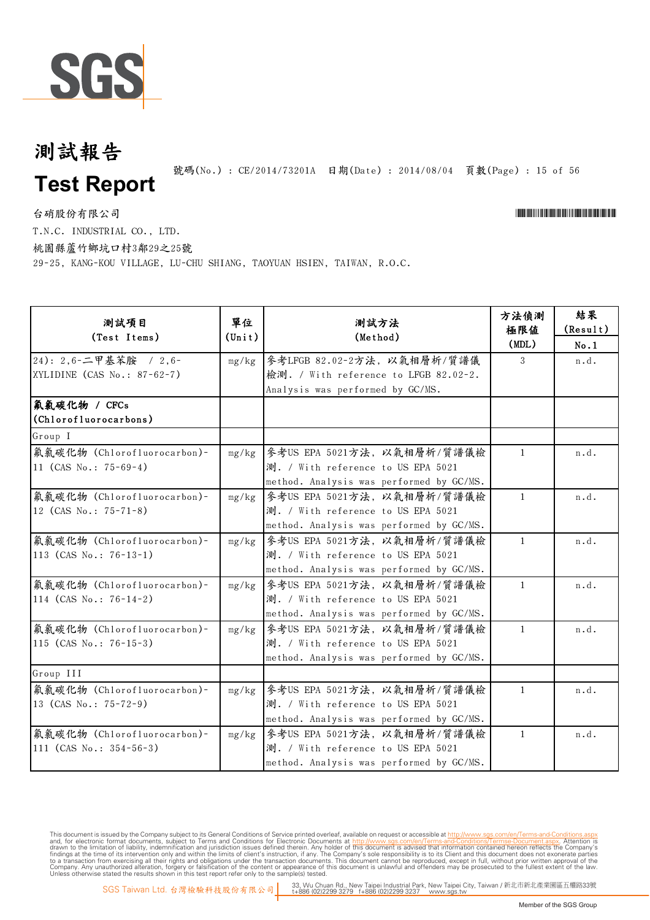# 測試報告

# Test Report

號碼(No.) : CE/2014/73201A 日期(Date) : 2014/08/04

台硝股份有限公司

T.N.C. INDUSTRIAL CO., LTD.

桃園縣蘆竹鄉坑口村3鄰29之25號

29-25, KANG-KOU VILLAGE, LU-CHU SHIANG, TAOYUAN HSIEN, TAIWAN, R.O.C.

| 測試項目 (Test Items) | 單位 (Unit) | 測試方法 (Method) | 方法偵測極限值 (MDL) | 結果 (Result) No.1 |
|---|---|---|---|---|
| 24): 2,6-二甲基苯胺 / 2,6-XYLIDINE (CAS No.: 87-62-7) | mg/kg | 參考LFGB 82.02-2方法，以氣相層析/質譜儀檢測. / With reference to LFGB 82.02-2. Analysis was performed by GC/MS. | 3 | n.d. |
| **氟氯碳化物 / CFCs (Chlorofluorocarbons)** | | | | |
| Group I | | | | |
| 氟氯碳化物 (Chlorofluorocarbon)-11 (CAS No.: 75-69-4) | mg/kg | 參考US EPA 5021方法，以氣相層析/質譜儀檢測. / With reference to US EPA 5021 method. Analysis was performed by GC/MS. | 1 | n.d. |
| 氟氯碳化物 (Chlorofluorocarbon)-12 (CAS No.: 75-71-8) | mg/kg | 參考US EPA 5021方法，以氣相層析/質譜儀檢測. / With reference to US EPA 5021 method. Analysis was performed by GC/MS. | 1 | n.d. |
| 氟氯碳化物 (Chlorofluorocarbon)-113 (CAS No.: 76-13-1) | mg/kg | 參考US EPA 5021方法，以氣相層析/質譜儀檢測. / With reference to US EPA 5021 method. Analysis was performed by GC/MS. | 1 | n.d. |
| 氟氯碳化物 (Chlorofluorocarbon)-114 (CAS No.: 76-14-2) | mg/kg | 參考US EPA 5021方法，以氣相層析/質譜儀檢測. / With reference to US EPA 5021 method. Analysis was performed by GC/MS. | 1 | n.d. |
| 氟氯碳化物 (Chlorofluorocarbon)-115 (CAS No.: 76-15-3) | mg/kg | 參考US EPA 5021方法，以氣相層析/質譜儀檢測. / With reference to US EPA 5021 method. Analysis was performed by GC/MS. | 1 | n.d. |
| Group III | | | | |
| 氟氯碳化物 (Chlorofluorocarbon)-13 (CAS No.: 75-72-9) | mg/kg | 參考US EPA 5021方法，以氣相層析/質譜儀檢測. / With reference to US EPA 5021 method. Analysis was performed by GC/MS. | 1 | n.d. |
| 氟氯碳化物 (Chlorofluorocarbon)-111 (CAS No.: 354-56-3) | mg/kg | 參考US EPA 5021方法，以氣相層析/質譜儀檢測. / With reference to US EPA 5021 method. Analysis was performed by GC/MS. | 1 | n.d. |

This document is issued by the Company subject to its General Conditions of Service printed overleaf, available on request or accessible at http://www.sgs.com/en/Terms-and-Conditions.aspx and, for electronic format documents, subject to Terms and Conditions for Electronic Documents at http://www.sgs.com/en/Terms-and-Conditions/Termse-Document.aspx. Attention is drawn to the limitation of liability, indemnification and jurisdiction issues defined therein. Any holder of this document is advised that information contained hereon reflects the Company's findings at the time of its intervention only and within the limits of client's instruction, if any. The Company's sole responsibility is to its Client and this document does not exonerate parties to a transaction from exercising all their rights and obligations under the transaction documents. This document cannot be reproduced, except in full, without prior written approval of the Company. Any unauthorized alteration, forgery or falsification of the content or appearance of this document is unlawful and offenders may be prosecuted to the fullest extent of the law. Unless otherwise stated the results shown in this test report refer only to the sample(s) tested.

SGS Taiwan Ltd. 台灣檢驗科技股份有限公司 | 33, Wu Chuan Rd., New Taipei Industrial Park, New Taipei City, Taiwan / 新北市新北產業園區五權路33號 t+886 (02)2299 3279 f+886 (02)2299 3237 www.sgs.tw

Member of the SGS Group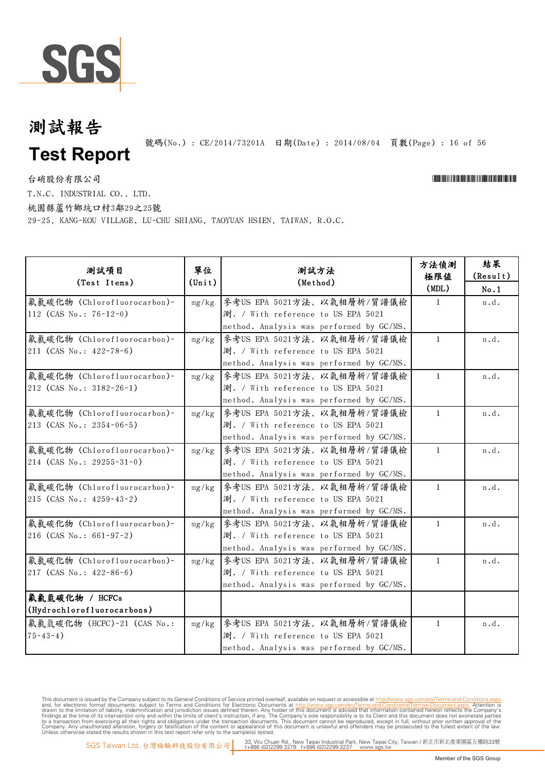# 測試報告

# Test Report

號碼(No.) : CE/2014/73201A 日期(Date) : 2014/08/04

台硝股份有限公司

T.N.C. INDUSTRIAL CO., LTD.

桃園縣蘆竹鄉坑口村3鄰29之25號

29-25, KANG-KOU VILLAGE, LU-CHU SHIANG, TAOYUAN HSIEN, TAIWAN, R.O.C.

| 測試項目 (Test Items) | 單位 (Unit) | 測試方法 (Method) | 方法偵測極限值 (MDL) | 結果 (Result) No.1 |
|---|---|---|---|---|
| 氟氯碳化物 (Chlorofluorocarbon)-112 (CAS No.: 76-12-0) | mg/kg | 參考US EPA 5021方法, 以氣相層析/質譜儀檢測. / With reference to US EPA 5021 method. Analysis was performed by GC/MS. | 1 | n.d. |
| 氟氯碳化物 (Chlorofluorocarbon)-211 (CAS No.: 422-78-6) | mg/kg | 參考US EPA 5021方法, 以氣相層析/質譜儀檢測. / With reference to US EPA 5021 method. Analysis was performed by GC/MS. | 1 | n.d. |
| 氟氯碳化物 (Chlorofluorocarbon)-212 (CAS No.: 3182-26-1) | mg/kg | 參考US EPA 5021方法, 以氣相層析/質譜儀檢測. / With reference to US EPA 5021 method. Analysis was performed by GC/MS. | 1 | n.d. |
| 氟氯碳化物 (Chlorofluorocarbon)-213 (CAS No.: 2354-06-5) | mg/kg | 參考US EPA 5021方法, 以氣相層析/質譜儀檢測. / With reference to US EPA 5021 method. Analysis was performed by GC/MS. | 1 | n.d. |
| 氟氯碳化物 (Chlorofluorocarbon)-214 (CAS No.: 29255-31-0) | mg/kg | 參考US EPA 5021方法, 以氣相層析/質譜儀檢測. / With reference to US EPA 5021 method. Analysis was performed by GC/MS. | 1 | n.d. |
| 氟氯碳化物 (Chlorofluorocarbon)-215 (CAS No.: 4259-43-2) | mg/kg | 參考US EPA 5021方法, 以氣相層析/質譜儀檢測. / With reference to US EPA 5021 method. Analysis was performed by GC/MS. | 1 | n.d. |
| 氟氯碳化物 (Chlorofluorocarbon)-216 (CAS No.: 661-97-2) | mg/kg | 參考US EPA 5021方法, 以氣相層析/質譜儀檢測. / With reference to US EPA 5021 method. Analysis was performed by GC/MS. | 1 | n.d. |
| 氟氯碳化物 (Chlorofluorocarbon)-217 (CAS No.: 422-86-6) | mg/kg | 參考US EPA 5021方法, 以氣相層析/質譜儀檢測. / With reference to US EPA 5021 method. Analysis was performed by GC/MS. | 1 | n.d. |
| **氟氯氫碳化物 / HCFCs (Hydrochlorofluorocarbons)** | | | | |
| 氟氯氫碳化物 (HCFC)-21 (CAS No.: 75-43-4) | mg/kg | 參考US EPA 5021方法, 以氣相層析/質譜儀檢測. / With reference to US EPA 5021 method. Analysis was performed by GC/MS. | 1 | n.d. |

This document is issued by the Company subject to its General Conditions of Service printed overleaf, available on request or accessible at http://www.sgs.com/en/Terms-and-Conditions.aspx and, for electronic format documents, subject to Terms and Conditions for Electronic Documents at http://www.sgs.com/en/Terms-and-Conditions/Terms-e-Document.aspx. Attention is drawn to the limitation of liability, indemnification and jurisdiction issues defined therein. Any holder of this document is advised that information contained hereon reflects the Company's findings at the time of its intervention only and within the limits of client's instruction, if any. The Company's sole responsibility is to its Client and this document does not exonerate parties to a transaction from exercising all their rights and obligations under the transaction documents. This document cannot be reproduced, except in full, without prior written approval of the Company. Any unauthorized alteration, forgery or falsification of the content or appearance of this document is unlawful and offenders may be prosecuted to the fullest extent of the law. Unless otherwise stated the results shown in this test report refer only to the sample(s) tested.

SGS Taiwan Ltd. 台灣檢驗科技股份有限公司 | 33, Wu Chuan Rd., New Taipei Industrial Park, New Taipei City, Taiwan / 新北市新北產業園區五權路33號 t+886 (02)2299 3279 f+886 (02)2299 3237 www.sgs.tw

Member of the SGS Group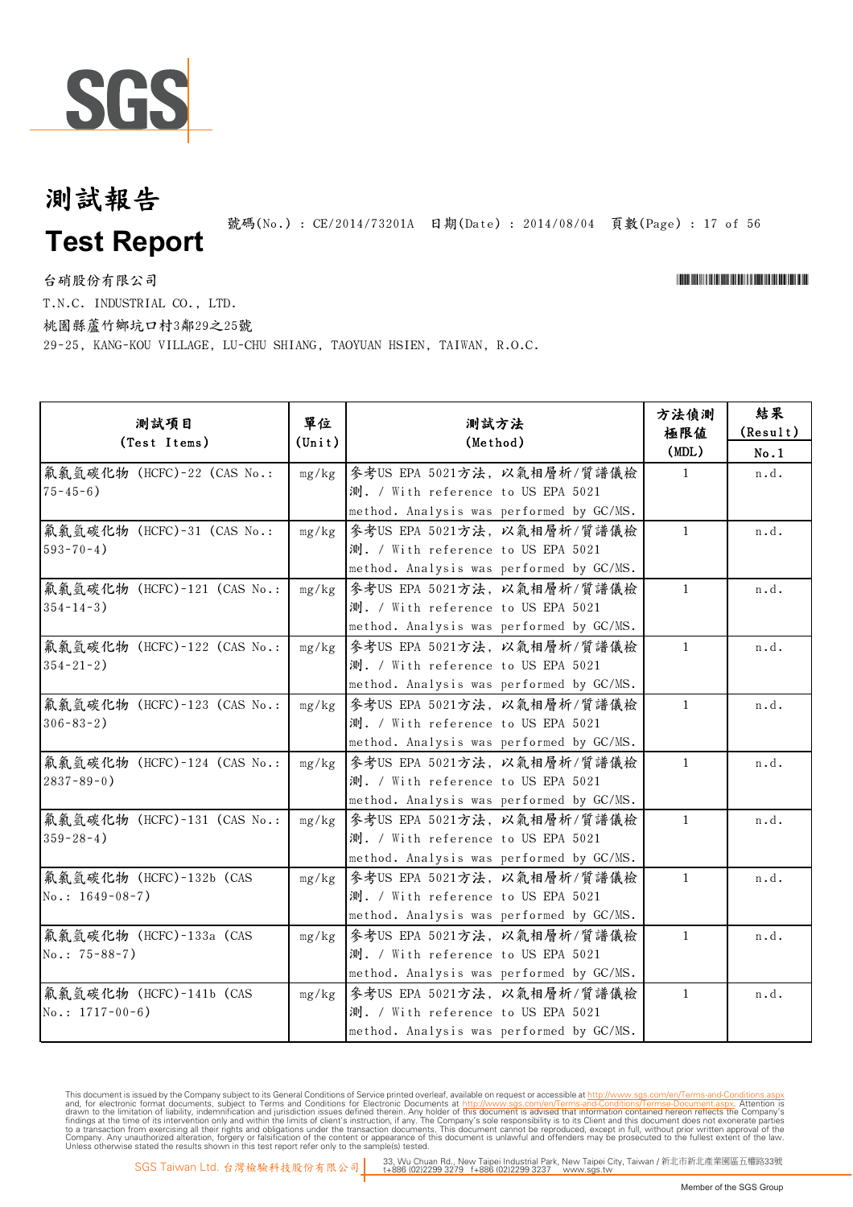# 測試報告

# Test Report

號碼(No.) : CE/2014/73201A　日期(Date) : 2014/08/04

台硝股份有限公司

T.N.C. INDUSTRIAL CO., LTD.

桃園縣蘆竹鄉坑口村3鄰29之25號

29-25, KANG-KOU VILLAGE, LU-CHU SHIANG, TAOYUAN HSIEN, TAIWAN, R.O.C.

| 測試項目 (Test Items) | 單位 (Unit) | 測試方法 (Method) | 方法偵測極限值 (MDL) | 結果 (Result) No.1 |
|---|---|---|---|---|
| 氟氯氫碳化物 (HCFC)-22 (CAS No.: 75-45-6) | mg/kg | 參考US EPA 5021方法, 以氣相層析/質譜儀檢測. / With reference to US EPA 5021 method. Analysis was performed by GC/MS. | 1 | n.d. |
| 氟氯氫碳化物 (HCFC)-31 (CAS No.: 593-70-4) | mg/kg | 參考US EPA 5021方法, 以氣相層析/質譜儀檢測. / With reference to US EPA 5021 method. Analysis was performed by GC/MS. | 1 | n.d. |
| 氟氯氫碳化物 (HCFC)-121 (CAS No.: 354-14-3) | mg/kg | 參考US EPA 5021方法, 以氣相層析/質譜儀檢測. / With reference to US EPA 5021 method. Analysis was performed by GC/MS. | 1 | n.d. |
| 氟氯氫碳化物 (HCFC)-122 (CAS No.: 354-21-2) | mg/kg | 參考US EPA 5021方法, 以氣相層析/質譜儀檢測. / With reference to US EPA 5021 method. Analysis was performed by GC/MS. | 1 | n.d. |
| 氟氯氫碳化物 (HCFC)-123 (CAS No.: 306-83-2) | mg/kg | 參考US EPA 5021方法, 以氣相層析/質譜儀檢測. / With reference to US EPA 5021 method. Analysis was performed by GC/MS. | 1 | n.d. |
| 氟氯氫碳化物 (HCFC)-124 (CAS No.: 2837-89-0) | mg/kg | 參考US EPA 5021方法, 以氣相層析/質譜儀檢測. / With reference to US EPA 5021 method. Analysis was performed by GC/MS. | 1 | n.d. |
| 氟氯氫碳化物 (HCFC)-131 (CAS No.: 359-28-4) | mg/kg | 參考US EPA 5021方法, 以氣相層析/質譜儀檢測. / With reference to US EPA 5021 method. Analysis was performed by GC/MS. | 1 | n.d. |
| 氟氯氫碳化物 (HCFC)-132b (CAS No.: 1649-08-7) | mg/kg | 參考US EPA 5021方法, 以氣相層析/質譜儀檢測. / With reference to US EPA 5021 method. Analysis was performed by GC/MS. | 1 | n.d. |
| 氟氯氫碳化物 (HCFC)-133a (CAS No.: 75-88-7) | mg/kg | 參考US EPA 5021方法, 以氣相層析/質譜儀檢測. / With reference to US EPA 5021 method. Analysis was performed by GC/MS. | 1 | n.d. |
| 氟氯氫碳化物 (HCFC)-141b (CAS No.: 1717-00-6) | mg/kg | 參考US EPA 5021方法, 以氣相層析/質譜儀檢測. / With reference to US EPA 5021 method. Analysis was performed by GC/MS. | 1 | n.d. |

This document is issued by the Company subject to its General Conditions of Service printed overleaf, available on request or accessible at http://www.sgs.com/en/Terms-and-Conditions.aspx and, for electronic format documents, subject to Terms and Conditions for Electronic Documents at http://www.sgs.com/en/Terms-and-Conditions/Terms-e-Document.aspx. Attention is drawn to the limitation of liability, indemnification and jurisdiction issues defined therein. Any holder of this document is advised that information contained hereon reflects the Company's findings at the time of its intervention only and within the limits of client's instruction, if any. The Company's sole responsibility is to its Client and this document does not exonerate parties to a transaction from exercising all their rights and obligations under the transaction documents. This document cannot be reproduced, except in full, without prior written approval of the Company. Any unauthorized alteration, forgery or falsification of the content or appearance of this document is unlawful and offenders may be prosecuted to the fullest extent of the law. Unless otherwise stated the results shown in this test report refer only to the sample(s) tested.

SGS Taiwan Ltd. 台灣檢驗科技股份有限公司 | 33, Wu Chuan Rd., New Taipei Industrial Park, New Taipei City, Taiwan / 新北市新北產業園區五權路33號 t+886 (02)2299 3279 f+886 (02)2299 3237 www.sgs.tw

Member of the SGS Group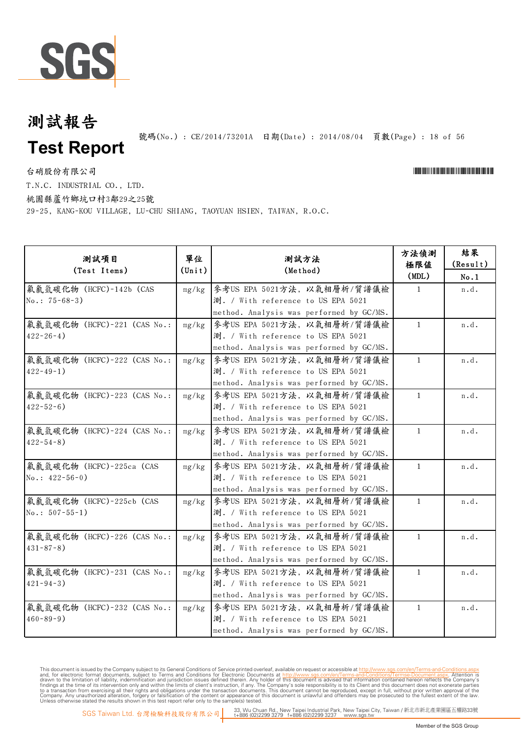# 測試報告

# Test Report

號碼(No.) : CE/2014/73201A 日期(Date) : 2014/08/04

台硝股份有限公司

T.N.C. INDUSTRIAL CO., LTD.

桃園縣蘆竹鄉坑口村3鄰29之25號

29-25, KANG-KOU VILLAGE, LU-CHU SHIANG, TAOYUAN HSIEN, TAIWAN, R.O.C.

| 測試項目 (Test Items) | 單位 (Unit) | 測試方法 (Method) | 方法偵測極限值 (MDL) | 結果 (Result) No.1 |
|---|---|---|---|---|
| 氟氯氫碳化物 (HCFC)-142b (CAS No.: 75-68-3) | mg/kg | 參考US EPA 5021方法, 以氣相層析/質譜儀檢測. / With reference to US EPA 5021 method. Analysis was performed by GC/MS. | 1 | n.d. |
| 氟氯氫碳化物 (HCFC)-221 (CAS No.: 422-26-4) | mg/kg | 參考US EPA 5021方法, 以氣相層析/質譜儀檢測. / With reference to US EPA 5021 method. Analysis was performed by GC/MS. | 1 | n.d. |
| 氟氯氫碳化物 (HCFC)-222 (CAS No.: 422-49-1) | mg/kg | 參考US EPA 5021方法, 以氣相層析/質譜儀檢測. / With reference to US EPA 5021 method. Analysis was performed by GC/MS. | 1 | n.d. |
| 氟氯氫碳化物 (HCFC)-223 (CAS No.: 422-52-6) | mg/kg | 參考US EPA 5021方法, 以氣相層析/質譜儀檢測. / With reference to US EPA 5021 method. Analysis was performed by GC/MS. | 1 | n.d. |
| 氟氯氫碳化物 (HCFC)-224 (CAS No.: 422-54-8) | mg/kg | 參考US EPA 5021方法, 以氣相層析/質譜儀檢測. / With reference to US EPA 5021 method. Analysis was performed by GC/MS. | 1 | n.d. |
| 氟氯氫碳化物 (HCFC)-225ca (CAS No.: 422-56-0) | mg/kg | 參考US EPA 5021方法, 以氣相層析/質譜儀檢測. / With reference to US EPA 5021 method. Analysis was performed by GC/MS. | 1 | n.d. |
| 氟氯氫碳化物 (HCFC)-225cb (CAS No.: 507-55-1) | mg/kg | 參考US EPA 5021方法, 以氣相層析/質譜儀檢測. / With reference to US EPA 5021 method. Analysis was performed by GC/MS. | 1 | n.d. |
| 氟氯氫碳化物 (HCFC)-226 (CAS No.: 431-87-8) | mg/kg | 參考US EPA 5021方法, 以氣相層析/質譜儀檢測. / With reference to US EPA 5021 method. Analysis was performed by GC/MS. | 1 | n.d. |
| 氟氯氫碳化物 (HCFC)-231 (CAS No.: 421-94-3) | mg/kg | 參考US EPA 5021方法, 以氣相層析/質譜儀檢測. / With reference to US EPA 5021 method. Analysis was performed by GC/MS. | 1 | n.d. |
| 氟氯氫碳化物 (HCFC)-232 (CAS No.: 460-89-9) | mg/kg | 參考US EPA 5021方法, 以氣相層析/質譜儀檢測. / With reference to US EPA 5021 method. Analysis was performed by GC/MS. | 1 | n.d. |

This document is issued by the Company subject to its General Conditions of Service printed overleaf, available on request or accessible at http://www.sgs.com/en/Terms-and-Conditions.aspx and, for electronic format documents, subject to Terms and Conditions for Electronic Documents at http://www.sgs.com/en/Terms-and-Conditions/Termse-Document.aspx. Attention is drawn to the limitation of liability, indemnification and jurisdiction issues defined therein. Any holder of this document is advised that information contained hereon reflects the Company's findings at the time of its intervention only and within the limits of client's instruction, if any. The Company's sole responsibility is to its Client and this document does not exonerate parties to a transaction from exercising all their rights and obligations under the transaction documents. This document cannot be reproduced, except in full, without prior written approval of the Company. Any unauthorized alteration, forgery or falsification of the content or appearance of this document is unlawful and offenders may be prosecuted to the fullest extent of the law. Unless otherwise stated the results shown in this test report refer only to the sample(s) tested.

SGS Taiwan Ltd. 台灣檢驗科技股份有限公司 | 33, Wu Chuan Rd., New Taipei Industrial Park, New Taipei City, Taiwan / 新北市新北產業園區五權路33號 t+886 (02)2299 3279 f+886 (02)2299 3237 www.sgs.tw

Member of the SGS Group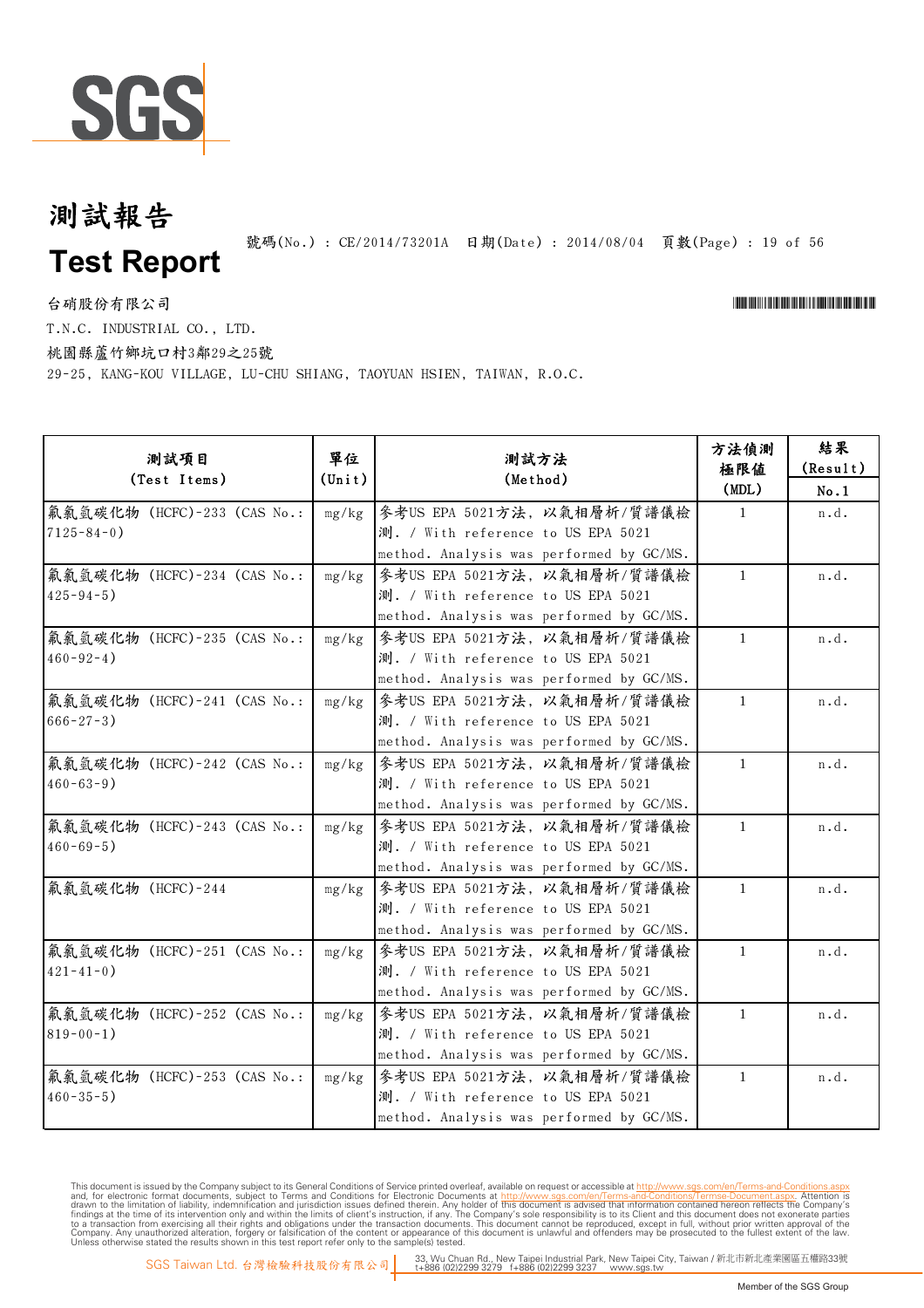# 測試報告

# Test Report

號碼(No.) : CE/2014/73201A 日期(Date) : 2014/08/04

台硝股份有限公司

T.N.C. INDUSTRIAL CO., LTD.

桃園縣蘆竹鄉坑口村3鄰29之25號

29-25, KANG-KOU VILLAGE, LU-CHU SHIANG, TAOYUAN HSIEN, TAIWAN, R.O.C.

| 測試項目 (Test Items) | 單位 (Unit) | 測試方法 (Method) | 方法偵測極限值 (MDL) | 結果 (Result) No.1 |
|---|---|---|---|---|
| 氟氯氫碳化物 (HCFC)-233 (CAS No.: 7125-84-0) | mg/kg | 參考US EPA 5021方法, 以氣相層析/質譜儀檢測. / With reference to US EPA 5021 method. Analysis was performed by GC/MS. | 1 | n.d. |
| 氟氯氫碳化物 (HCFC)-234 (CAS No.: 425-94-5) | mg/kg | 參考US EPA 5021方法, 以氣相層析/質譜儀檢測. / With reference to US EPA 5021 method. Analysis was performed by GC/MS. | 1 | n.d. |
| 氟氯氫碳化物 (HCFC)-235 (CAS No.: 460-92-4) | mg/kg | 參考US EPA 5021方法, 以氣相層析/質譜儀檢測. / With reference to US EPA 5021 method. Analysis was performed by GC/MS. | 1 | n.d. |
| 氟氯氫碳化物 (HCFC)-241 (CAS No.: 666-27-3) | mg/kg | 參考US EPA 5021方法, 以氣相層析/質譜儀檢測. / With reference to US EPA 5021 method. Analysis was performed by GC/MS. | 1 | n.d. |
| 氟氯氫碳化物 (HCFC)-242 (CAS No.: 460-63-9) | mg/kg | 參考US EPA 5021方法, 以氣相層析/質譜儀檢測. / With reference to US EPA 5021 method. Analysis was performed by GC/MS. | 1 | n.d. |
| 氟氯氫碳化物 (HCFC)-243 (CAS No.: 460-69-5) | mg/kg | 參考US EPA 5021方法, 以氣相層析/質譜儀檢測. / With reference to US EPA 5021 method. Analysis was performed by GC/MS. | 1 | n.d. |
| 氟氯氫碳化物 (HCFC)-244 | mg/kg | 參考US EPA 5021方法, 以氣相層析/質譜儀檢測. / With reference to US EPA 5021 method. Analysis was performed by GC/MS. | 1 | n.d. |
| 氟氯氫碳化物 (HCFC)-251 (CAS No.: 421-41-0) | mg/kg | 參考US EPA 5021方法, 以氣相層析/質譜儀檢測. / With reference to US EPA 5021 method. Analysis was performed by GC/MS. | 1 | n.d. |
| 氟氯氫碳化物 (HCFC)-252 (CAS No.: 819-00-1) | mg/kg | 參考US EPA 5021方法, 以氣相層析/質譜儀檢測. / With reference to US EPA 5021 method. Analysis was performed by GC/MS. | 1 | n.d. |
| 氟氯氫碳化物 (HCFC)-253 (CAS No.: 460-35-5) | mg/kg | 參考US EPA 5021方法, 以氣相層析/質譜儀檢測. / With reference to US EPA 5021 method. Analysis was performed by GC/MS. | 1 | n.d. |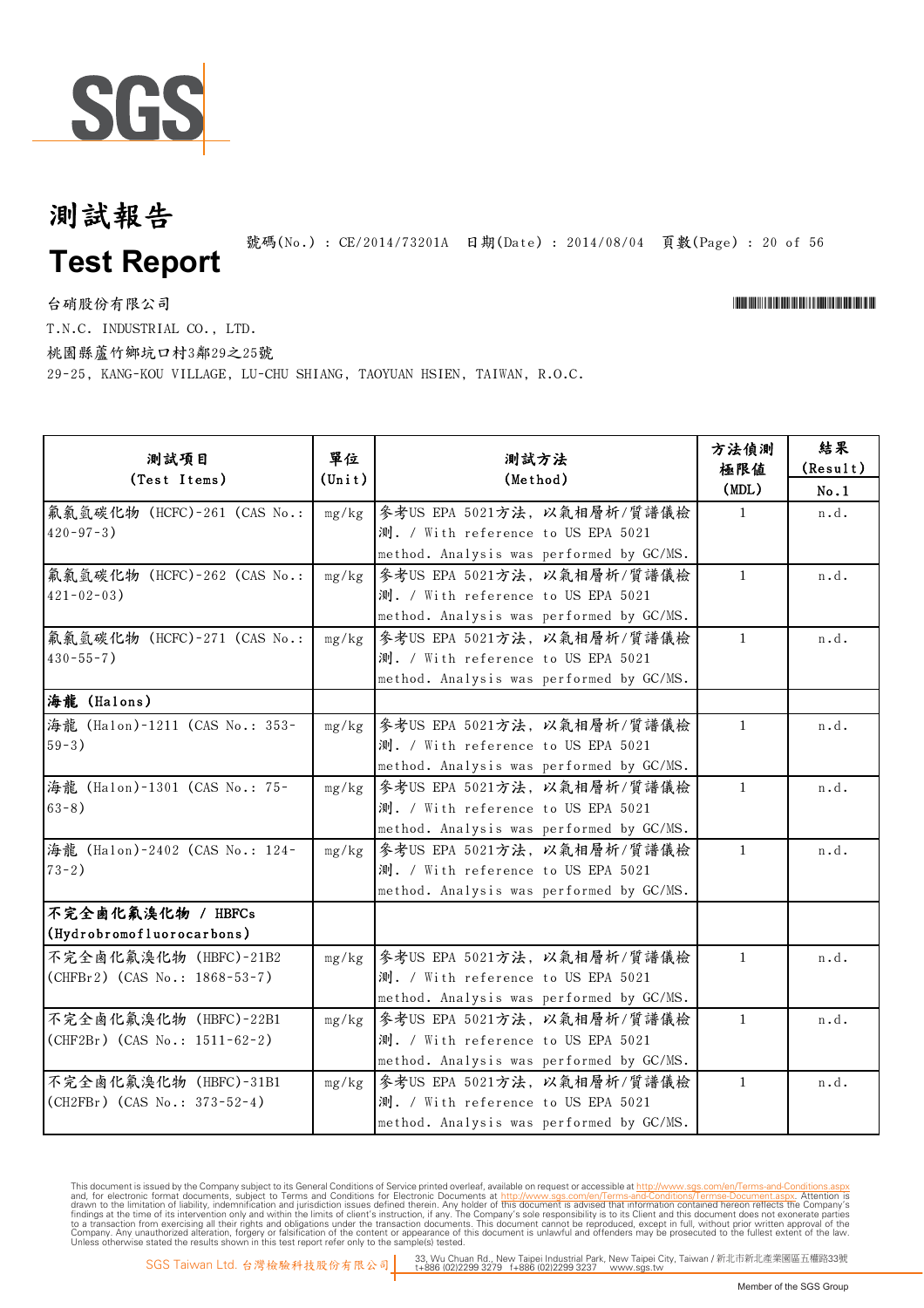# 測試報告

# Test Report

號碼(No.) : CE/2014/73201A 日期(Date) : 2014/08/04

台硝股份有限公司

T.N.C. INDUSTRIAL CO., LTD.

桃園縣蘆竹鄉坑口村3鄰29之25號

29-25, KANG-KOU VILLAGE, LU-CHU SHIANG, TAOYUAN HSIEN, TAIWAN, R.O.C.

| 測試項目 (Test Items) | 單位 (Unit) | 測試方法 (Method) | 方法偵測極限值 (MDL) | 結果 (Result) No.1 |
|---|---|---|---|---|
| 氟氯氫碳化物 (HCFC)-261 (CAS No.: 420-97-3) | mg/kg | 參考US EPA 5021方法，以氣相層析/質譜儀檢測. / With reference to US EPA 5021 method. Analysis was performed by GC/MS. | 1 | n.d. |
| 氟氯氫碳化物 (HCFC)-262 (CAS No.: 421-02-03) | mg/kg | 參考US EPA 5021方法，以氣相層析/質譜儀檢測. / With reference to US EPA 5021 method. Analysis was performed by GC/MS. | 1 | n.d. |
| 氟氯氫碳化物 (HCFC)-271 (CAS No.: 430-55-7) | mg/kg | 參考US EPA 5021方法，以氣相層析/質譜儀檢測. / With reference to US EPA 5021 method. Analysis was performed by GC/MS. | 1 | n.d. |
| **海龍 (Halons)** | | | | |
| 海龍 (Halon)-1211 (CAS No.: 353-59-3) | mg/kg | 參考US EPA 5021方法，以氣相層析/質譜儀檢測. / With reference to US EPA 5021 method. Analysis was performed by GC/MS. | 1 | n.d. |
| 海龍 (Halon)-1301 (CAS No.: 75-63-8) | mg/kg | 參考US EPA 5021方法，以氣相層析/質譜儀檢測. / With reference to US EPA 5021 method. Analysis was performed by GC/MS. | 1 | n.d. |
| 海龍 (Halon)-2402 (CAS No.: 124-73-2) | mg/kg | 參考US EPA 5021方法，以氣相層析/質譜儀檢測. / With reference to US EPA 5021 method. Analysis was performed by GC/MS. | 1 | n.d. |
| **不完全鹵化氟溴化物 / HBFCs (Hydrobromofluorocarbons)** | | | | |
| 不完全鹵化氟溴化物 (HBFC)-21B2 ($CHFBr_2$) (CAS No.: 1868-53-7) | mg/kg | 參考US EPA 5021方法，以氣相層析/質譜儀檢測. / With reference to US EPA 5021 method. Analysis was performed by GC/MS. | 1 | n.d. |
| 不完全鹵化氟溴化物 (HBFC)-22B1 ($CHF_2Br$) (CAS No.: 1511-62-2) | mg/kg | 參考US EPA 5021方法，以氣相層析/質譜儀檢測. / With reference to US EPA 5021 method. Analysis was performed by GC/MS. | 1 | n.d. |
| 不完全鹵化氟溴化物 (HBFC)-31B1 ($CH_2FBr$) (CAS No.: 373-52-4) | mg/kg | 參考US EPA 5021方法，以氣相層析/質譜儀檢測. / With reference to US EPA 5021 method. Analysis was performed by GC/MS. | 1 | n.d. |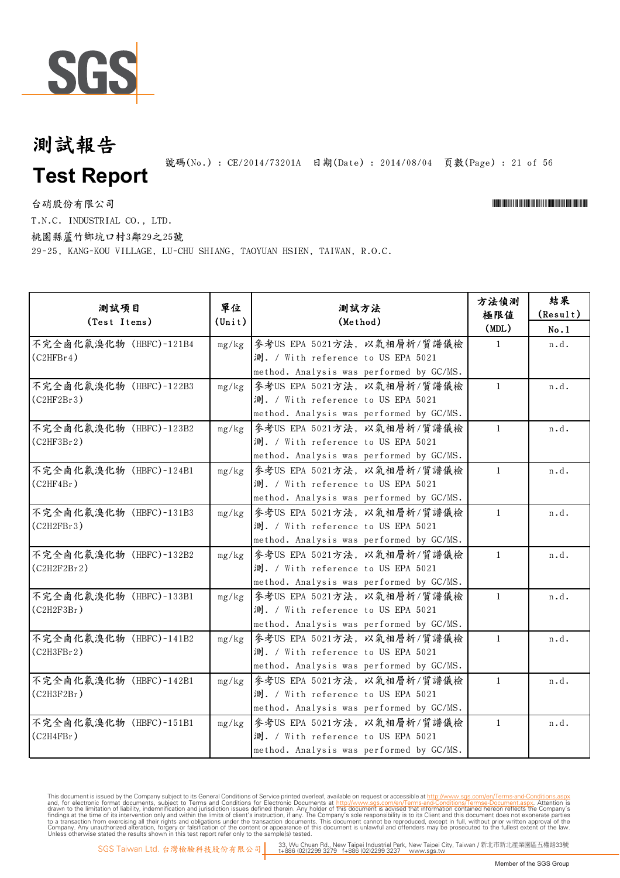# 測試報告

# Test Report

號碼(No.) : CE/2014/73201A　日期(Date) : 2014/08/04

台硝股份有限公司

T.N.C. INDUSTRIAL CO., LTD.

桃園縣蘆竹鄉坑口村3鄰29之25號

29-25, KANG-KOU VILLAGE, LU-CHU SHIANG, TAOYUAN HSIEN, TAIWAN, R.O.C.

| 測試項目 (Test Items) | 單位 (Unit) | 測試方法 (Method) | 方法偵測極限值 (MDL) | 結果 (Result) No.1 |
|---|---|---|---|---|
| 不完全鹵化氟溴化物 (HBFC)-121B4 ($C_2HFBr_4$) | mg/kg | 參考US EPA 5021方法, 以氣相層析/質譜儀檢測. / With reference to US EPA 5021 method. Analysis was performed by GC/MS. | 1 | n.d. |
| 不完全鹵化氟溴化物 (HBFC)-122B3 ($C_2HF_2Br_3$) | mg/kg | 參考US EPA 5021方法, 以氣相層析/質譜儀檢測. / With reference to US EPA 5021 method. Analysis was performed by GC/MS. | 1 | n.d. |
| 不完全鹵化氟溴化物 (HBFC)-123B2 ($C_2HF_3Br_2$) | mg/kg | 參考US EPA 5021方法, 以氣相層析/質譜儀檢測. / With reference to US EPA 5021 method. Analysis was performed by GC/MS. | 1 | n.d. |
| 不完全鹵化氟溴化物 (HBFC)-124B1 ($C_2HF_4Br$) | mg/kg | 參考US EPA 5021方法, 以氣相層析/質譜儀檢測. / With reference to US EPA 5021 method. Analysis was performed by GC/MS. | 1 | n.d. |
| 不完全鹵化氟溴化物 (HBFC)-131B3 ($C_2H_2FBr_3$) | mg/kg | 參考US EPA 5021方法, 以氣相層析/質譜儀檢測. / With reference to US EPA 5021 method. Analysis was performed by GC/MS. | 1 | n.d. |
| 不完全鹵化氟溴化物 (HBFC)-132B2 ($C_2H_2F_2Br_2$) | mg/kg | 參考US EPA 5021方法, 以氣相層析/質譜儀檢測. / With reference to US EPA 5021 method. Analysis was performed by GC/MS. | 1 | n.d. |
| 不完全鹵化氟溴化物 (HBFC)-133B1 ($C_2H_2F_3Br$) | mg/kg | 參考US EPA 5021方法, 以氣相層析/質譜儀檢測. / With reference to US EPA 5021 method. Analysis was performed by GC/MS. | 1 | n.d. |
| 不完全鹵化氟溴化物 (HBFC)-141B2 ($C_2H_3FBr_2$) | mg/kg | 參考US EPA 5021方法, 以氣相層析/質譜儀檢測. / With reference to US EPA 5021 method. Analysis was performed by GC/MS. | 1 | n.d. |
| 不完全鹵化氟溴化物 (HBFC)-142B1 ($C_2H_3F_2Br$) | mg/kg | 參考US EPA 5021方法, 以氣相層析/質譜儀檢測. / With reference to US EPA 5021 method. Analysis was performed by GC/MS. | 1 | n.d. |
| 不完全鹵化氟溴化物 (HBFC)-151B1 ($C_2H_4FBr$) | mg/kg | 參考US EPA 5021方法, 以氣相層析/質譜儀檢測. / With reference to US EPA 5021 method. Analysis was performed by GC/MS. | 1 | n.d. |

This document is issued by the Company subject to its General Conditions of Service printed overleaf, available on request or accessible at http://www.sgs.com/en/Terms-and-Conditions.aspx and, for electronic format documents, subject to Terms and Conditions for Electronic Documents at http://www.sgs.com/en/Terms-and-Conditions/Terms-e-Document.aspx. Attention is drawn to the limitation of liability, indemnification and jurisdiction issues defined therein. Any holder of this document is advised that information contained hereon reflects the Company's findings at the time of its intervention only and within the limits of client's instruction, if any. The Company's sole responsibility is to its Client and this document does not exonerate parties to a transaction from exercising all their rights and obligations under the transaction documents. This document cannot be reproduced, except in full, without prior written approval of the Company. Any unauthorized alteration, forgery or falsification of the content or appearance of this document is unlawful and offenders may be prosecuted to the fullest extent of the law. Unless otherwise stated the results shown in this test report refer only to the sample(s) tested.

SGS Taiwan Ltd. 台灣檢驗科技股份有限公司 | 33, Wu Chuan Rd., New Taipei Industrial Park, New Taipei City, Taiwan / 新北市新北產業園區五權路33號 t+886 (02)2299 3279 f+886 (02)2299 3237 www.sgs.tw

Member of the SGS Group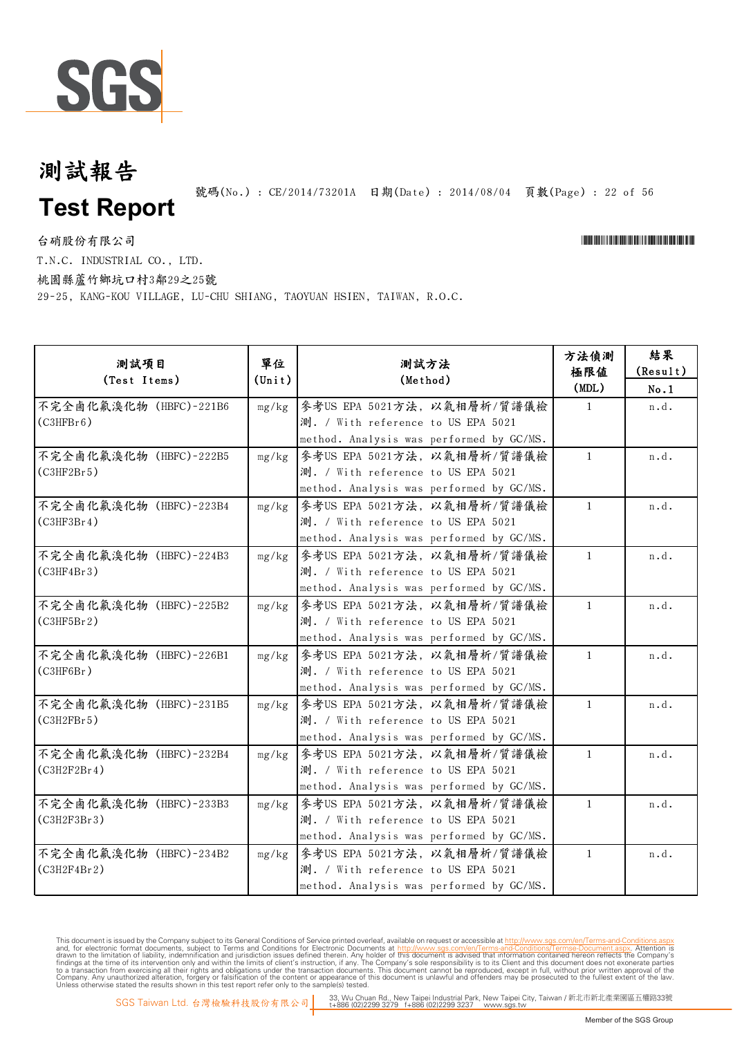# 測試報告

# Test Report

號碼(No.) : CE/2014/73201A 日期(Date) : 2014/08/04

台硝股份有限公司

T.N.C. INDUSTRIAL CO., LTD.

桃園縣蘆竹鄉坑口村3鄰29之25號

29-25, KANG-KOU VILLAGE, LU-CHU SHIANG, TAOYUAN HSIEN, TAIWAN, R.O.C.

| 測試項目 (Test Items) | 單位 (Unit) | 測試方法 (Method) | 方法偵測極限值 (MDL) | 結果 (Result) No.1 |
|---|---|---|---|---|
| 不完全鹵化氟溴化物 (HBFC)-221B6 ($C_3HFBr_6$) | mg/kg | 參考US EPA 5021方法, 以氣相層析/質譜儀檢測. / With reference to US EPA 5021 method. Analysis was performed by GC/MS. | 1 | n.d. |
| 不完全鹵化氟溴化物 (HBFC)-222B5 ($C_3HF_2Br_5$) | mg/kg | 參考US EPA 5021方法, 以氣相層析/質譜儀檢測. / With reference to US EPA 5021 method. Analysis was performed by GC/MS. | 1 | n.d. |
| 不完全鹵化氟溴化物 (HBFC)-223B4 ($C_3HF_3Br_4$) | mg/kg | 參考US EPA 5021方法, 以氣相層析/質譜儀檢測. / With reference to US EPA 5021 method. Analysis was performed by GC/MS. | 1 | n.d. |
| 不完全鹵化氟溴化物 (HBFC)-224B3 ($C_3HF_4Br_3$) | mg/kg | 參考US EPA 5021方法, 以氣相層析/質譜儀檢測. / With reference to US EPA 5021 method. Analysis was performed by GC/MS. | 1 | n.d. |
| 不完全鹵化氟溴化物 (HBFC)-225B2 ($C_3HF_5Br_2$) | mg/kg | 參考US EPA 5021方法, 以氣相層析/質譜儀檢測. / With reference to US EPA 5021 method. Analysis was performed by GC/MS. | 1 | n.d. |
| 不完全鹵化氟溴化物 (HBFC)-226B1 ($C_3HF_6Br$) | mg/kg | 參考US EPA 5021方法, 以氣相層析/質譜儀檢測. / With reference to US EPA 5021 method. Analysis was performed by GC/MS. | 1 | n.d. |
| 不完全鹵化氟溴化物 (HBFC)-231B5 ($C_3H_2FBr_5$) | mg/kg | 參考US EPA 5021方法, 以氣相層析/質譜儀檢測. / With reference to US EPA 5021 method. Analysis was performed by GC/MS. | 1 | n.d. |
| 不完全鹵化氟溴化物 (HBFC)-232B4 ($C_3H_2F_2Br_4$) | mg/kg | 參考US EPA 5021方法, 以氣相層析/質譜儀檢測. / With reference to US EPA 5021 method. Analysis was performed by GC/MS. | 1 | n.d. |
| 不完全鹵化氟溴化物 (HBFC)-233B3 ($C_3H_2F_3Br_3$) | mg/kg | 參考US EPA 5021方法, 以氣相層析/質譜儀檢測. / With reference to US EPA 5021 method. Analysis was performed by GC/MS. | 1 | n.d. |
| 不完全鹵化氟溴化物 (HBFC)-234B2 ($C_3H_2F_4Br_2$) | mg/kg | 參考US EPA 5021方法, 以氣相層析/質譜儀檢測. / With reference to US EPA 5021 method. Analysis was performed by GC/MS. | 1 | n.d. |

This document is issued by the Company subject to its General Conditions of Service printed overleaf, available on request or accessible at http://www.sgs.com/en/Terms-and-Conditions.aspx and, for electronic format documents, subject to Terms and Conditions for Electronic Documents at http://www.sgs.com/en/Terms-and-Conditions/Termse-Document.aspx. Attention is drawn to the limitation of liability, indemnification and jurisdiction issues defined therein. Any holder of this document is advised that information contained hereon reflects the Company's findings at the time of its intervention only and within the limits of client's instruction, if any. The Company's sole responsibility is to its Client and this document does not exonerate parties to a transaction from exercising all their rights and obligations under the transaction documents. This document cannot be reproduced, except in full, without prior written approval of the Company. Any unauthorized alteration, forgery or falsification of the content or appearance of this document is unlawful and offenders may be prosecuted to the fullest extent of the law. Unless otherwise stated the results shown in this test report refer only to the sample(s) tested.

SGS Taiwan Ltd. 台灣檢驗科技股份有限公司 | 33, Wu Chuan Rd., New Taipei Industrial Park, New Taipei City, Taiwan / 新北市新北產業園區五權路33號 t+886 (02)2299 3279 f+886 (02)2299 3237 www.sgs.tw

Member of the SGS Group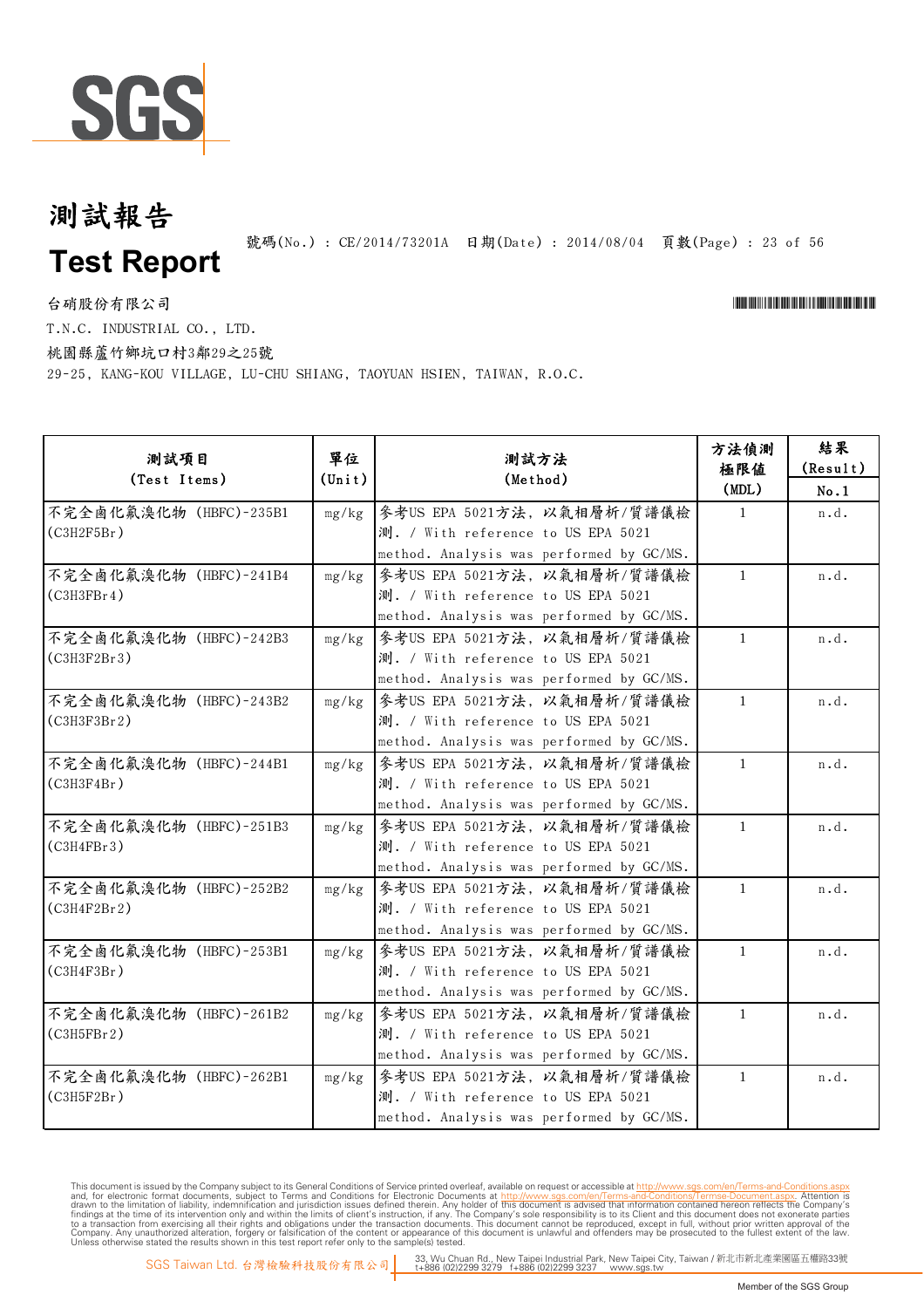# 測試報告
# Test Report

號碼(No.) : CE/2014/73201A 日期(Date) : 2014/08/04

台硝股份有限公司

T.N.C. INDUSTRIAL CO., LTD.

桃園縣蘆竹鄉坑口村3鄰29之25號

29-25, KANG-KOU VILLAGE, LU-CHU SHIANG, TAOYUAN HSIEN, TAIWAN, R.O.C.

| 測試項目 (Test Items) | 單位 (Unit) | 測試方法 (Method) | 方法偵測極限值 (MDL) | 結果 (Result) No.1 |
|---|---|---|---|---|
| 不完全鹵化氟溴化物 (HBFC)-235B1 ($C_3H_2F_5Br$) | mg/kg | 參考US EPA 5021方法, 以氣相層析/質譜儀檢測. / With reference to US EPA 5021 method. Analysis was performed by GC/MS. | 1 | n.d. |
| 不完全鹵化氟溴化物 (HBFC)-241B4 ($C_3H_3FBr_4$) | mg/kg | 參考US EPA 5021方法, 以氣相層析/質譜儀檢測. / With reference to US EPA 5021 method. Analysis was performed by GC/MS. | 1 | n.d. |
| 不完全鹵化氟溴化物 (HBFC)-242B3 ($C_3H_3F_2Br_3$) | mg/kg | 參考US EPA 5021方法, 以氣相層析/質譜儀檢測. / With reference to US EPA 5021 method. Analysis was performed by GC/MS. | 1 | n.d. |
| 不完全鹵化氟溴化物 (HBFC)-243B2 ($C_3H_3F_3Br_2$) | mg/kg | 參考US EPA 5021方法, 以氣相層析/質譜儀檢測. / With reference to US EPA 5021 method. Analysis was performed by GC/MS. | 1 | n.d. |
| 不完全鹵化氟溴化物 (HBFC)-244B1 ($C_3H_3F_4Br$) | mg/kg | 參考US EPA 5021方法, 以氣相層析/質譜儀檢測. / With reference to US EPA 5021 method. Analysis was performed by GC/MS. | 1 | n.d. |
| 不完全鹵化氟溴化物 (HBFC)-251B3 ($C_3H_4FBr_3$) | mg/kg | 參考US EPA 5021方法, 以氣相層析/質譜儀檢測. / With reference to US EPA 5021 method. Analysis was performed by GC/MS. | 1 | n.d. |
| 不完全鹵化氟溴化物 (HBFC)-252B2 ($C_3H_4F_2Br_2$) | mg/kg | 參考US EPA 5021方法, 以氣相層析/質譜儀檢測. / With reference to US EPA 5021 method. Analysis was performed by GC/MS. | 1 | n.d. |
| 不完全鹵化氟溴化物 (HBFC)-253B1 ($C_3H_4F_3Br$) | mg/kg | 參考US EPA 5021方法, 以氣相層析/質譜儀檢測. / With reference to US EPA 5021 method. Analysis was performed by GC/MS. | 1 | n.d. |
| 不完全鹵化氟溴化物 (HBFC)-261B2 ($C_3H_5FBr_2$) | mg/kg | 參考US EPA 5021方法, 以氣相層析/質譜儀檢測. / With reference to US EPA 5021 method. Analysis was performed by GC/MS. | 1 | n.d. |
| 不完全鹵化氟溴化物 (HBFC)-262B1 ($C_3H_5F_2Br$) | mg/kg | 參考US EPA 5021方法, 以氣相層析/質譜儀檢測. / With reference to US EPA 5021 method. Analysis was performed by GC/MS. | 1 | n.d. |

This document is issued by the Company subject to its General Conditions of Service printed overleaf, available on request or accessible at http://www.sgs.com/en/Terms-and-Conditions.aspx and, for electronic format documents, subject to Terms and Conditions for Electronic Documents at http://www.sgs.com/en/Terms-and-Conditions/Terms-e-Document.aspx. Attention is drawn to the limitation of liability, indemnification and jurisdiction issues defined therein. Any holder of this document is advised that information contained hereon reflects the Company's findings at the time of its intervention only and within the limits of client's instruction, if any. The Company's sole responsibility is to its Client and this document does not exonerate parties to a transaction from exercising all their rights and obligations under the transaction documents. This document cannot be reproduced, except in full, without prior written approval of the Company. Any unauthorized alteration, forgery or falsification of the content or appearance of this document is unlawful and offenders may be prosecuted to the fullest extent of the law. Unless otherwise stated the results shown in this test report refer only to the sample(s) tested.

SGS Taiwan Ltd. 台灣檢驗科技股份有限公司 | 33, Wu Chuan Rd., New Taipei Industrial Park, New Taipei City, Taiwan / 新北市新北產業園區五權路33號 t+886 (02)2299 3279 f+886 (02)2299 3237 www.sgs.tw

Member of the SGS Group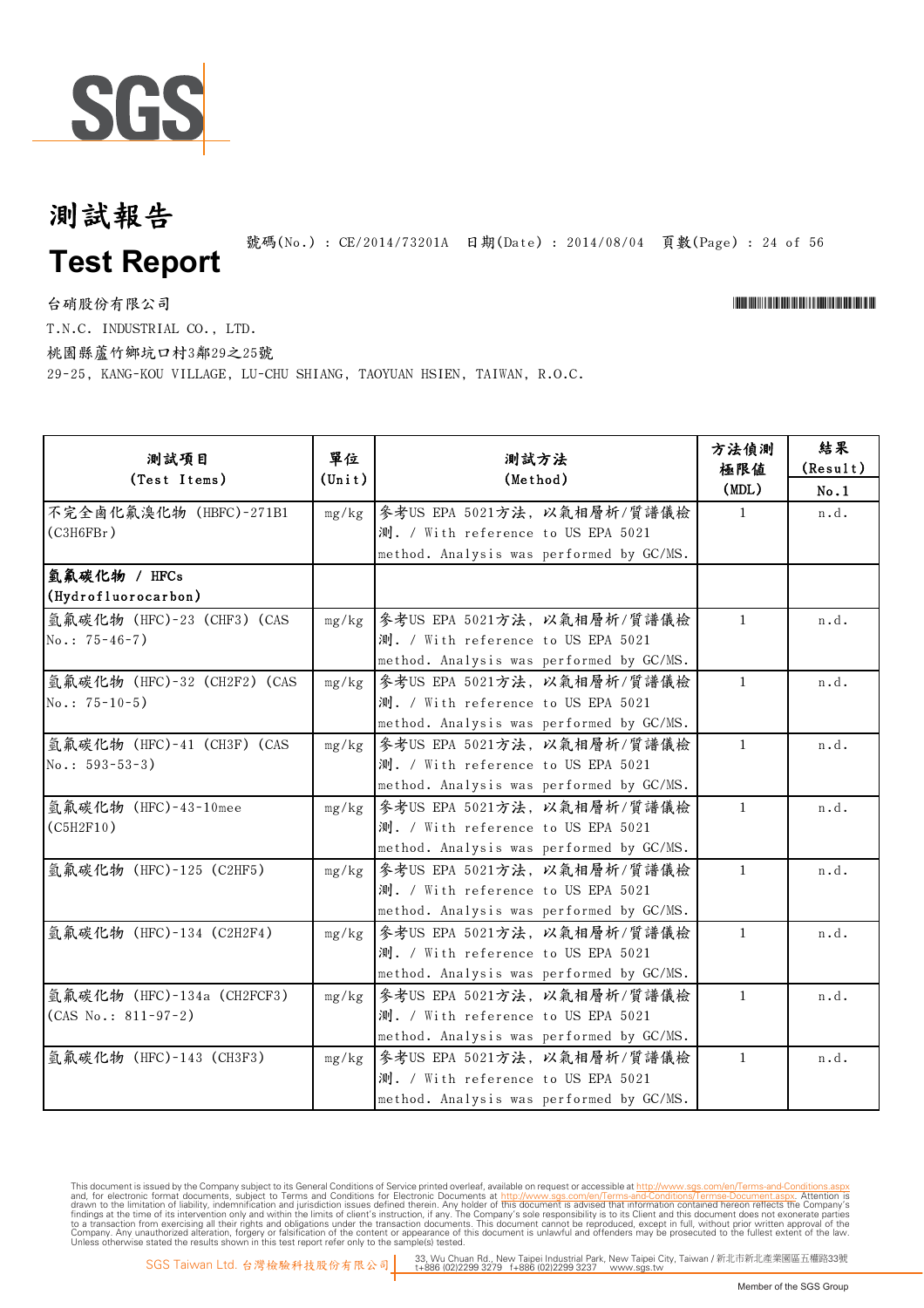# 測試報告

# Test Report

號碼(No.) : CE/2014/73201A　日期(Date) : 2014/08/04

台硝股份有限公司

T.N.C. INDUSTRIAL CO., LTD.

桃園縣蘆竹鄉坑口村3鄰29之25號

29-25, KANG-KOU VILLAGE, LU-CHU SHIANG, TAOYUAN HSIEN, TAIWAN, R.O.C.

| 測試項目 (Test Items) | 單位 (Unit) | 測試方法 (Method) | 方法偵測極限值 (MDL) | 結果 (Result) No.1 |
|---|---|---|---|---|
| 不完全鹵化氟溴化物 (HBFC)-271B1 ($C_3H_6FBr$) | mg/kg | 參考US EPA 5021方法, 以氣相層析/質譜儀檢測. / With reference to US EPA 5021 method. Analysis was performed by GC/MS. | 1 | n.d. |
| **氫氟碳化物 / HFCs (Hydrofluorocarbon)** | | | | |
| 氫氟碳化物 (HFC)-23 ($CHF_3$) (CAS No.: 75-46-7) | mg/kg | 參考US EPA 5021方法, 以氣相層析/質譜儀檢測. / With reference to US EPA 5021 method. Analysis was performed by GC/MS. | 1 | n.d. |
| 氫氟碳化物 (HFC)-32 ($CH_2F_2$) (CAS No.: 75-10-5) | mg/kg | 參考US EPA 5021方法, 以氣相層析/質譜儀檢測. / With reference to US EPA 5021 method. Analysis was performed by GC/MS. | 1 | n.d. |
| 氫氟碳化物 (HFC)-41 ($CH_3F$) (CAS No.: 593-53-3) | mg/kg | 參考US EPA 5021方法, 以氣相層析/質譜儀檢測. / With reference to US EPA 5021 method. Analysis was performed by GC/MS. | 1 | n.d. |
| 氫氟碳化物 (HFC)-43-10mee ($C_5H_2F_{10}$) | mg/kg | 參考US EPA 5021方法, 以氣相層析/質譜儀檢測. / With reference to US EPA 5021 method. Analysis was performed by GC/MS. | 1 | n.d. |
| 氫氟碳化物 (HFC)-125 ($C_2HF_5$) | mg/kg | 參考US EPA 5021方法, 以氣相層析/質譜儀檢測. / With reference to US EPA 5021 method. Analysis was performed by GC/MS. | 1 | n.d. |
| 氫氟碳化物 (HFC)-134 ($C_2H_2F_4$) | mg/kg | 參考US EPA 5021方法, 以氣相層析/質譜儀檢測. / With reference to US EPA 5021 method. Analysis was performed by GC/MS. | 1 | n.d. |
| 氫氟碳化物 (HFC)-134a ($CH_2FCF_3$) (CAS No.: 811-97-2) | mg/kg | 參考US EPA 5021方法, 以氣相層析/質譜儀檢測. / With reference to US EPA 5021 method. Analysis was performed by GC/MS. | 1 | n.d. |
| 氫氟碳化物 (HFC)-143 ($CH_3F_3$) | mg/kg | 參考US EPA 5021方法, 以氣相層析/質譜儀檢測. / With reference to US EPA 5021 method. Analysis was performed by GC/MS. | 1 | n.d. |

This document is issued by the Company subject to its General Conditions of Service printed overleaf, available on request or accessible at http://www.sgs.com/en/Terms-and-Conditions.aspx and, for electronic format documents, subject to Terms and Conditions for Electronic Documents at http://www.sgs.com/en/Terms-and-Conditions/Terms-e-Document.aspx. Attention is drawn to the limitation of liability, indemnification and jurisdiction issues defined therein. Any holder of this document is advised that information contained hereon reflects the Company's findings at the time of its intervention only and within the limits of client's instruction, if any. The Company's sole responsibility is to its Client and this document does not exonerate parties to a transaction from exercising all their rights and obligations under the transaction documents. This document cannot be reproduced, except in full, without prior written approval of the Company. Any unauthorized alteration, forgery or falsification of the content or appearance of this document is unlawful and offenders may be prosecuted to the fullest extent of the law. Unless otherwise stated the results shown in this test report refer only to the sample(s) tested.

SGS Taiwan Ltd. 台灣檢驗科技股份有限公司 | 33, Wu Chuan Rd., New Taipei Industrial Park, New Taipei City, Taiwan / 新北市新北產業園區五權路33號 t+886 (02)2299 3279 f+886 (02)2299 3237 www.sgs.tw

Member of the SGS Group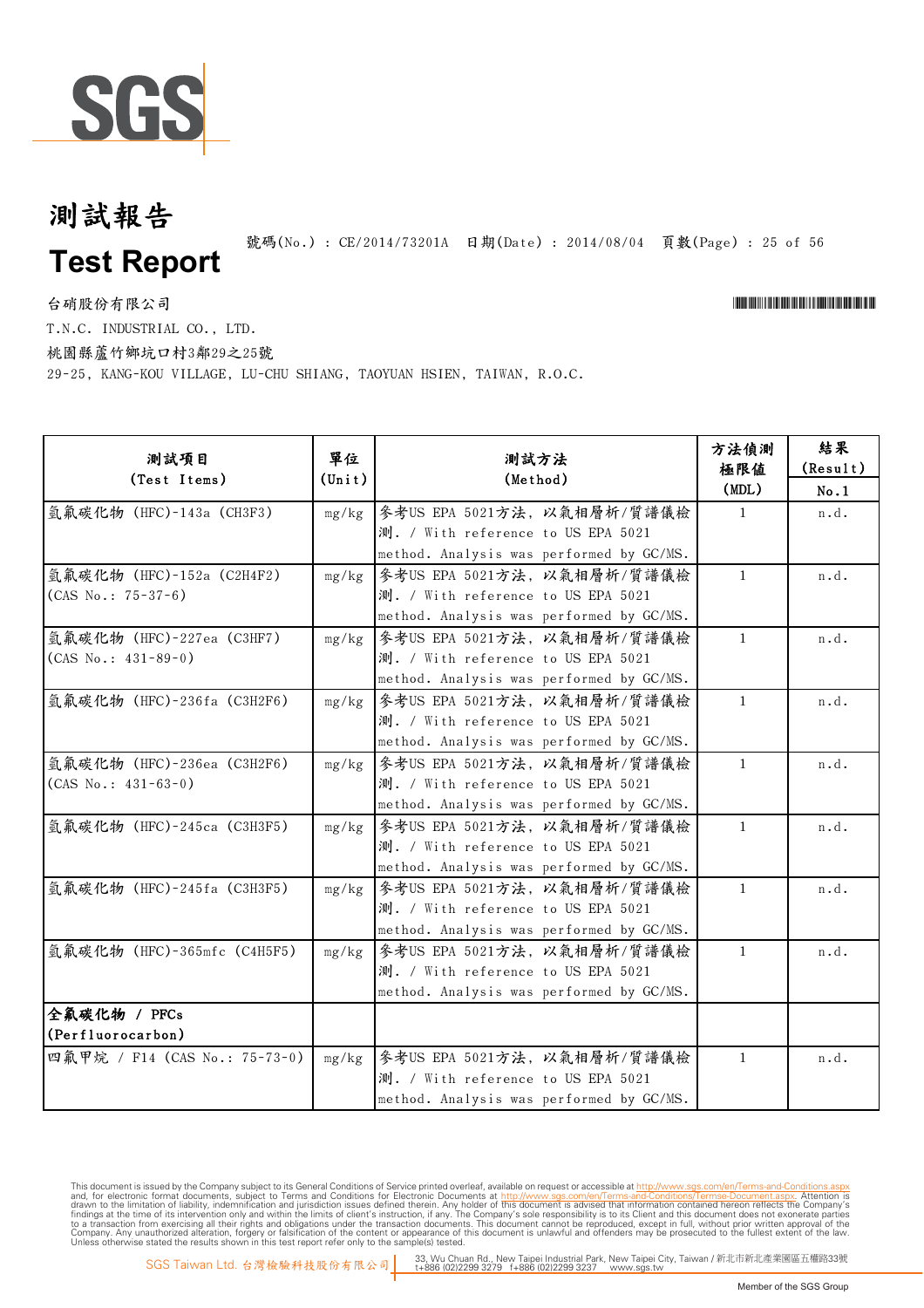# 測試報告

# Test Report

號碼(No.) : CE/2014/73201A 日期(Date) : 2014/08/04

台硝股份有限公司

T.N.C. INDUSTRIAL CO., LTD.

桃園縣蘆竹鄉坑口村3鄰29之25號

29-25, KANG-KOU VILLAGE, LU-CHU SHIANG, TAOYUAN HSIEN, TAIWAN, R.O.C.

| 測試項目 (Test Items) | 單位 (Unit) | 測試方法 (Method) | 方法偵測極限值 (MDL) | 結果 (Result) No.1 |
|---|---|---|---|---|
| 氫氟碳化物 (HFC)-143a ($CH_3F_3$) | mg/kg | 參考US EPA 5021方法, 以氣相層析/質譜儀檢測. / With reference to US EPA 5021 method. Analysis was performed by GC/MS. | 1 | n.d. |
| 氫氟碳化物 (HFC)-152a ($C_2H_4F_2$) (CAS No.: 75-37-6) | mg/kg | 參考US EPA 5021方法, 以氣相層析/質譜儀檢測. / With reference to US EPA 5021 method. Analysis was performed by GC/MS. | 1 | n.d. |
| 氫氟碳化物 (HFC)-227ea ($C_3HF_7$) (CAS No.: 431-89-0) | mg/kg | 參考US EPA 5021方法, 以氣相層析/質譜儀檢測. / With reference to US EPA 5021 method. Analysis was performed by GC/MS. | 1 | n.d. |
| 氫氟碳化物 (HFC)-236fa ($C_3H_2F_6$) | mg/kg | 參考US EPA 5021方法, 以氣相層析/質譜儀檢測. / With reference to US EPA 5021 method. Analysis was performed by GC/MS. | 1 | n.d. |
| 氫氟碳化物 (HFC)-236ea ($C_3H_2F_6$) (CAS No.: 431-63-0) | mg/kg | 參考US EPA 5021方法, 以氣相層析/質譜儀檢測. / With reference to US EPA 5021 method. Analysis was performed by GC/MS. | 1 | n.d. |
| 氫氟碳化物 (HFC)-245ca ($C_3H_3F_5$) | mg/kg | 參考US EPA 5021方法, 以氣相層析/質譜儀檢測. / With reference to US EPA 5021 method. Analysis was performed by GC/MS. | 1 | n.d. |
| 氫氟碳化物 (HFC)-245fa ($C_3H_3F_5$) | mg/kg | 參考US EPA 5021方法, 以氣相層析/質譜儀檢測. / With reference to US EPA 5021 method. Analysis was performed by GC/MS. | 1 | n.d. |
| 氫氟碳化物 (HFC)-365mfc ($C_4H_5F_5$) | mg/kg | 參考US EPA 5021方法, 以氣相層析/質譜儀檢測. / With reference to US EPA 5021 method. Analysis was performed by GC/MS. | 1 | n.d. |
| **全氟碳化物 / PFCs (Perfluorocarbon)** | | | | |
| 四氟甲烷 / F14 (CAS No.: 75-73-0) | mg/kg | 參考US EPA 5021方法, 以氣相層析/質譜儀檢測. / With reference to US EPA 5021 method. Analysis was performed by GC/MS. | 1 | n.d. |

This document is issued by the Company subject to its General Conditions of Service printed overleaf, available on request or accessible at http://www.sgs.com/en/Terms-and-Conditions.aspx and, for electronic format documents, subject to Terms and Conditions for Electronic Documents at http://www.sgs.com/en/Terms-and-Conditions/Termse-Document.aspx. Attention is drawn to the limitation of liability, indemnification and jurisdiction issues defined therein. Any holder of this document is advised that information contained hereon reflects the Company's findings at the time of its intervention only and within the limits of client's instruction, if any. The Company's sole responsibility is to its Client and this document does not exonerate parties to a transaction from exercising all their rights and obligations under the transaction documents. This document cannot be reproduced, except in full, without prior written approval of the Company. Any unauthorized alteration, forgery or falsification of the content or appearance of this document is unlawful and offenders may be prosecuted to the fullest extent of the law. Unless otherwise stated the results shown in this test report refer only to the sample(s) tested.

SGS Taiwan Ltd. 台灣檢驗科技股份有限公司 | 33, Wu Chuan Rd., New Taipei Industrial Park, New Taipei City, Taiwan / 新北市新北產業園區五權路33號 t+886 (02)2299 3279 f+886 (02)2299 3237 www.sgs.tw

Member of the SGS Group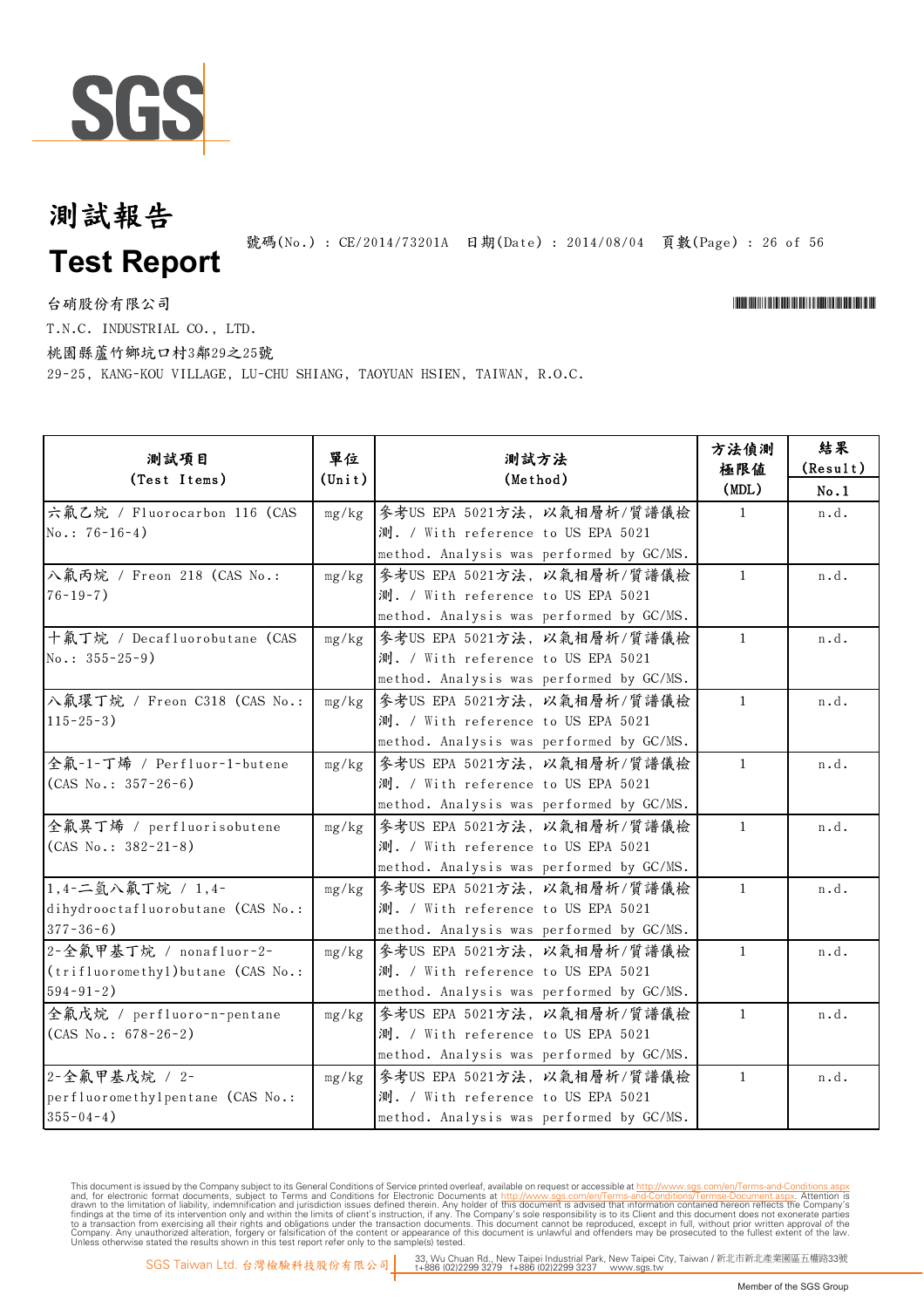# 測試報告

# Test Report

號碼(No.) : CE/2014/73201A 日期(Date) : 2014/08/04

台硝股份有限公司

T.N.C. INDUSTRIAL CO., LTD.

桃園縣蘆竹鄉坑口村3鄰29之25號

29-25, KANG-KOU VILLAGE, LU-CHU SHIANG, TAOYUAN HSIEN, TAIWAN, R.O.C.

| 測試項目 (Test Items) | 單位 (Unit) | 測試方法 (Method) | 方法偵測極限值 (MDL) | 結果 (Result) No.1 |
|---|---|---|---|---|
| 六氟乙烷 / Fluorocarbon 116 (CAS No.: 76-16-4) | mg/kg | 參考US EPA 5021方法, 以氣相層析/質譜儀檢測. / With reference to US EPA 5021 method. Analysis was performed by GC/MS. | 1 | n.d. |
| 八氟丙烷 / Freon 218 (CAS No.: 76-19-7) | mg/kg | 參考US EPA 5021方法, 以氣相層析/質譜儀檢測. / With reference to US EPA 5021 method. Analysis was performed by GC/MS. | 1 | n.d. |
| 十氟丁烷 / Decafluorobutane (CAS No.: 355-25-9) | mg/kg | 參考US EPA 5021方法, 以氣相層析/質譜儀檢測. / With reference to US EPA 5021 method. Analysis was performed by GC/MS. | 1 | n.d. |
| 八氟環丁烷 / Freon C318 (CAS No.: 115-25-3) | mg/kg | 參考US EPA 5021方法, 以氣相層析/質譜儀檢測. / With reference to US EPA 5021 method. Analysis was performed by GC/MS. | 1 | n.d. |
| 全氟-1-丁烯 / Perfluor-1-butene (CAS No.: 357-26-6) | mg/kg | 參考US EPA 5021方法, 以氣相層析/質譜儀檢測. / With reference to US EPA 5021 method. Analysis was performed by GC/MS. | 1 | n.d. |
| 全氟異丁烯 / perfluorisobutene (CAS No.: 382-21-8) | mg/kg | 參考US EPA 5021方法, 以氣相層析/質譜儀檢測. / With reference to US EPA 5021 method. Analysis was performed by GC/MS. | 1 | n.d. |
| 1,4-二氫八氟丁烷 / 1,4-dihydrooctafluorobutane (CAS No.: 377-36-6) | mg/kg | 參考US EPA 5021方法, 以氣相層析/質譜儀檢測. / With reference to US EPA 5021 method. Analysis was performed by GC/MS. | 1 | n.d. |
| 2-全氟甲基丁烷 / nonafluor-2-(trifluoromethyl)butane (CAS No.: 594-91-2) | mg/kg | 參考US EPA 5021方法, 以氣相層析/質譜儀檢測. / With reference to US EPA 5021 method. Analysis was performed by GC/MS. | 1 | n.d. |
| 全氟戊烷 / perfluoro-n-pentane (CAS No.: 678-26-2) | mg/kg | 參考US EPA 5021方法, 以氣相層析/質譜儀檢測. / With reference to US EPA 5021 method. Analysis was performed by GC/MS. | 1 | n.d. |
| 2-全氟甲基戊烷 / 2-perfluoromethylpentane (CAS No.: 355-04-4) | mg/kg | 參考US EPA 5021方法, 以氣相層析/質譜儀檢測. / With reference to US EPA 5021 method. Analysis was performed by GC/MS. | 1 | n.d. |

This document is issued by the Company subject to its General Conditions of Service printed overleaf, available on request or accessible at http://www.sgs.com/en/Terms-and-Conditions.aspx and, for electronic format documents, subject to Terms and Conditions for Electronic Documents at http://www.sgs.com/en/Terms-and-Conditions/Termse-Document.aspx. Attention is drawn to the limitation of liability, indemnification and jurisdiction issues defined therein. Any holder of this document is advised that information contained hereon reflects the Company's findings at the time of its intervention only and within the limits of client's instruction, if any. The Company's sole responsibility is to its Client and this document does not exonerate parties to a transaction from exercising all their rights and obligations under the transaction documents. This document cannot be reproduced, except in full, without prior written approval of the Company. Any unauthorized alteration, forgery or falsification of the content or appearance of this document is unlawful and offenders may be prosecuted to the fullest extent of the law. Unless otherwise stated the results shown in this test report refer only to the sample(s) tested.

SGS Taiwan Ltd. 台灣檢驗科技股份有限公司 | 33, Wu Chuan Rd., New Taipei Industrial Park, New Taipei City, Taiwan / 新北市新北產業園區五權路33號 t+886 (02)2299 3279 f+886 (02)2299 3237 www.sgs.tw

Member of the SGS Group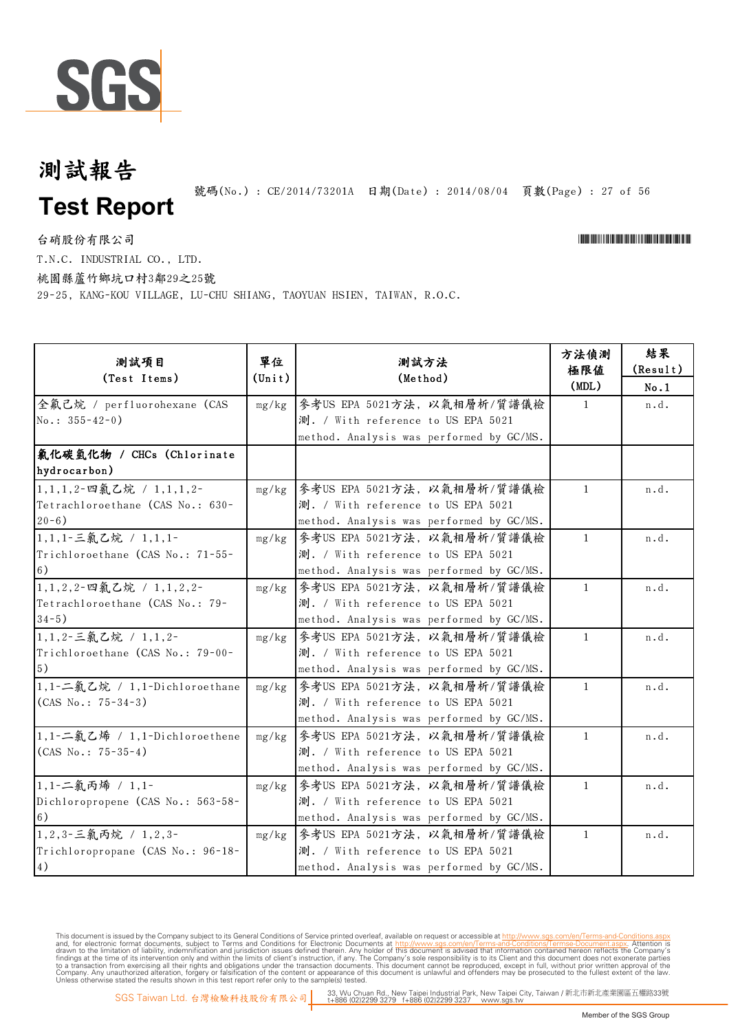# 測試報告

# Test Report

號碼(No.) : CE/2014/73201A 日期(Date) : 2014/08/04

台硝股份有限公司

T.N.C. INDUSTRIAL CO., LTD.

桃園縣蘆竹鄉坑口村3鄰29之25號

29-25, KANG-KOU VILLAGE, LU-CHU SHIANG, TAOYUAN HSIEN, TAIWAN, R.O.C.

| 測試項目 (Test Items) | 單位 (Unit) | 測試方法 (Method) | 方法偵測極限值 (MDL) | 結果 (Result) No.1 |
|---|---|---|---|---|
| 全氟己烷 / perfluorohexane (CAS No.: 355-42-0) | mg/kg | 參考US EPA 5021方法，以氣相層析/質譜儀檢測. / With reference to US EPA 5021 method. Analysis was performed by GC/MS. | 1 | n.d. |
| **氯化碳氫化物 / CHCs (Chlorinate hydrocarbon)** | | | | |
| 1,1,1,2-四氯乙烷 / 1,1,1,2-Tetrachloroethane (CAS No.: 630-20-6) | mg/kg | 參考US EPA 5021方法，以氣相層析/質譜儀檢測. / With reference to US EPA 5021 method. Analysis was performed by GC/MS. | 1 | n.d. |
| 1,1,1-三氯乙烷 / 1,1,1-Trichloroethane (CAS No.: 71-55-6) | mg/kg | 參考US EPA 5021方法，以氣相層析/質譜儀檢測. / With reference to US EPA 5021 method. Analysis was performed by GC/MS. | 1 | n.d. |
| 1,1,2,2-四氯乙烷 / 1,1,2,2-Tetrachloroethane (CAS No.: 79-34-5) | mg/kg | 參考US EPA 5021方法，以氣相層析/質譜儀檢測. / With reference to US EPA 5021 method. Analysis was performed by GC/MS. | 1 | n.d. |
| 1,1,2-三氯乙烷 / 1,1,2-Trichloroethane (CAS No.: 79-00-5) | mg/kg | 參考US EPA 5021方法，以氣相層析/質譜儀檢測. / With reference to US EPA 5021 method. Analysis was performed by GC/MS. | 1 | n.d. |
| 1,1-二氯乙烷 / 1,1-Dichloroethane (CAS No.: 75-34-3) | mg/kg | 參考US EPA 5021方法，以氣相層析/質譜儀檢測. / With reference to US EPA 5021 method. Analysis was performed by GC/MS. | 1 | n.d. |
| 1,1-二氯乙烯 / 1,1-Dichloroethene (CAS No.: 75-35-4) | mg/kg | 參考US EPA 5021方法，以氣相層析/質譜儀檢測. / With reference to US EPA 5021 method. Analysis was performed by GC/MS. | 1 | n.d. |
| 1,1-二氯丙烯 / 1,1-Dichloropropene (CAS No.: 563-58-6) | mg/kg | 參考US EPA 5021方法，以氣相層析/質譜儀檢測. / With reference to US EPA 5021 method. Analysis was performed by GC/MS. | 1 | n.d. |
| 1,2,3-三氯丙烷 / 1,2,3-Trichloropropane (CAS No.: 96-18-4) | mg/kg | 參考US EPA 5021方法，以氣相層析/質譜儀檢測. / With reference to US EPA 5021 method. Analysis was performed by GC/MS. | 1 | n.d. |

This document is issued by the Company subject to its General Conditions of Service printed overleaf, available on request or accessible at http://www.sgs.com/en/Terms-and-Conditions.aspx and, for electronic format documents, subject to Terms and Conditions for Electronic Documents at http://www.sgs.com/en/Terms-and-Conditions/Terms-e-Document.aspx. Attention is drawn to the limitation of liability, indemnification and jurisdiction issues defined therein. Any holder of this document is advised that information contained hereon reflects the Company's findings at the time of its intervention only and within the limits of client's instruction, if any. The Company's sole responsibility is to its Client and this document does not exonerate parties to a transaction from exercising all their rights and obligations under the transaction documents. This document cannot be reproduced, except in full, without prior written approval of the Company. Any unauthorized alteration, forgery or falsification of the content or appearance of this document is unlawful and offenders may be prosecuted to the fullest extent of the law. Unless otherwise stated the results shown in this test report refer only to the sample(s) tested.

SGS Taiwan Ltd. 台灣檢驗科技股份有限公司 | 33, Wu Chuan Rd., New Taipei Industrial Park, New Taipei City, Taiwan / 新北市新北產業園區五權路33號 t+886 (02)2299 3279 f+886 (02)2299 3237 www.sgs.tw

Member of the SGS Group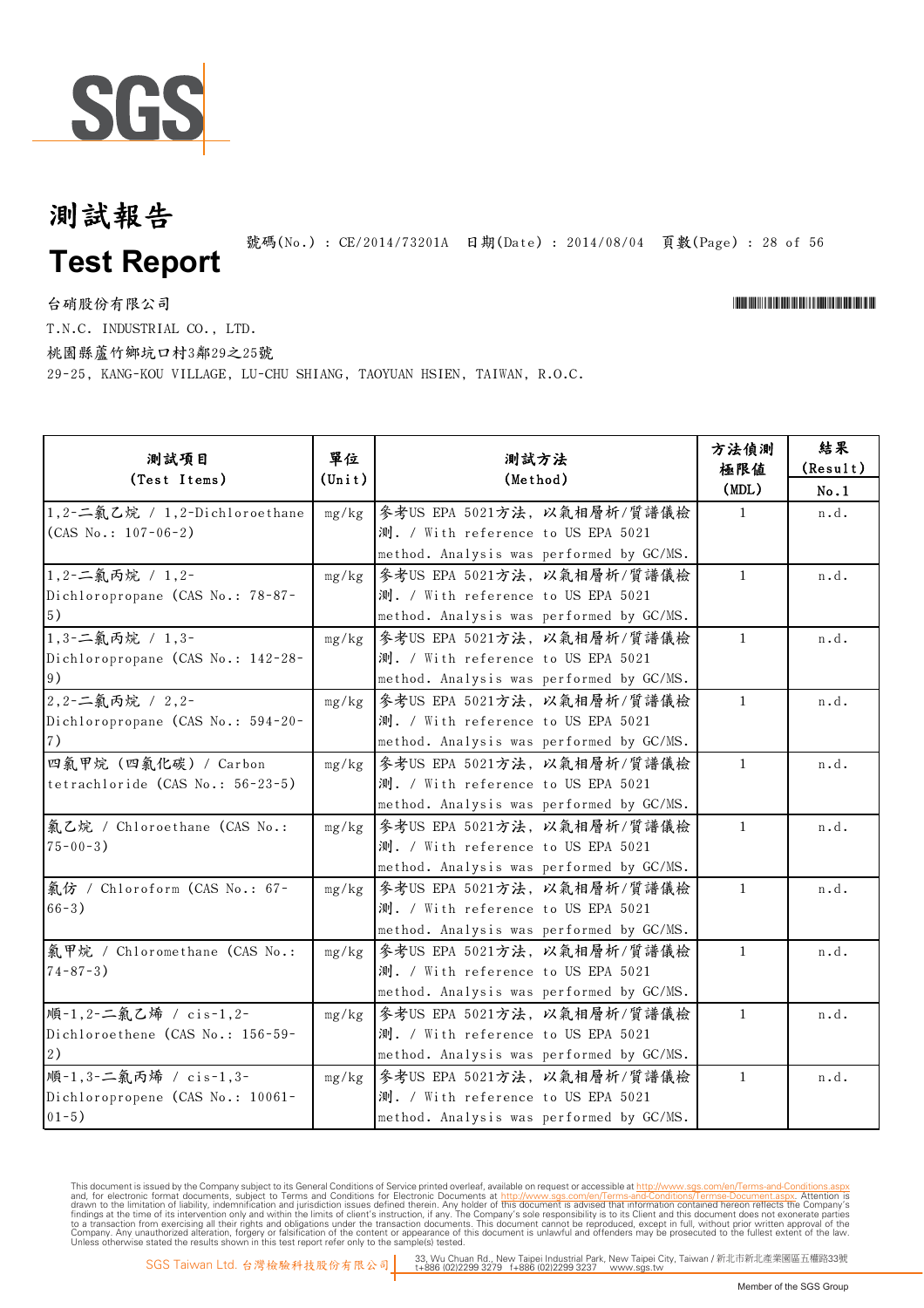# 測試報告

# Test Report

號碼(No.) : CE/2014/73201A 日期(Date) : 2014/08/04

台硝股份有限公司

T.N.C. INDUSTRIAL CO., LTD.

桃園縣蘆竹鄉坑口村3鄰29之25號

29-25, KANG-KOU VILLAGE, LU-CHU SHIANG, TAOYUAN HSIEN, TAIWAN, R.O.C.

| 測試項目 (Test Items) | 單位 (Unit) | 測試方法 (Method) | 方法偵測極限值 (MDL) | 結果 (Result) No.1 |
|---|---|---|---|---|
| 1,2-二氯乙烷 / 1,2-Dichloroethane (CAS No.: 107-06-2) | mg/kg | 參考US EPA 5021方法，以氣相層析/質譜儀檢測. / With reference to US EPA 5021 method. Analysis was performed by GC/MS. | 1 | n.d. |
| 1,2-二氯丙烷 / 1,2-Dichloropropane (CAS No.: 78-87-5) | mg/kg | 參考US EPA 5021方法，以氣相層析/質譜儀檢測. / With reference to US EPA 5021 method. Analysis was performed by GC/MS. | 1 | n.d. |
| 1,3-二氯丙烷 / 1,3-Dichloropropane (CAS No.: 142-28-9) | mg/kg | 參考US EPA 5021方法，以氣相層析/質譜儀檢測. / With reference to US EPA 5021 method. Analysis was performed by GC/MS. | 1 | n.d. |
| 2,2-二氯丙烷 / 2,2-Dichloropropane (CAS No.: 594-20-7) | mg/kg | 參考US EPA 5021方法，以氣相層析/質譜儀檢測. / With reference to US EPA 5021 method. Analysis was performed by GC/MS. | 1 | n.d. |
| 四氯甲烷 (四氯化碳) / Carbon tetrachloride (CAS No.: 56-23-5) | mg/kg | 參考US EPA 5021方法，以氣相層析/質譜儀檢測. / With reference to US EPA 5021 method. Analysis was performed by GC/MS. | 1 | n.d. |
| 氯乙烷 / Chloroethane (CAS No.: 75-00-3) | mg/kg | 參考US EPA 5021方法，以氣相層析/質譜儀檢測. / With reference to US EPA 5021 method. Analysis was performed by GC/MS. | 1 | n.d. |
| 氯仿 / Chloroform (CAS No.: 67-66-3) | mg/kg | 參考US EPA 5021方法，以氣相層析/質譜儀檢測. / With reference to US EPA 5021 method. Analysis was performed by GC/MS. | 1 | n.d. |
| 氯甲烷 / Chloromethane (CAS No.: 74-87-3) | mg/kg | 參考US EPA 5021方法，以氣相層析/質譜儀檢測. / With reference to US EPA 5021 method. Analysis was performed by GC/MS. | 1 | n.d. |
| 順-1,2-二氯乙烯 / cis-1,2-Dichloroethene (CAS No.: 156-59-2) | mg/kg | 參考US EPA 5021方法，以氣相層析/質譜儀檢測. / With reference to US EPA 5021 method. Analysis was performed by GC/MS. | 1 | n.d. |
| 順-1,3-二氯丙烯 / cis-1,3-Dichloropropene (CAS No.: 10061-01-5) | mg/kg | 參考US EPA 5021方法，以氣相層析/質譜儀檢測. / With reference to US EPA 5021 method. Analysis was performed by GC/MS. | 1 | n.d. |

This document is issued by the Company subject to its General Conditions of Service printed overleaf, available on request or accessible at http://www.sgs.com/en/Terms-and-Conditions.aspx and, for electronic format documents, subject to Terms and Conditions for Electronic Documents at http://www.sgs.com/en/Terms-and-Conditions/Terms-e-Document.aspx. Attention is drawn to the limitation of liability, indemnification and jurisdiction issues defined therein. Any holder of this document is advised that information contained hereon reflects the Company's findings at the time of its intervention only and within the limits of client's instruction, if any. The Company's sole responsibility is to its Client and this document does not exonerate parties to a transaction from exercising all their rights and obligations under the transaction documents. This document cannot be reproduced, except in full, without prior written approval of the Company. Any unauthorized alteration, forgery or falsification of the content or appearance of this document is unlawful and offenders may be prosecuted to the fullest extent of the law. Unless otherwise stated the results shown in this test report refer only to the sample(s) tested.

SGS Taiwan Ltd. 台灣檢驗科技股份有限公司 | 33, Wu Chuan Rd., New Taipei Industrial Park, New Taipei City, Taiwan / 新北市新北產業園區五權路33號 t+886 (02)2299 3279 f+886 (02)2299 3237 www.sgs.tw

Member of the SGS Group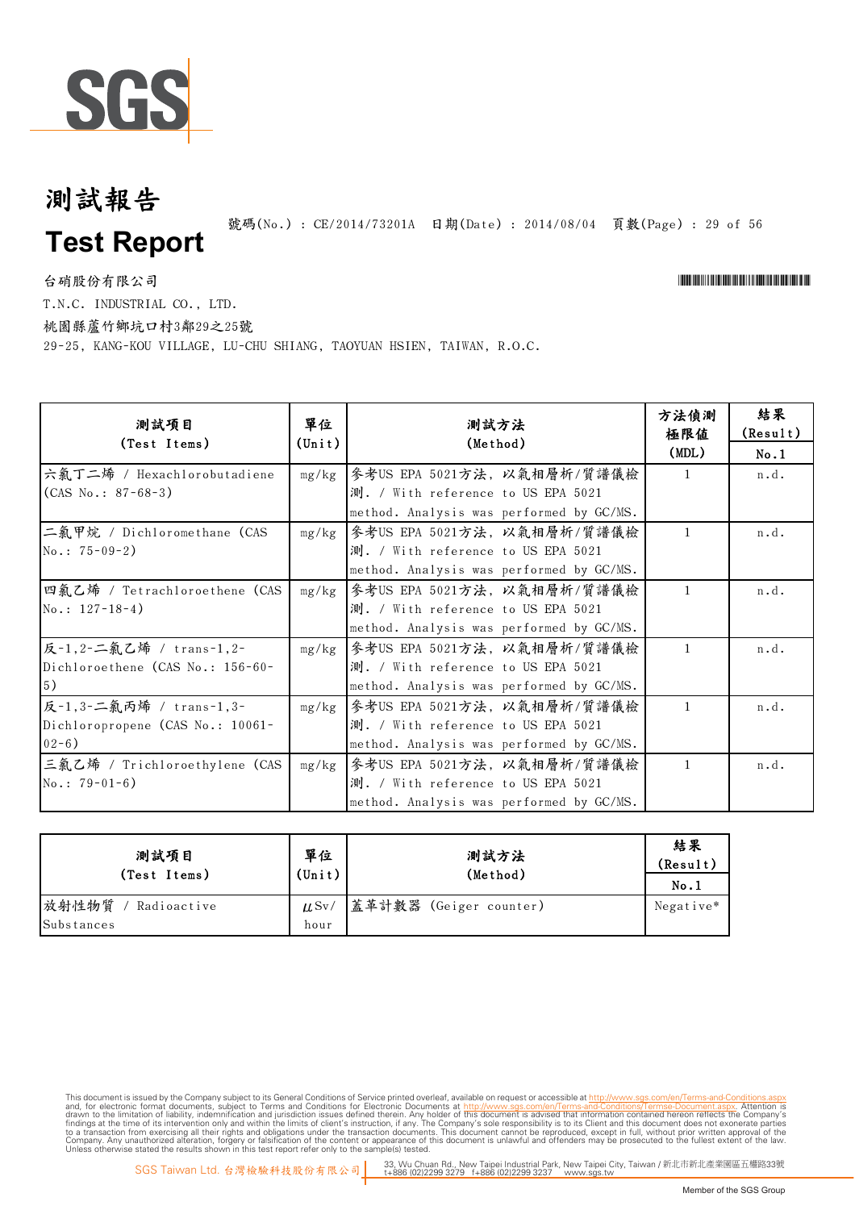# 測試報告

# Test Report

號碼(No.) : CE/2014/73201A 日期(Date) : 2014/08/04

台硝股份有限公司

T.N.C. INDUSTRIAL CO., LTD.

桃園縣蘆竹鄉坑口村3鄰29之25號

29-25, KANG-KOU VILLAGE, LU-CHU SHIANG, TAOYUAN HSIEN, TAIWAN, R.O.C.

| 測試項目 (Test Items) | 單位 (Unit) | 測試方法 (Method) | 方法偵測極限值 (MDL) | 結果 (Result) No.1 |
|---|---|---|---|---|
| 六氯丁二烯 / Hexachlorobutadiene (CAS No.: 87-68-3) | mg/kg | 參考US EPA 5021方法, 以氣相層析/質譜儀檢測. / With reference to US EPA 5021 method. Analysis was performed by GC/MS. | 1 | n.d. |
| 二氯甲烷 / Dichloromethane (CAS No.: 75-09-2) | mg/kg | 參考US EPA 5021方法, 以氣相層析/質譜儀檢測. / With reference to US EPA 5021 method. Analysis was performed by GC/MS. | 1 | n.d. |
| 四氯乙烯 / Tetrachloroethene (CAS No.: 127-18-4) | mg/kg | 參考US EPA 5021方法, 以氣相層析/質譜儀檢測. / With reference to US EPA 5021 method. Analysis was performed by GC/MS. | 1 | n.d. |
| 反-1,2-二氯乙烯 / trans-1,2-Dichloroethene (CAS No.: 156-60-5) | mg/kg | 參考US EPA 5021方法, 以氣相層析/質譜儀檢測. / With reference to US EPA 5021 method. Analysis was performed by GC/MS. | 1 | n.d. |
| 反-1,3-二氯丙烯 / trans-1,3-Dichloropropene (CAS No.: 10061-02-6) | mg/kg | 參考US EPA 5021方法, 以氣相層析/質譜儀檢測. / With reference to US EPA 5021 method. Analysis was performed by GC/MS. | 1 | n.d. |
| 三氯乙烯 / Trichloroethylene (CAS No.: 79-01-6) | mg/kg | 參考US EPA 5021方法, 以氣相層析/質譜儀檢測. / With reference to US EPA 5021 method. Analysis was performed by GC/MS. | 1 | n.d. |

| 測試項目 (Test Items) | 單位 (Unit) | 測試方法 (Method) | 結果 (Result) No.1 |
|---|---|---|---|
| 放射性物質 / Radioactive Substances | μSv/hour | 蓋革計數器 (Geiger counter) | Negative* |

This document is issued by the Company subject to its General Conditions of Service printed overleaf, available on request or accessible at http://www.sgs.com/en/Terms-and-Conditions.aspx and, for electronic format documents, subject to Terms and Conditions for Electronic Documents at http://www.sgs.com/en/Terms-and-Conditions/Termse-Document.aspx. Attention is drawn to the limitation of liability, indemnification and jurisdiction issues defined therein. Any holder of this document is advised that information contained hereon reflects the Company's findings at the time of its intervention only and within the limits of client's instruction, if any. The Company's sole responsibility is to its Client and this document does not exonerate parties to a transaction from exercising all their rights and obligations under the transaction documents. This document cannot be reproduced, except in full, without prior written approval of the Company. Any unauthorized alteration, forgery or falsification of the content or appearance of this document is unlawful and offenders may be prosecuted to the fullest extent of the law. Unless otherwise stated the results shown in this test report refer only to the sample(s) tested.

SGS Taiwan Ltd. 台灣檢驗科技股份有限公司 | 33, Wu Chuan Rd., New Taipei Industrial Park, New Taipei City, Taiwan / 新北市新北產業園區五權路33號 t+886 (02)2299 3279 f+886 (02)2299 3237 www.sgs.tw

Member of the SGS Group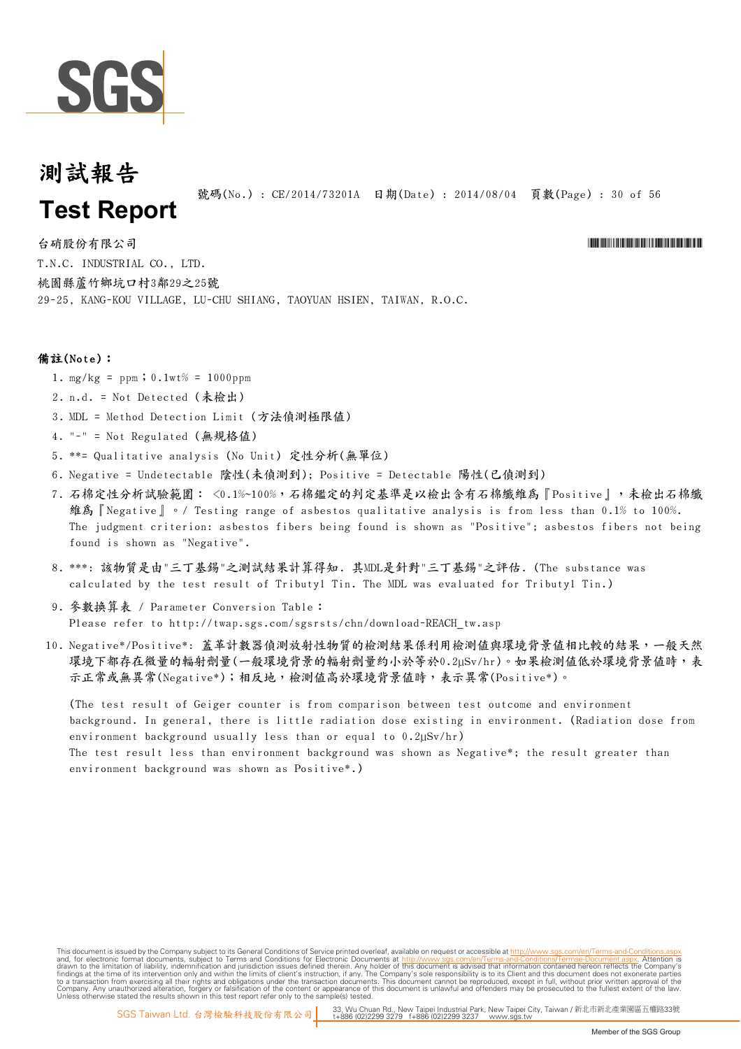# 測試報告

# Test Report

號碼(No.) : CE/2014/73201A　日期(Date) : 2014/08/04

台硝股份有限公司

T.N.C. INDUSTRIAL CO., LTD.

桃園縣蘆竹鄉坑口村3鄰29之25號

29-25, KANG-KOU VILLAGE, LU-CHU SHIANG, TAOYUAN HSIEN, TAIWAN, R.O.C.

**備註(Note)：**

1. mg/kg = ppm；0.1wt% = 1000ppm
2. n.d. = Not Detected (未檢出)
3. MDL = Method Detection Limit (方法偵測極限值)
4. "-" = Not Regulated (無規格值)
5. **= Qualitative analysis (No Unit) 定性分析(無單位)
6. Negative = Undetectable 陰性(未偵測到); Positive = Detectable 陽性(已偵測到)
7. 石棉定性分析試驗範圍： <0.1%~100%，石棉鑑定的判定基準是以檢出含有石棉纖維為『Positive』，未檢出石棉纖維為『Negative』。/ Testing range of asbestos qualitative analysis is from less than 0.1% to 100%. The judgment criterion: asbestos fibers being found is shown as "Positive"; asbestos fibers not being found is shown as "Negative".
8. ***: 該物質是由"三丁基錫"之測試結果計算得知. 其MDL是針對"三丁基錫"之評估. (The substance was calculated by the test result of Tributyl Tin. The MDL was evaluated for Tributyl Tin.)
9. 參數換算表 / Parameter Conversion Table：
   Please refer to http://twap.sgs.com/sgsrsts/chn/download-REACH_tw.asp
10. Negative*/Positive*: 蓋革計數器偵測放射性物質的檢測結果係利用檢測值與環境背景值相比較的結果，一般天然環境下都存在微量的輻射劑量(一般環境背景的輻射劑量約小於等於0.2μSv/hr)。如果檢測值低於環境背景值時，表示正常或無異常(Negative*)；相反地，檢測值高於環境背景值時，表示異常(Positive*)。

    (The test result of Geiger counter is from comparison between test outcome and environment background. In general, there is little radiation dose existing in environment. (Radiation dose from environment background usually less than or equal to 0.2μSv/hr)
    The test result less than environment background was shown as Negative*; the result greater than environment background was shown as Positive*.)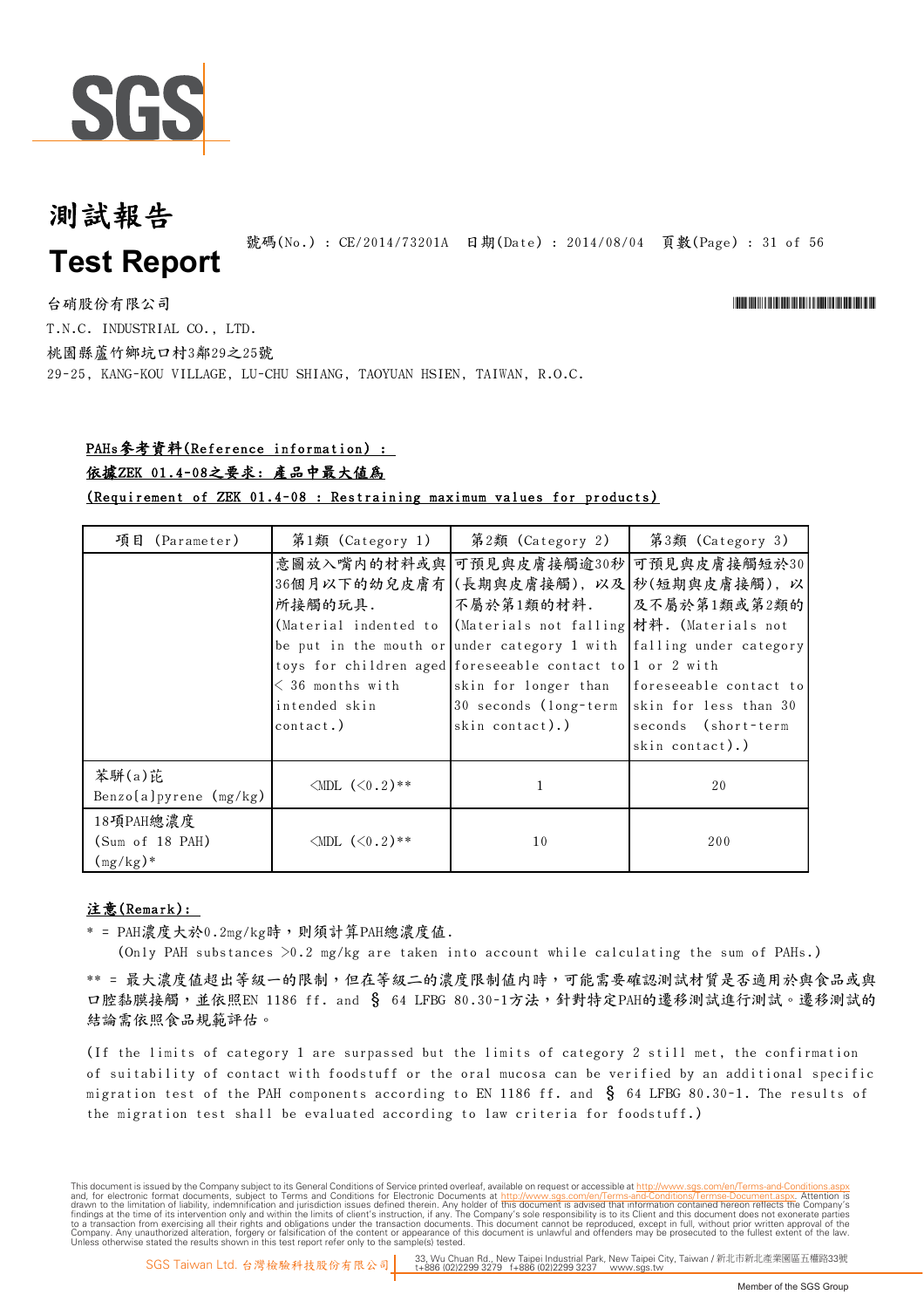# 測試報告
# Test Report

號碼(No.) : CE/2014/73201A 日期(Date) : 2014/08/04

台硝股份有限公司

T.N.C. INDUSTRIAL CO., LTD.

桃園縣蘆竹鄉坑口村3鄰29之25號

29-25, KANG-KOU VILLAGE, LU-CHU SHIANG, TAOYUAN HSIEN, TAIWAN, R.O.C.

**PAHs參考資料(Reference information) :**

**依據ZEK 01.4-08之要求: 產品中最大值爲**

**(Requirement of ZEK 01.4-08 : Restraining maximum values for products)**

| 項目 (Parameter) | 第1類 (Category 1) | 第2類 (Category 2) | 第3類 (Category 3) |
|---|---|---|---|
| | 意圖放入嘴內的材料或與36個月以下的幼兒皮膚有所接觸的玩具. (Material indented to be put in the mouth or toys for children aged < 36 months with intended skin contact.) | 可預見與皮膚接觸逾30秒(長期與皮膚接觸), 以及不屬於第1類的材料. (Materials not falling under category 1 with foreseeable contact to skin for longer than 30 seconds (long-term skin contact).) | 可預見與皮膚接觸短於30秒(短期與皮膚接觸), 以及不屬於第1類或第2類的材料. (Materials not falling under category 1 or 2 with foreseeable contact to skin for less than 30 seconds (short-term skin contact).) |
| 苯駢(a)芘 Benzo[a]pyrene (mg/kg) | <MDL (<0.2)** | 1 | 20 |
| 18項PAH總濃度 (Sum of 18 PAH) (mg/kg)* | <MDL (<0.2)** | 10 | 200 |

**注意(Remark):**

* = PAH濃度大於0.2mg/kg時，則須計算PAH總濃度值.
(Only PAH substances >0.2 mg/kg are taken into account while calculating the sum of PAHs.)

** = 最大濃度值超出等級一的限制，但在等級二的濃度限制值內時，可能需要確認測試材質是否適用於與食品或與口腔黏膜接觸，並依照EN 1186 ff. and § 64 LFBG 80.30-1方法，針對特定PAH的遷移測試進行測試。遷移測試的結論需依照食品規範評估。

(If the limits of category 1 are surpassed but the limits of category 2 still met, the confirmation of suitability of contact with foodstuff or the oral mucosa can be verified by an additional specific migration test of the PAH components according to EN 1186 ff. and § 64 LFBG 80.30-1. The results of the migration test shall be evaluated according to law criteria for foodstuff.)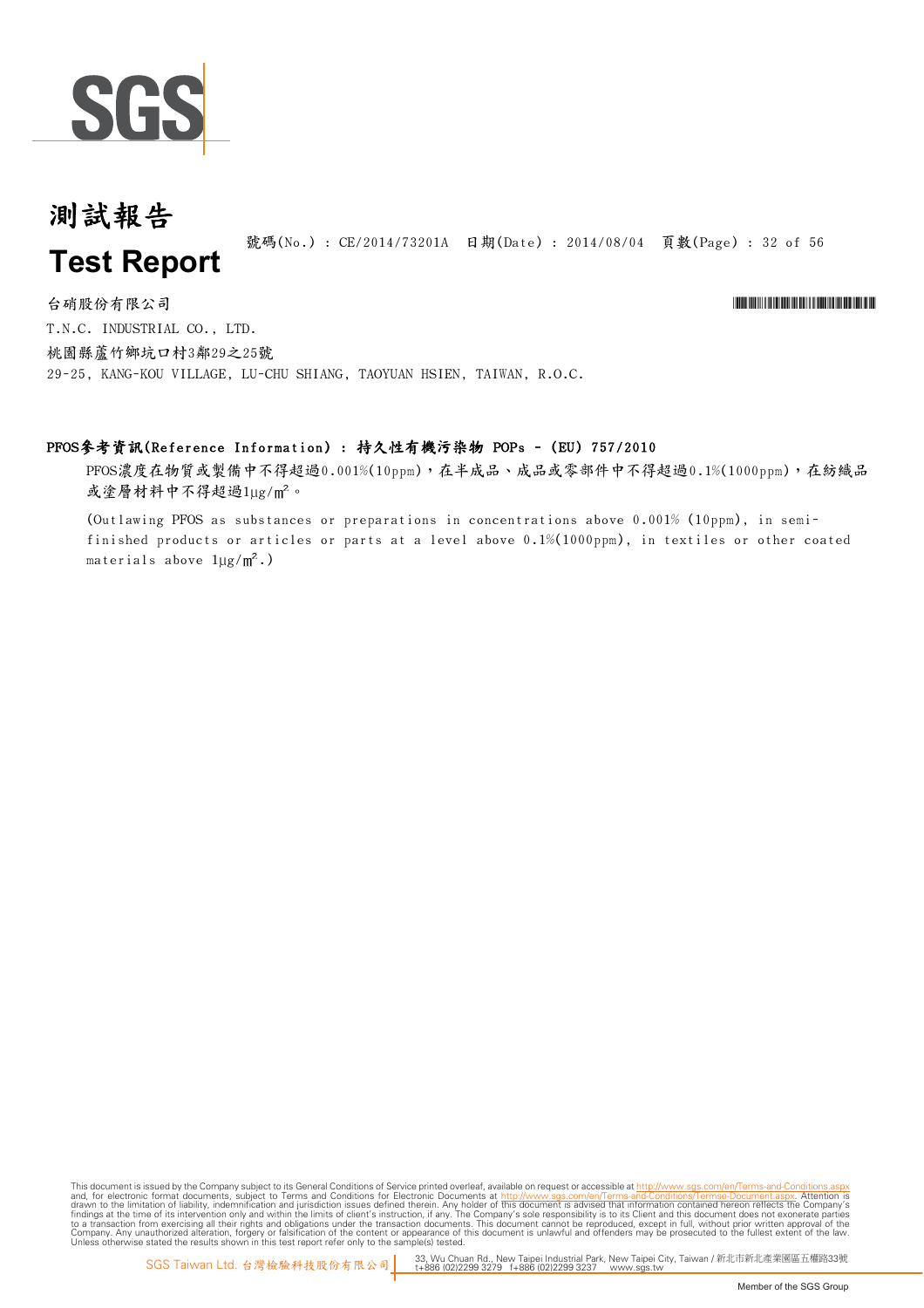# 測試報告

# Test Report

號碼(No.) : CE/2014/73201A　日期(Date) : 2014/08/04

台硝股份有限公司

T.N.C. INDUSTRIAL CO., LTD.

桃園縣蘆竹鄉坑口村3鄰29之25號

29-25, KANG-KOU VILLAGE, LU-CHU SHIANG, TAOYUAN HSIEN, TAIWAN, R.O.C.

**PFOS参考資訊(Reference Information) : 持久性有機污染物 POPs - (EU) 757/2010**

PFOS濃度在物質或製備中不得超過0.001%(10ppm)，在半成品、成品或零部件中不得超過0.1%(1000ppm)，在紡織品或塗層材料中不得超過1μg/㎡。

(Outlawing PFOS as substances or preparations in concentrations above 0.001% (10ppm), in semi-finished products or articles or parts at a level above 0.1%(1000ppm), in textiles or other coated materials above 1μg/㎡.)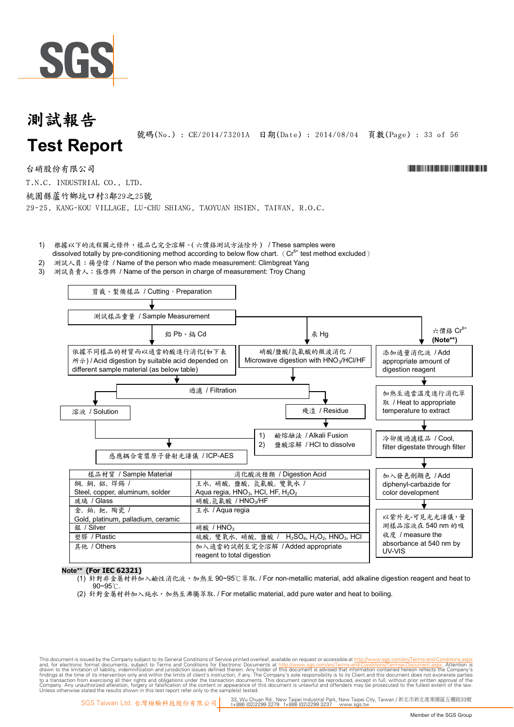# 測試報告

# Test Report

號碼(No.) : CE/2014/73201A 日期(Date) : 2014/08/04

台硝股份有限公司

T.N.C. INDUSTRIAL CO., LTD.

桃園縣蘆竹鄉坑口村3鄰29之25號

29-25, KANG-KOU VILLAGE, LU-CHU SHIANG, TAOYUAN HSIEN, TAIWAN, R.O.C.

1) 根據以下的流程圖之條件，樣品已完全溶解。(六價鉻測試方法除外) / These samples were dissolved totally by pre-conditioning method according to below flow chart. ($Cr^{6+}$ test method excluded)
2) 測試人員：楊登偉 / Name of the person who made measurement: Climbgreat Yang
3) 測試負責人：張啓興 / Name of the person in charge of measurement: Troy Chang

剪裁、製備樣品 / Cutting、Preparation
↓
測試樣品重量 / Sample Measurement

- 鉛 Pb、鎘 Cd
  - 依據不同樣品的材質而以適當的酸進行消化(如下表所示) / Acid digestion by suitable acid depended on different sample material (as below table)
  - ↓ 過濾 / Filtration
    - 溶液 / Solution → 感應耦合電漿原子發射光譜儀 / ICP-AES
    - 殘渣 / Residue → 1) 鹼熔融法 / Alkali Fusion 2) 鹽酸溶解 / HCl to dissolve → 感應耦合電漿原子發射光譜儀 / ICP-AES
- 汞 Hg
  - 硝酸/鹽酸/氫氟酸的微波消化 / Microwave digestion with $HNO_3$/HCl/HF
  - ↓ 過濾 / Filtration → 溶液 / Solution → 感應耦合電漿原子發射光譜儀 / ICP-AES
- 六價鉻 $Cr^{6+}$ **(Note**)**
  - 添加適量消化液 / Add appropriate amount of digestion reagent
  - ↓ 加熱至適當溫度進行消化萃取 / Heat to appropriate temperature to extract
  - ↓ 冷卻後過濾樣品 / Cool, filter digestate through filter
  - ↓ 加入發色劑顯色 / Add diphenyl-carbazide for color development
  - ↓ 以紫外光-可見光光譜儀，量測樣品溶液在 540 nm 的吸收度 / measure the absorbance at 540 nm by UV-VIS

| 樣品材質 / Sample Material | 消化酸液種類 / Digestion Acid |
|---|---|
| 鋼, 銅, 鋁, 焊錫 / Steel, copper, aluminum, solder | 王水, 硝酸, 鹽酸, 氫氟酸, 雙氧水 / Aqua regia, $HNO_3$, HCl, HF, $H_2O_2$ |
| 玻璃 / Glass | 硝酸,氫氟酸 / $HNO_3$/HF |
| 金, 鉑, 鈀, 陶瓷 / Gold, platinum, palladium, ceramic | 王水 / Aqua regia |
| 銀 / Silver | 硝酸 / $HNO_3$ |
| 塑膠 / Plastic | 硫酸, 雙氧水, 硝酸, 鹽酸 / $H_2SO_4$, $H_2O_2$, $HNO_3$, HCl |
| 其他 / Others | 加入適當的試劑至完全溶解 / Added appropriate reagent to total digestion |

**Note** (For IEC 62321)**

(1) 針對非金屬材料加入鹼性消化液，加熱至 90~95℃萃取. / For non-metallic material, add alkaline digestion reagent and heat to 90~95℃.

(2) 針對金屬材料加入純水，加熱至沸騰萃取. / For metallic material, add pure water and heat to boiling.

This document is issued by the Company subject to its General Conditions of Service printed overleaf, available on request or accessible at http://www.sgs.com/en/Terms-and-Conditions.aspx and, for electronic format documents, subject to Terms and Conditions for Electronic Documents at http://www.sgs.com/en/Terms-and-Conditions/Terms-e-Document.aspx. Attention is drawn to the limitation of liability, indemnification and jurisdiction issues defined therein. Any holder of this document is advised that information contained hereon reflects the Company's findings at the time of its intervention only and within the limits of client's instruction, if any. The Company's sole responsibility is to its Client and this document does not exonerate parties to a transaction from exercising all their rights and obligations under the transaction documents. This document cannot be reproduced, except in full, without prior written approval of the Company. Any unauthorized alteration, forgery or falsification of the content or appearance of this document is unlawful and offenders may be prosecuted to the fullest extent of the law. Unless otherwise stated the results shown in this test report refer only to the sample(s) tested.

SGS Taiwan Ltd. 台灣檢驗科技股份有限公司 | 33, Wu Chuan Rd., New Taipei Industrial Park, New Taipei City, Taiwan / 新北市新北產業園區五權路33號 t+886 (02)2299 3279 f+886 (02)2299 3237 www.sgs.tw

Member of the SGS Group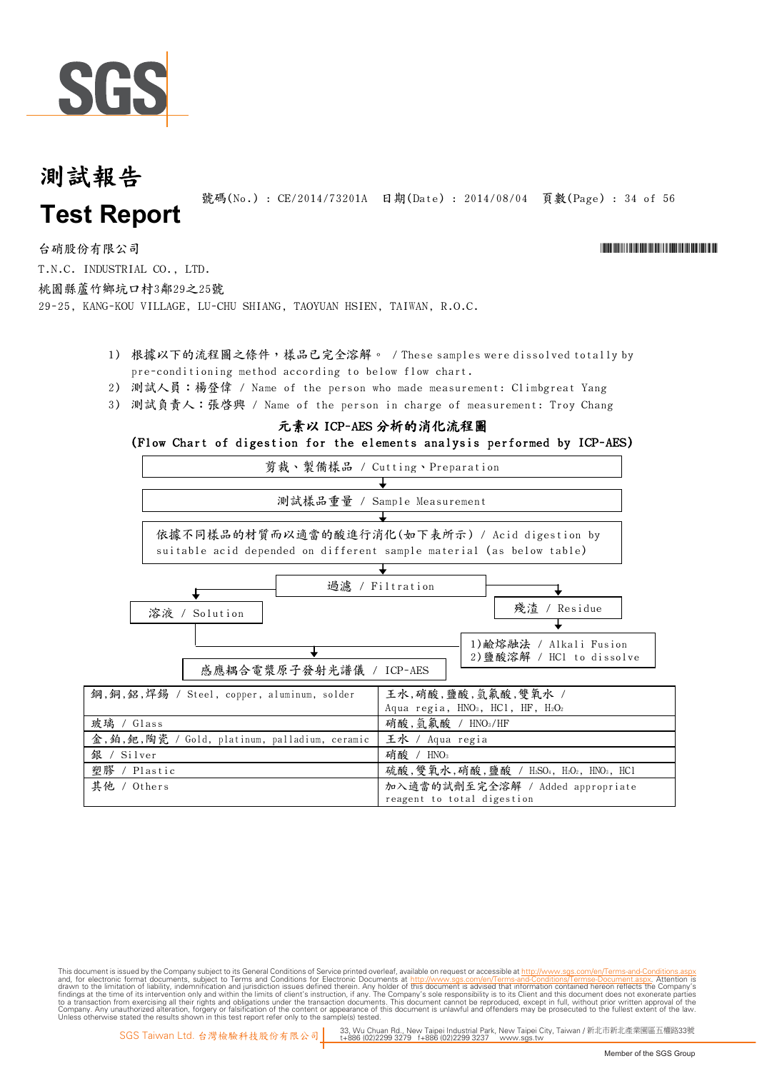# 測試報告

# Test Report

號碼(No.) : CE/2014/73201A 日期(Date) : 2014/08/04

台硝股份有限公司

T.N.C. INDUSTRIAL CO., LTD.

桃園縣蘆竹鄉坑口村3鄰29之25號

29-25, KANG-KOU VILLAGE, LU-CHU SHIANG, TAOYUAN HSIEN, TAIWAN, R.O.C.

1) 根據以下的流程圖之條件，樣品已完全溶解。 / These samples were dissolved totally by pre-conditioning method according to below flow chart.
2) 測試人員：楊登偉 / Name of the person who made measurement: Climbgreat Yang
3) 測試負責人：張啓興 / Name of the person in charge of measurement: Troy Chang

## 元素以 ICP-AES 分析的消化流程圖
## (Flow Chart of digestion for the elements analysis performed by ICP-AES)

- 剪裁、製備樣品 / Cutting、Preparation
- ↓
- 測試樣品重量 / Sample Measurement
- ↓
- 依據不同樣品的材質而以適當的酸進行消化(如下表所示) / Acid digestion by suitable acid depended on different sample material (as below table)
- ↓
- 過濾 / Filtration
  - → 溶液 / Solution → 感應耦合電漿原子發射光譜儀 / ICP-AES
  - → 殘渣 / Residue → 1)鹼熔融法 / Alkali Fusion　2)鹽酸溶解 / HCl to dissolve → 感應耦合電漿原子發射光譜儀 / ICP-AES

| 鋼,銅,鋁,焊錫 / Steel, copper, aluminum, solder | 王水,硝酸,鹽酸,氫氟酸,雙氧水 / Aqua regia, $HNO_3$, HCl, HF, $H_2O_2$ |
|---|---|
| 玻璃 / Glass | 硝酸,氫氟酸 / $HNO_3$/HF |
| 金,鉑,鈀,陶瓷 / Gold, platinum, palladium, ceramic | 王水 / Aqua regia |
| 銀 / Silver | 硝酸 / $HNO_3$ |
| 塑膠 / Plastic | 硫酸,雙氧水,硝酸,鹽酸 / $H_2SO_4$, $H_2O_2$, $HNO_3$, HCl |
| 其他 / Others | 加入適當的試劑至完全溶解 / Added appropriate reagent to total digestion |

This document is issued by the Company subject to its General Conditions of Service printed overleaf, available on request or accessible at http://www.sgs.com/en/Terms-and-Conditions.aspx and, for electronic format documents, subject to Terms and Conditions for Electronic Documents at http://www.sgs.com/en/Terms-and-Conditions/Termse-Document.aspx. Attention is drawn to the limitation of liability, indemnification and jurisdiction issues defined therein. Any holder of this document is advised that information contained hereon reflects the Company's findings at the time of its intervention only and within the limits of client's instruction, if any. The Company's sole responsibility is to its Client and this document does not exonerate parties to a transaction from exercising all their rights and obligations under the transaction documents. This document cannot be reproduced, except in full, without prior written approval of the Company. Any unauthorized alteration, forgery or falsification of the content or appearance of this document is unlawful and offenders may be prosecuted to the fullest extent of the law. Unless otherwise stated the results shown in this test report refer only to the sample(s) tested.

SGS Taiwan Ltd. 台灣檢驗科技股份有限公司 | 33, Wu Chuan Rd., New Taipei Industrial Park, New Taipei City, Taiwan / 新北市新北產業園區五權路33號 t+886 (02)2299 3279 f+886 (02)2299 3237 www.sgs.tw

Member of the SGS Group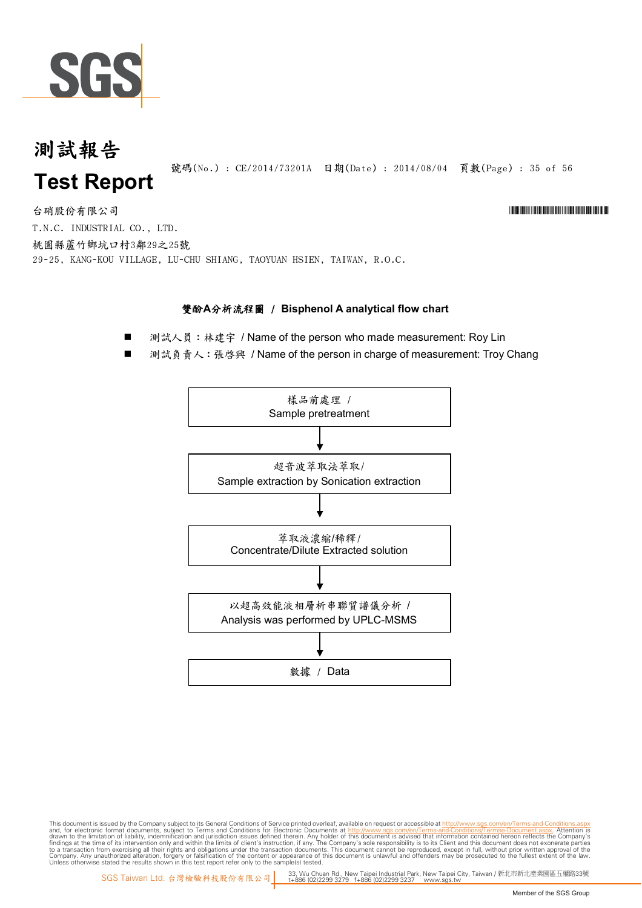# 測試報告

# Test Report

號碼(No.) : CE/2014/73201A 日期(Date) : 2014/08/04

台硝股份有限公司

T.N.C. INDUSTRIAL CO., LTD.

桃園縣蘆竹鄉坑口村3鄰29之25號

29-25, KANG-KOU VILLAGE, LU-CHU SHIANG, TAOYUAN HSIEN, TAIWAN, R.O.C.

## 雙酚A分析流程圖 / Bisphenol A analytical flow chart

- 測試人員：林建宇 / Name of the person who made measurement: Roy Lin
- 測試負責人：張啓興 / Name of the person in charge of measurement: Troy Chang

樣品前處理 / Sample pretreatment

↓

超音波萃取法萃取/ Sample extraction by Sonication extraction

↓

萃取液濃縮/稀釋/ Concentrate/Dilute Extracted solution

↓

以超高效能液相層析串聯質譜儀分析 / Analysis was performed by UPLC-MSMS

↓

數據 / Data

This document is issued by the Company subject to its General Conditions of Service printed overleaf, available on request or accessible at http://www.sgs.com/en/Terms-and-Conditions.aspx and, for electronic format documents, subject to Terms and Conditions for Electronic Documents at http://www.sgs.com/en/Terms-and-Conditions/Termse-Document.aspx. Attention is drawn to the limitation of liability, indemnification and jurisdiction issues defined therein. Any holder of this document is advised that information contained hereon reflects the Company's findings at the time of its intervention only and within the limits of client's instruction, if any. The Company's sole responsibility is to its Client and this document does not exonerate parties to a transaction from exercising all their rights and obligations under the transaction documents. This document cannot be reproduced, except in full, without prior written approval of the Company. Any unauthorized alteration, forgery or falsification of the content or appearance of this document is unlawful and offenders may be prosecuted to the fullest extent of the law. Unless otherwise stated the results shown in this test report refer only to the sample(s) tested.

SGS Taiwan Ltd. 台灣檢驗科技股份有限公司 | 33, Wu Chuan Rd., New Taipei Industrial Park, New Taipei City, Taiwan / 新北市新北產業園區五權路33號 t+886 (02)2299 3279 f+886 (02)2299 3237 www.sgs.tw

Member of the SGS Group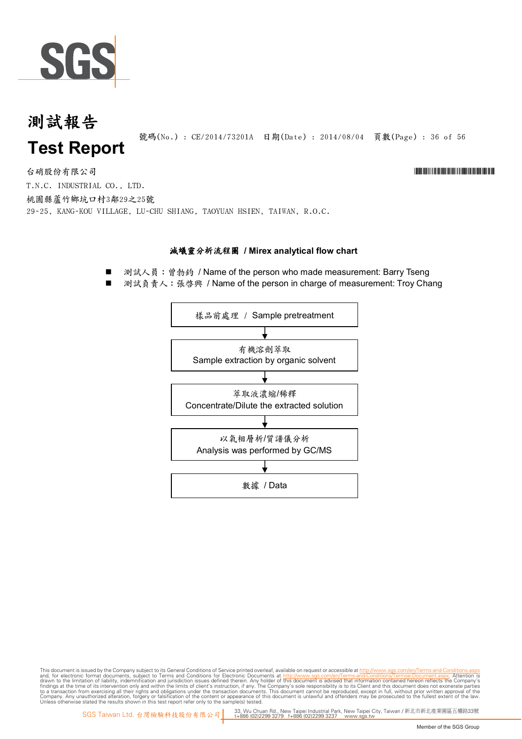# 測試報告

# Test Report

號碼(No.) : CE/2014/73201A 日期(Date) : 2014/08/04

台硝股份有限公司

T.N.C. INDUSTRIAL CO., LTD.

桃園縣蘆竹鄉坑口村3鄰29之25號

29-25, KANG-KOU VILLAGE, LU-CHU SHIANG, TAOYUAN HSIEN, TAIWAN, R.O.C.

## 滅蟻靈分析流程圖 / Mirex analytical flow chart

- 測試人員：曾勃鈞 / Name of the person who made measurement: Barry Tseng
- 測試負責人：張啓興 / Name of the person in charge of measurement: Troy Chang

樣品前處理 / Sample pretreatment

↓

有機溶劑萃取
Sample extraction by organic solvent

↓

萃取液濃縮/稀釋
Concentrate/Dilute the extracted solution

↓

以氣相層析/質譜儀分析
Analysis was performed by GC/MS

↓

數據 / Data

This document is issued by the Company subject to its General Conditions of Service printed overleaf, available on request or accessible at http://www.sgs.com/en/Terms-and-Conditions.aspx and, for electronic format documents, subject to Terms and Conditions for Electronic Documents at http://www.sgs.com/en/Terms-and-Conditions/Termse-Document.aspx. Attention is drawn to the limitation of liability, indemnification and jurisdiction issues defined therein. Any holder of this document is advised that information contained hereon reflects the Company's findings at the time of its intervention only and within the limits of client's instruction, if any. The Company's sole responsibility is to its Client and this document does not exonerate parties to a transaction from exercising all their rights and obligations under the transaction documents. This document cannot be reproduced, except in full, without prior written approval of the Company. Any unauthorized alteration, forgery or falsification of the content or appearance of this document is unlawful and offenders may be prosecuted to the fullest extent of the law. Unless otherwise stated the results shown in this test report refer only to the sample(s) tested.

SGS Taiwan Ltd. 台灣檢驗科技股份有限公司 | 33, Wu Chuan Rd., New Taipei Industrial Park, New Taipei City, Taiwan / 新北市新北產業園區五權路33號 t+886 (02)2299 3279 f+886 (02)2299 3237 www.sgs.tw

Member of the SGS Group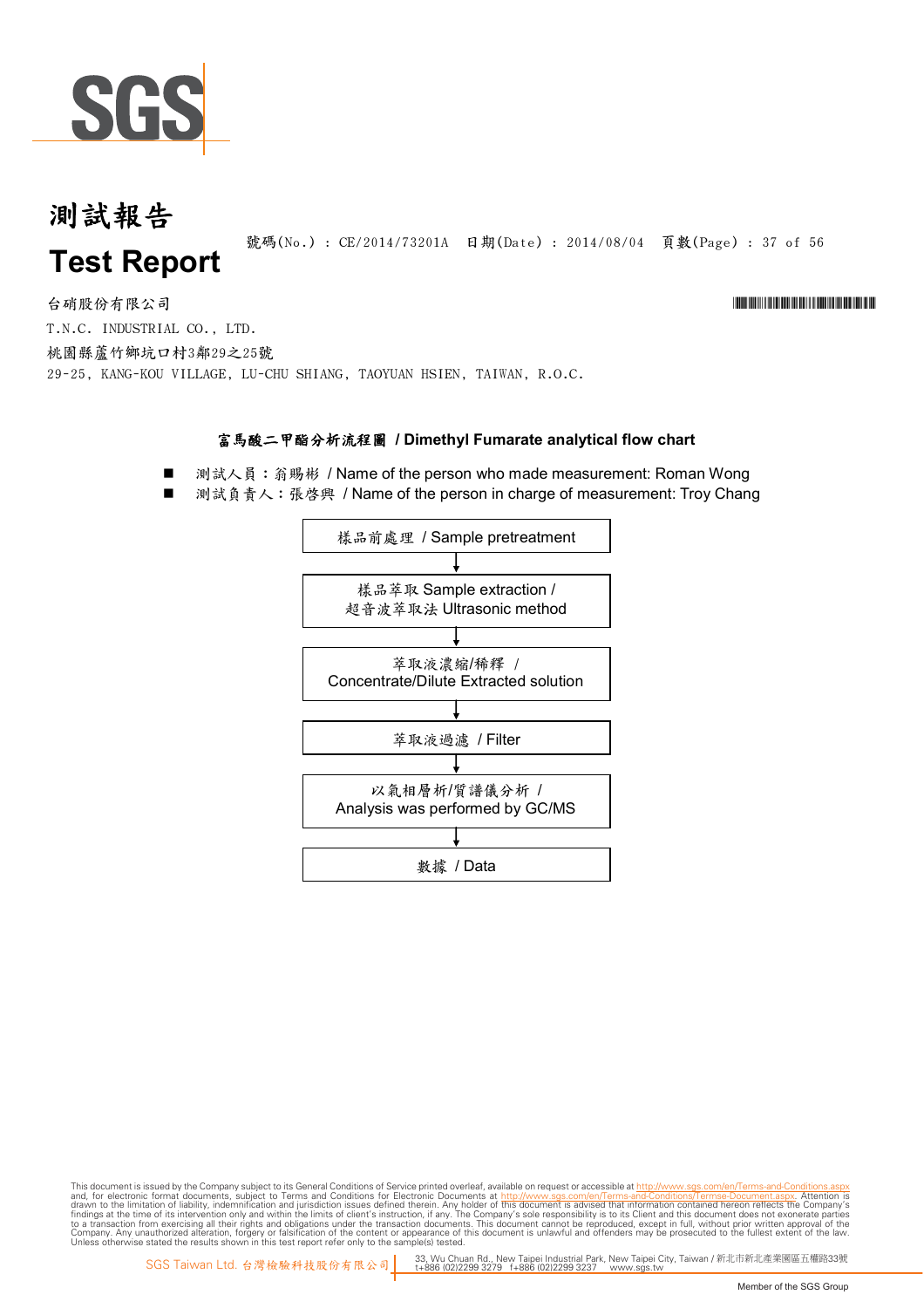# 測試報告

# Test Report

號碼(No.) : CE/2014/73201A　日期(Date) : 2014/08/04

台硝股份有限公司

T.N.C. INDUSTRIAL CO., LTD.

桃園縣蘆竹鄉坑口村3鄰29之25號

29-25, KANG-KOU VILLAGE, LU-CHU SHIANG, TAOYUAN HSIEN, TAIWAN, R.O.C.

## 富馬酸二甲酯分析流程圖 / Dimethyl Fumarate analytical flow chart

- 測試人員：翁賜彬 / Name of the person who made measurement: Roman Wong
- 測試負責人：張啓興 / Name of the person in charge of measurement: Troy Chang

樣品前處理 / Sample pretreatment

↓

樣品萃取 Sample extraction / 超音波萃取法 Ultrasonic method

↓

萃取液濃縮/稀釋 / Concentrate/Dilute Extracted solution

↓

萃取液過濾 / Filter

↓

以氣相層析/質譜儀分析 / Analysis was performed by GC/MS

↓

數據 / Data

This document is issued by the Company subject to its General Conditions of Service printed overleaf, available on request or accessible at http://www.sgs.com/en/Terms-and-Conditions.aspx and, for electronic format documents, subject to Terms and Conditions for Electronic Documents at http://www.sgs.com/en/Terms-and-Conditions/Terms-e-Document.aspx. Attention is drawn to the limitation of liability, indemnification and jurisdiction issues defined therein. Any holder of this document is advised that information contained hereon reflects the Company's findings at the time of its intervention only and within the limits of client's instruction, if any. The Company's sole responsibility is to its Client and this document does not exonerate parties to a transaction from exercising all their rights and obligations under the transaction documents. This document cannot be reproduced, except in full, without prior written approval of the Company. Any unauthorized alteration, forgery or falsification of the content or appearance of this document is unlawful and offenders may be prosecuted to the fullest extent of the law. Unless otherwise stated the results shown in this test report refer only to the sample(s) tested.

SGS Taiwan Ltd. 台灣檢驗科技股份有限公司 | 33, Wu Chuan Rd., New Taipei Industrial Park, New Taipei City, Taiwan / 新北市新北產業園區五權路33號 t+886 (02)2299 3279 f+886 (02)2299 3237 www.sgs.tw

Member of the SGS Group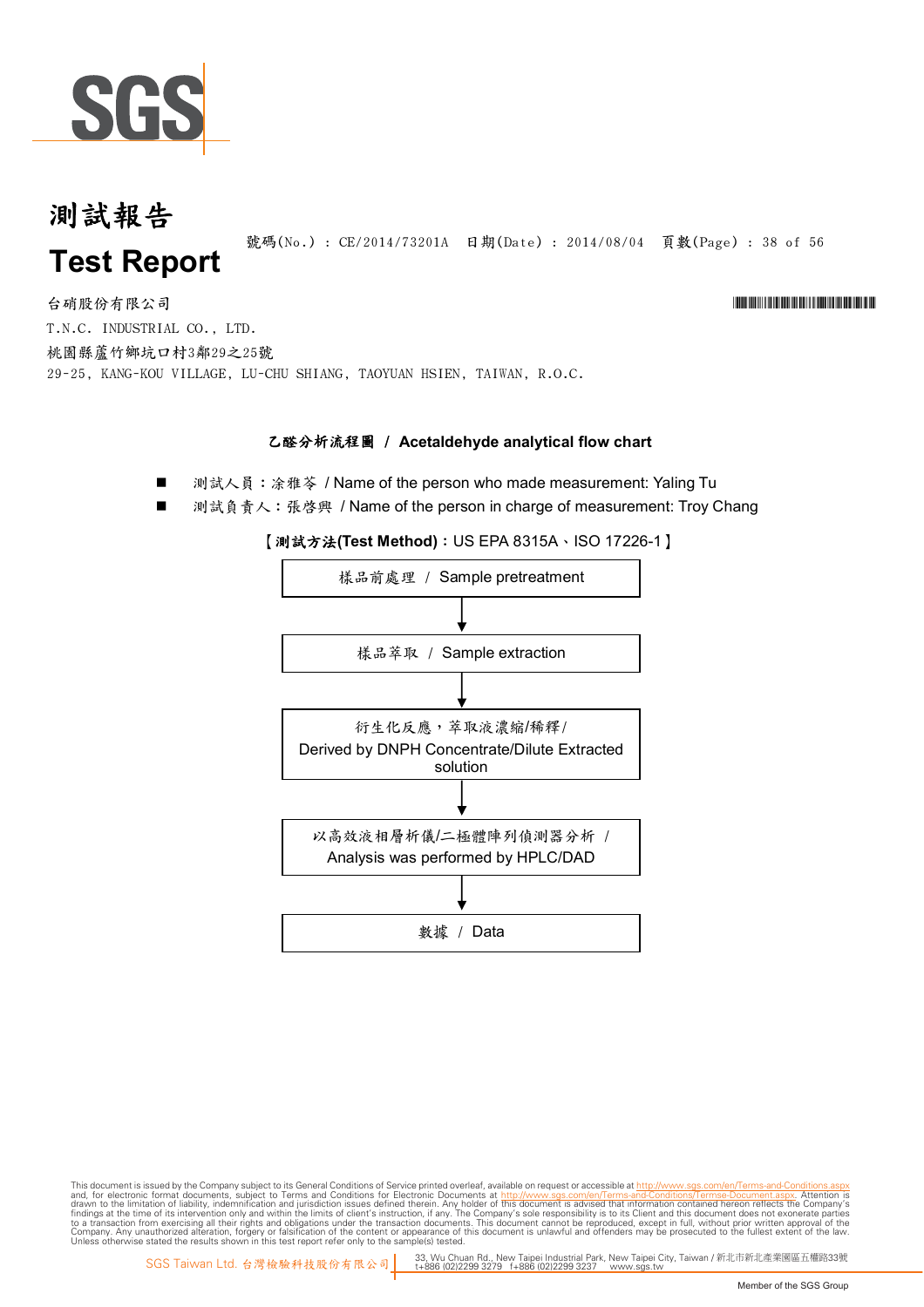# 測試報告

# Test Report

號碼(No.) : CE/2014/73201A 日期(Date) : 2014/08/04

台硝股份有限公司

T.N.C. INDUSTRIAL CO., LTD.

桃園縣蘆竹鄉坑口村3鄰29之25號

29-25, KANG-KOU VILLAGE, LU-CHU SHIANG, TAOYUAN HSIEN, TAIWAN, R.O.C.

## 乙醛分析流程圖 / Acetaldehyde analytical flow chart

- 測試人員：涂雅苓 / Name of the person who made measurement: Yaling Tu
- 測試負責人：張啓興 / Name of the person in charge of measurement: Troy Chang

【測試方法(Test Method)：US EPA 8315A、ISO 17226-1】

樣品前處理 / Sample pretreatment

↓

樣品萃取 / Sample extraction

↓

衍生化反應，萃取液濃縮/稀釋/ Derived by DNPH Concentrate/Dilute Extracted solution

↓

以高效液相層析儀/二極體陣列偵測器分析 / Analysis was performed by HPLC/DAD

↓

數據 / Data

This document is issued by the Company subject to its General Conditions of Service printed overleaf, available on request or accessible at http://www.sgs.com/en/Terms-and-Conditions.aspx and, for electronic format documents, subject to Terms and Conditions for Electronic Documents at http://www.sgs.com/en/Terms-and-Conditions/Termse-Document.aspx. Attention is drawn to the limitation of liability, indemnification and jurisdiction issues defined therein. Any holder of this document is advised that information contained hereon reflects the Company's findings at the time of its intervention only and within the limits of client's instruction, if any. The Company's sole responsibility is to its Client and this document does not exonerate parties to a transaction from exercising all their rights and obligations under the transaction documents. This document cannot be reproduced, except in full, without prior written approval of the Company. Any unauthorized alteration, forgery or falsification of the content or appearance of this document is unlawful and offenders may be prosecuted to the fullest extent of the law. Unless otherwise stated the results shown in this test report refer only to the sample(s) tested.

SGS Taiwan Ltd. 台灣檢驗科技股份有限公司 | 33, Wu Chuan Rd., New Taipei Industrial Park, New Taipei City, Taiwan / 新北市新北產業園區五權路33號 t+886 (02)2299 3279 f+886 (02)2299 3237 www.sgs.tw

Member of the SGS Group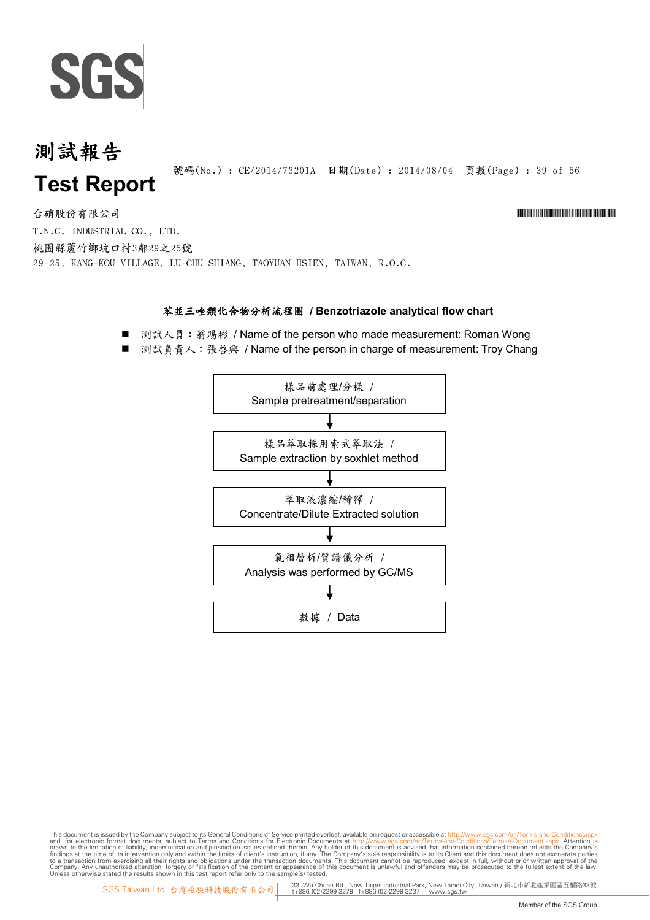# 測試報告

# Test Report

號碼(No.) : CE/2014/73201A　日期(Date) : 2014/08/04

台硝股份有限公司

T.N.C. INDUSTRIAL CO., LTD.

桃園縣蘆竹鄉坑口村3鄰29之25號

29-25, KANG-KOU VILLAGE, LU-CHU SHIANG, TAOYUAN HSIEN, TAIWAN, R.O.C.

## 苯並三唑類化合物分析流程圖 / Benzotriazole analytical flow chart

- 測試人員：翁賜彬 / Name of the person who made measurement: Roman Wong
- 測試負責人：張啓興 / Name of the person in charge of measurement: Troy Chang

樣品前處理/分樣 / Sample pretreatment/separation

↓

樣品萃取採用索式萃取法 / Sample extraction by soxhlet method

↓

萃取液濃縮/稀釋 / Concentrate/Dilute Extracted solution

↓

氣相層析/質譜儀分析 / Analysis was performed by GC/MS

↓

數據 / Data

This document is issued by the Company subject to its General Conditions of Service printed overleaf, available on request or accessible at http://www.sgs.com/en/Terms-and-Conditions.aspx and, for electronic format documents, subject to Terms and Conditions for Electronic Documents at http://www.sgs.com/en/Terms-and-Conditions/Termse-Document.aspx. Attention is drawn to the limitation of liability, indemnification and jurisdiction issues defined therein. Any holder of this document is advised that information contained hereon reflects the Company's findings at the time of its intervention only and within the limits of client's instruction, if any. The Company's sole responsibility is to its Client and this document does not exonerate parties to a transaction from exercising all their rights and obligations under the transaction documents. This document cannot be reproduced, except in full, without prior written approval of the Company. Any unauthorized alteration, forgery or falsification of the content or appearance of this document is unlawful and offenders may be prosecuted to the fullest extent of the law. Unless otherwise stated the results shown in this test report refer only to the sample(s) tested.

SGS Taiwan Ltd. 台灣檢驗科技股份有限公司 | 33, Wu Chuan Rd., New Taipei Industrial Park, New Taipei City, Taiwan / 新北市新北產業園區五權路33號 t+886 (02)2299 3279 f+886 (02)2299 3237 www.sgs.tw

Member of the SGS Group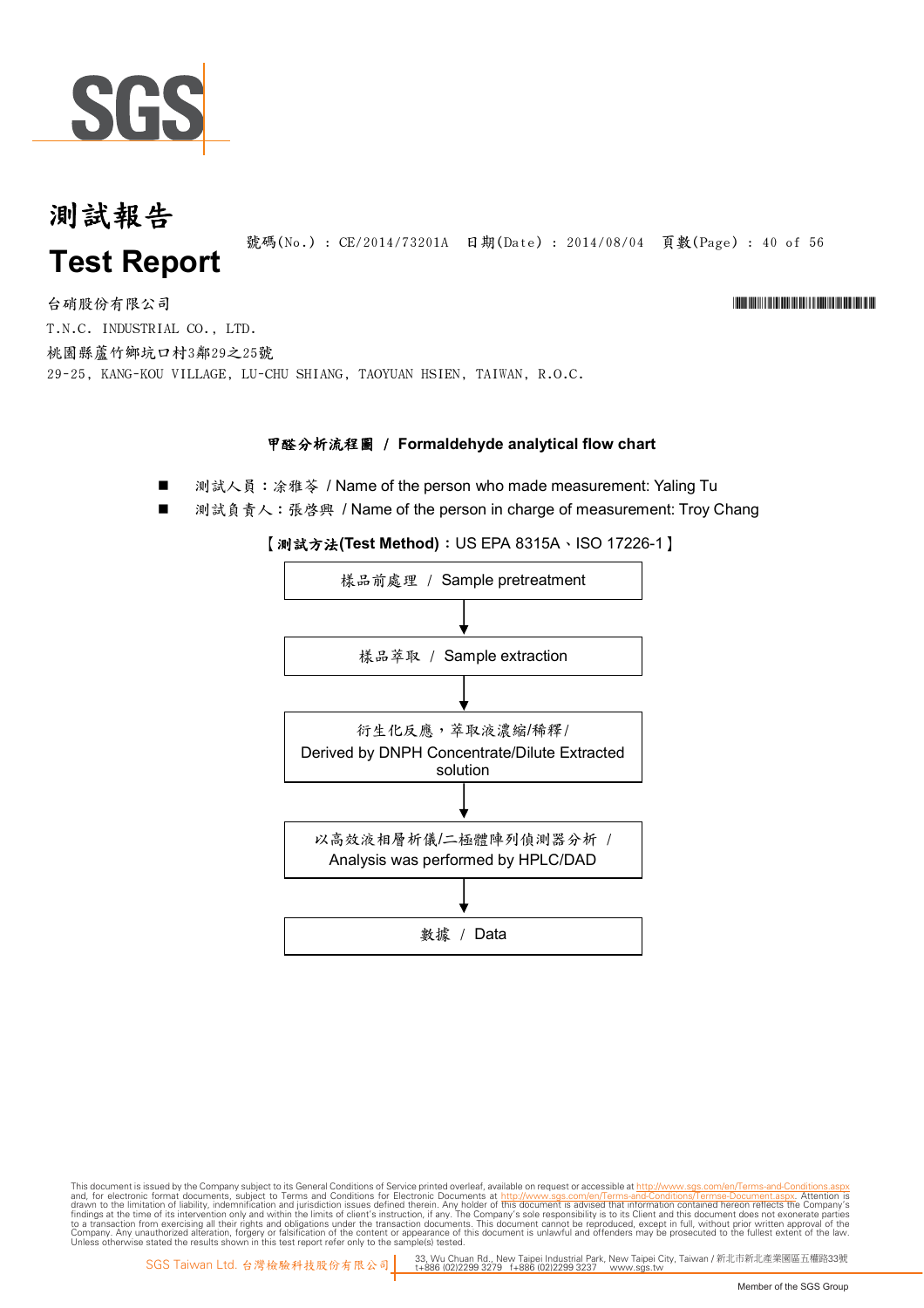# 測試報告

# Test Report

號碼(No.) : CE/2014/73201A　日期(Date) : 2014/08/04

台硝股份有限公司

T.N.C. INDUSTRIAL CO., LTD.

桃園縣蘆竹鄉坑口村3鄰29之25號

29-25, KANG-KOU VILLAGE, LU-CHU SHIANG, TAOYUAN HSIEN, TAIWAN, R.O.C.

## 甲醛分析流程圖 / Formaldehyde analytical flow chart

- 測試人員：涂雅苓 / Name of the person who made measurement: Yaling Tu
- 測試負責人：張啓興 / Name of the person in charge of measurement: Troy Chang

【測試方法(Test Method)：US EPA 8315A、ISO 17226-1】

樣品前處理 / Sample pretreatment

↓

樣品萃取 / Sample extraction

↓

衍生化反應，萃取液濃縮/稀釋/ Derived by DNPH Concentrate/Dilute Extracted solution

↓

以高效液相層析儀/二極體陣列偵測器分析 / Analysis was performed by HPLC/DAD

↓

數據 / Data

This document is issued by the Company subject to its General Conditions of Service printed overleaf, available on request or accessible at http://www.sgs.com/en/Terms-and-Conditions.aspx and, for electronic format documents, subject to Terms and Conditions for Electronic Documents at http://www.sgs.com/en/Terms-and-Conditions/Termse-Document.aspx. Attention is drawn to the limitation of liability, indemnification and jurisdiction issues defined therein. Any holder of this document is advised that information contained hereon reflects the Company's findings at the time of its intervention only and within the limits of client's instruction, if any. The Company's sole responsibility is to its Client and this document does not exonerate parties to a transaction from exercising all their rights and obligations under the transaction documents. This document cannot be reproduced, except in full, without prior written approval of the Company. Any unauthorized alteration, forgery or falsification of the content or appearance of this document is unlawful and offenders may be prosecuted to the fullest extent of the law. Unless otherwise stated the results shown in this test report refer only to the sample(s) tested.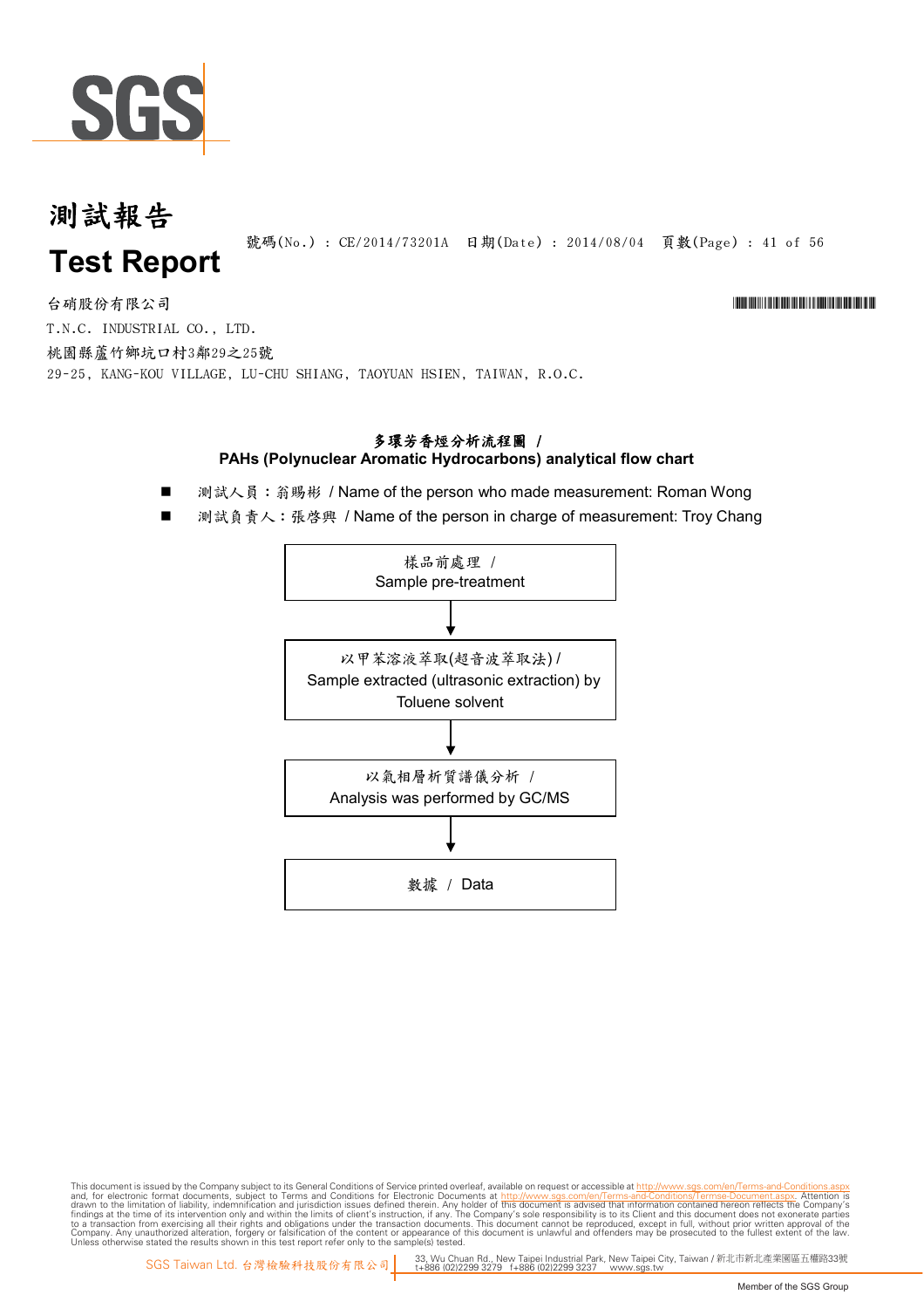# 測試報告

# Test Report

號碼(No.) : CE/2014/73201A 日期(Date) : 2014/08/04

台硝股份有限公司

T.N.C. INDUSTRIAL CO., LTD.

桃園縣蘆竹鄉坑口村3鄰29之25號

29-25, KANG-KOU VILLAGE, LU-CHU SHIANG, TAOYUAN HSIEN, TAIWAN, R.O.C.

## 多環芳香烴分析流程圖 / PAHs (Polynuclear Aromatic Hydrocarbons) analytical flow chart

- 測試人員：翁賜彬 / Name of the person who made measurement: Roman Wong
- 測試負責人：張啓興 / Name of the person in charge of measurement: Troy Chang

樣品前處理 / Sample pre-treatment

↓

以甲苯溶液萃取(超音波萃取法) / Sample extracted (ultrasonic extraction) by Toluene solvent

↓

以氣相層析質譜儀分析 / Analysis was performed by GC/MS

↓

數據 / Data

This document is issued by the Company subject to its General Conditions of Service printed overleaf, available on request or accessible at http://www.sgs.com/en/Terms-and-Conditions.aspx and, for electronic format documents, subject to Terms and Conditions for Electronic Documents at http://www.sgs.com/en/Terms-and-Conditions/Termse-Document.aspx. Attention is drawn to the limitation of liability, indemnification and jurisdiction issues defined therein. Any holder of this document is advised that information contained hereon reflects the Company's findings at the time of its intervention only and within the limits of client's instruction, if any. The Company's sole responsibility is to its Client and this document does not exonerate parties to a transaction from exercising all their rights and obligations under the transaction documents. This document cannot be reproduced, except in full, without prior written approval of the Company. Any unauthorized alteration, forgery or falsification of the content or appearance of this document is unlawful and offenders may be prosecuted to the fullest extent of the law. Unless otherwise stated the results shown in this test report refer only to the sample(s) tested.

SGS Taiwan Ltd. 台灣檢驗科技股份有限公司 | 33, Wu Chuan Rd., New Taipei Industrial Park, New Taipei City, Taiwan / 新北市新北產業園區五權路33號 t+886 (02)2299 3279 f+886 (02)2299 3237 www.sgs.tw

Member of the SGS Group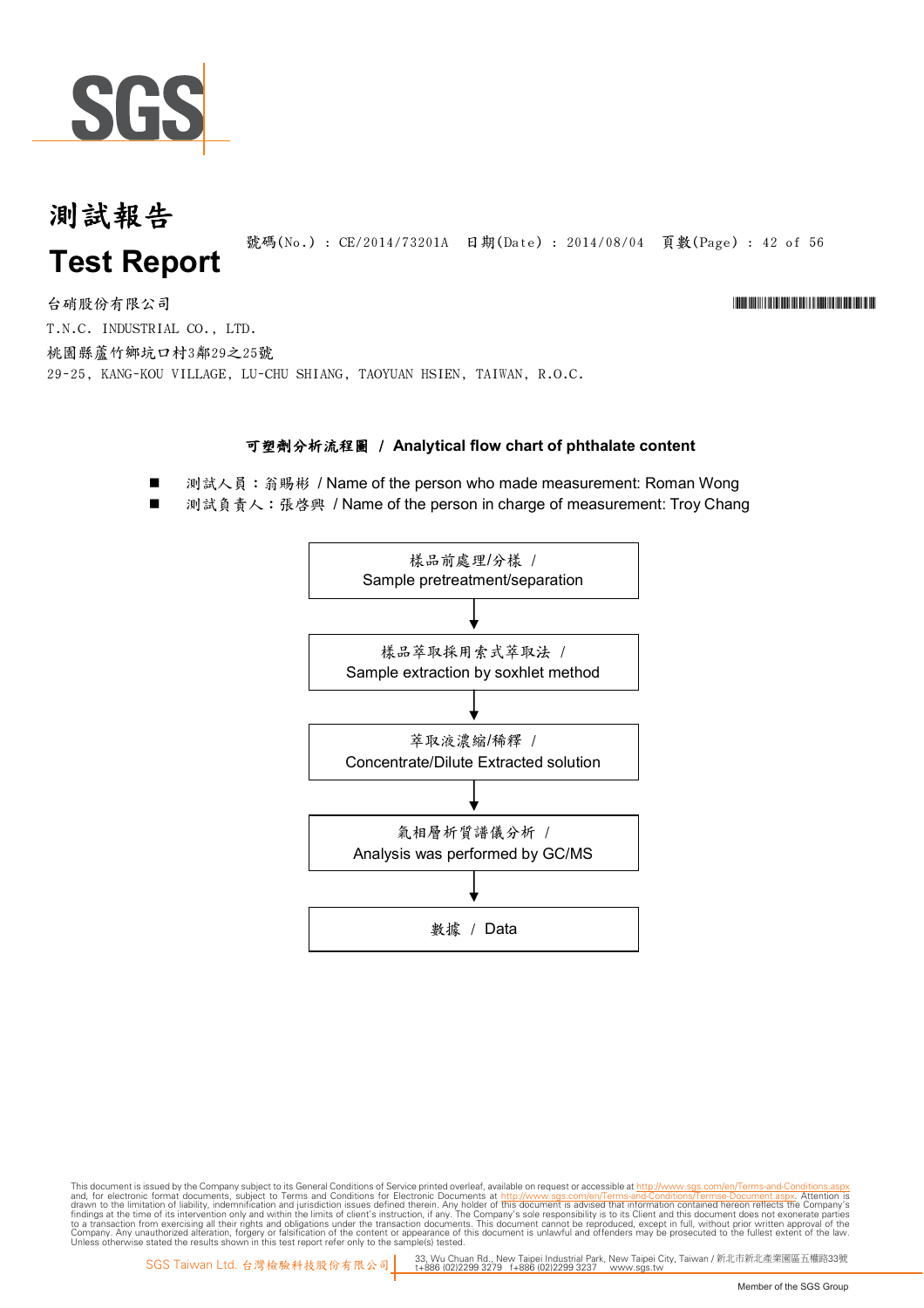# 測試報告

# Test Report

號碼(No.) : CE/2014/73201A 日期(Date) : 2014/08/04

台硝股份有限公司

T.N.C. INDUSTRIAL CO., LTD.

桃園縣蘆竹鄉坑口村3鄰29之25號

29-25, KANG-KOU VILLAGE, LU-CHU SHIANG, TAOYUAN HSIEN, TAIWAN, R.O.C.

## 可塑劑分析流程圖 / Analytical flow chart of phthalate content

- 測試人員：翁賜彬 / Name of the person who made measurement: Roman Wong
- 測試負責人：張啓興 / Name of the person in charge of measurement: Troy Chang

樣品前處理/分樣 / Sample pretreatment/separation

↓

樣品萃取採用索式萃取法 / Sample extraction by soxhlet method

↓

萃取液濃縮/稀釋 / Concentrate/Dilute Extracted solution

↓

氣相層析質譜儀分析 / Analysis was performed by GC/MS

↓

數據 / Data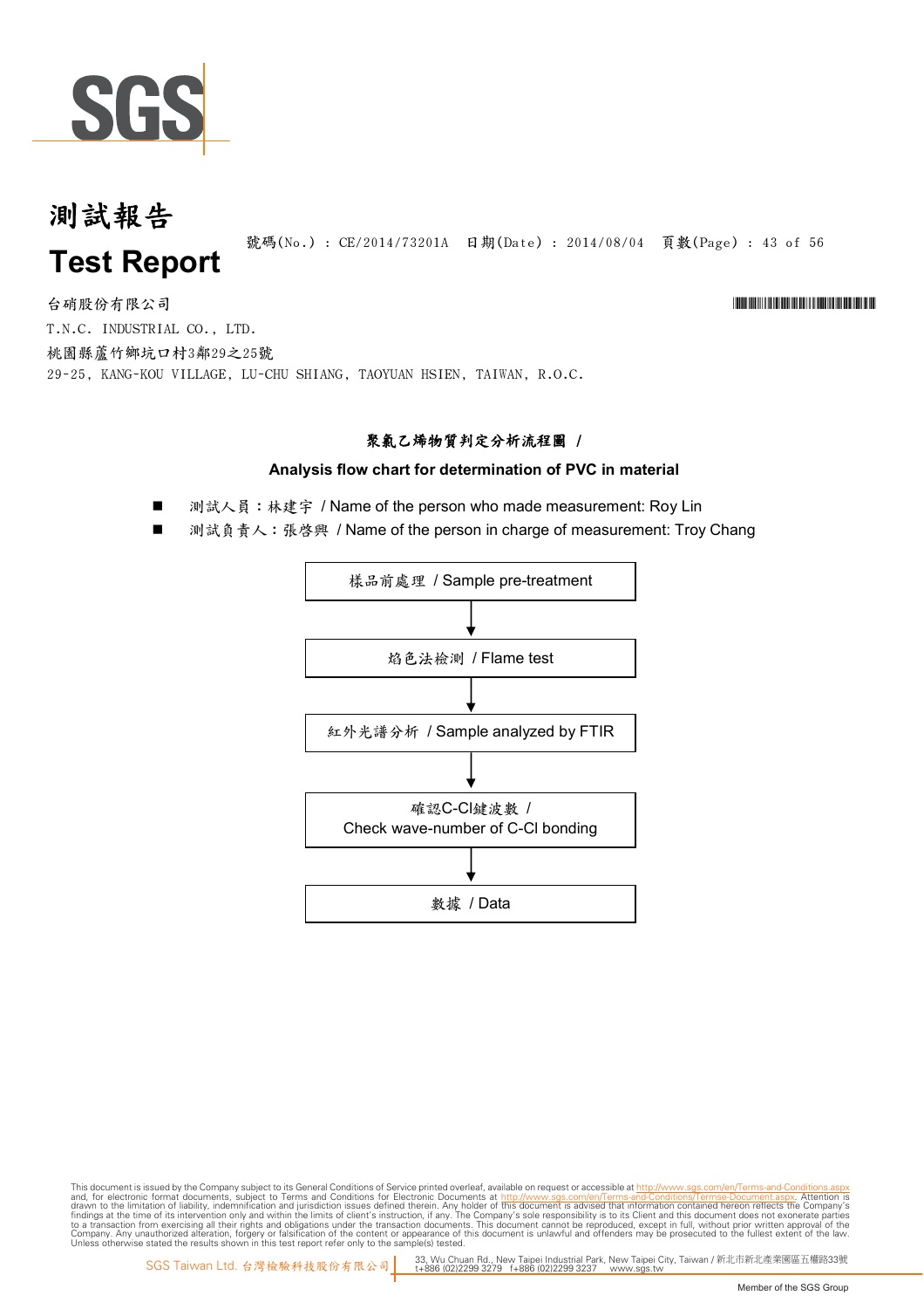# 測試報告

# Test Report

號碼(No.) : CE/2014/73201A 日期(Date) : 2014/08/04

台硝股份有限公司

T.N.C. INDUSTRIAL CO., LTD.

桃園縣蘆竹鄉坑口村3鄰29之25號

29-25, KANG-KOU VILLAGE, LU-CHU SHIANG, TAOYUAN HSIEN, TAIWAN, R.O.C.

## 聚氯乙烯物質判定分析流程圖 /

## Analysis flow chart for determination of PVC in material

- 測試人員：林建宇 / Name of the person who made measurement: Roy Lin
- 測試負責人：張啓興 / Name of the person in charge of measurement: Troy Chang

樣品前處理 / Sample pre-treatment

↓

焰色法檢測 / Flame test

↓

紅外光譜分析 / Sample analyzed by FTIR

↓

確認C-Cl鍵波數 / Check wave-number of C-Cl bonding

↓

數據 / Data

This document is issued by the Company subject to its General Conditions of Service printed overleaf, available on request or accessible at http://www.sgs.com/en/Terms-and-Conditions.aspx and, for electronic format documents, subject to Terms and Conditions for Electronic Documents at http://www.sgs.com/en/Terms-and-Conditions/Termse-Document.aspx. Attention is drawn to the limitation of liability, indemnification and jurisdiction issues defined therein. Any holder of this document is advised that information contained hereon reflects the Company's findings at the time of its intervention only and within the limits of client's instruction, if any. The Company's sole responsibility is to its Client and this document does not exonerate parties to a transaction from exercising all their rights and obligations under the transaction documents. This document cannot be reproduced, except in full, without prior written approval of the Company. Any unauthorized alteration, forgery or falsification of the content or appearance of this document is unlawful and offenders may be prosecuted to the fullest extent of the law. Unless otherwise stated the results shown in this test report refer only to the sample(s) tested.

SGS Taiwan Ltd. 台灣檢驗科技股份有限公司 | 33, Wu Chuan Rd., New Taipei Industrial Park, New Taipei City, Taiwan / 新北市新北產業園區五權路33號 t+886 (02)2299 3279 f+886 (02)2299 3237 www.sgs.tw

Member of the SGS Group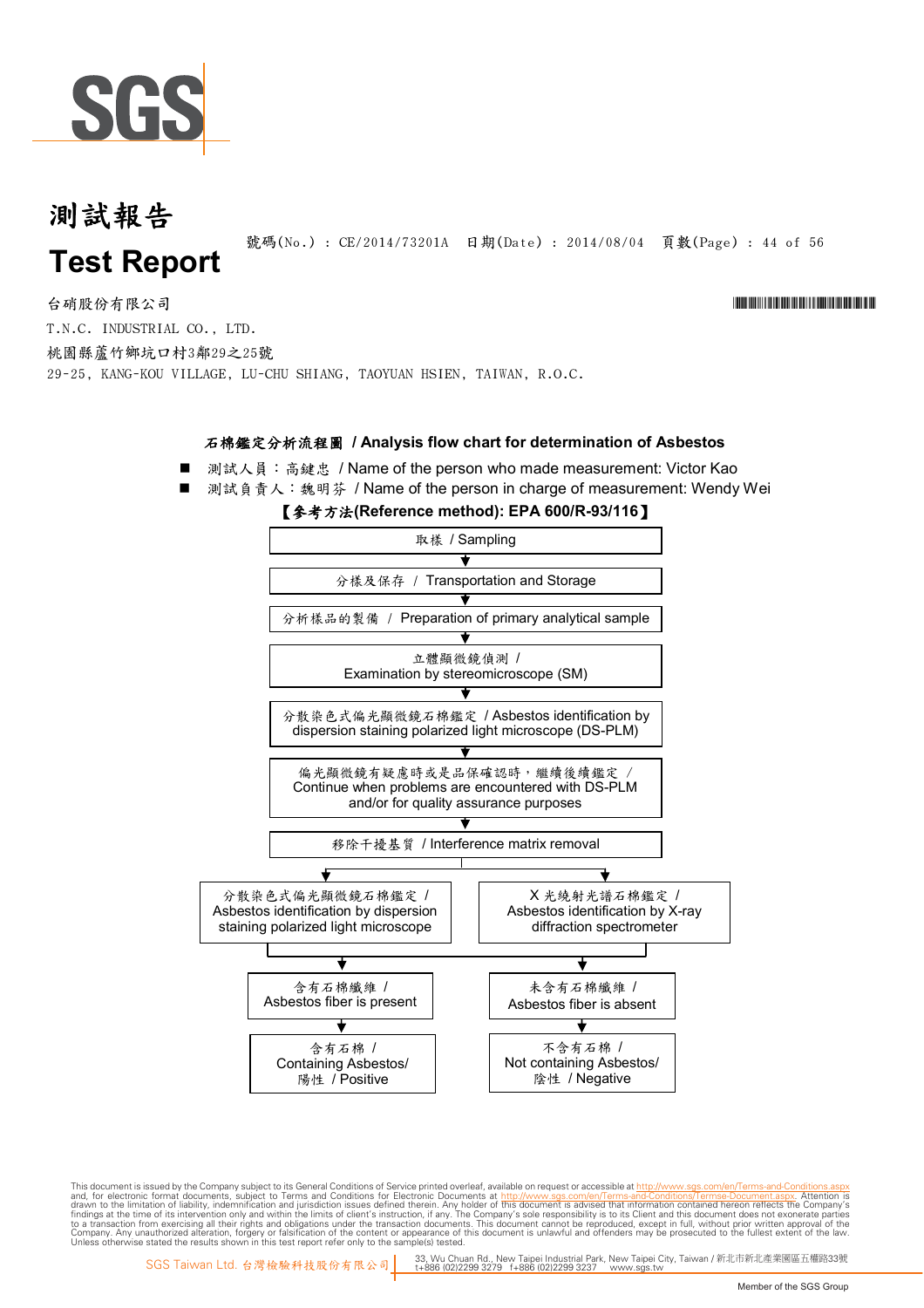# 測試報告

# Test Report

號碼(No.) : CE/2014/73201A 日期(Date) : 2014/08/04

台硝股份有限公司

T.N.C. INDUSTRIAL CO., LTD.

桃園縣蘆竹鄉坑口村3鄰29之25號

29-25, KANG-KOU VILLAGE, LU-CHU SHIANG, TAOYUAN HSIEN, TAIWAN, R.O.C.

## 石棉鑑定分析流程圖 / Analysis flow chart for determination of Asbestos

- 測試人員：高鍵忠 / Name of the person who made measurement: Victor Kao
- 測試負責人：魏明芬 / Name of the person in charge of measurement: Wendy Wei

**【參考方法(Reference method): EPA 600/R-93/116】**

1. 取樣 / Sampling
2. 分樣及保存 / Transportation and Storage
3. 分析樣品的製備 / Preparation of primary analytical sample
4. 立體顯微鏡偵測 / Examination by stereomicroscope (SM)
5. 分散染色式偏光顯微鏡石棉鑑定 / Asbestos identification by dispersion staining polarized light microscope (DS-PLM)
6. 偏光顯微鏡有疑慮時或是品保確認時，繼續後續鑑定 / Continue when problems are encountered with DS-PLM and/or for quality assurance purposes
7. 移除干擾基質 / Interference matrix removal
8. 分散染色式偏光顯微鏡石棉鑑定 / Asbestos identification by dispersion staining polarized light microscope **and** X光繞射光譜石棉鑑定 / Asbestos identification by X-ray diffraction spectrometer
9. Results:
   - 含有石棉纖維 / Asbestos fiber is present → 含有石棉 / Containing Asbestos/ 陽性 / Positive
   - 未含有石棉纖維 / Asbestos fiber is absent → 不含有石棉 / Not containing Asbestos/ 陰性 / Negative

This document is issued by the Company subject to its General Conditions of Service printed overleaf, available on request or accessible at http://www.sgs.com/en/Terms-and-Conditions.aspx and, for electronic format documents, subject to Terms and Conditions for Electronic Documents at http://www.sgs.com/en/Terms-and-Conditions/Termse-Document.aspx. Attention is drawn to the limitation of liability, indemnification and jurisdiction issues defined therein. Any holder of this document is advised that information contained hereon reflects the Company's findings at the time of its intervention only and within the limits of client's instruction, if any. The Company's sole responsibility is to its Client and this document does not exonerate parties to a transaction from exercising all their rights and obligations under the transaction documents. This document cannot be reproduced, except in full, without prior written approval of the Company. Any unauthorized alteration, forgery or falsification of the content or appearance of this document is unlawful and offenders may be prosecuted to the fullest extent of the law. Unless otherwise stated the results shown in this test report refer only to the sample(s) tested.

SGS Taiwan Ltd. 台灣檢驗科技股份有限公司 | 33, Wu Chuan Rd., New Taipei Industrial Park, New Taipei City, Taiwan / 新北市新北產業園區五權路33號 t+886 (02)2299 3279 f+886 (02)2299 3237 www.sgs.tw

Member of the SGS Group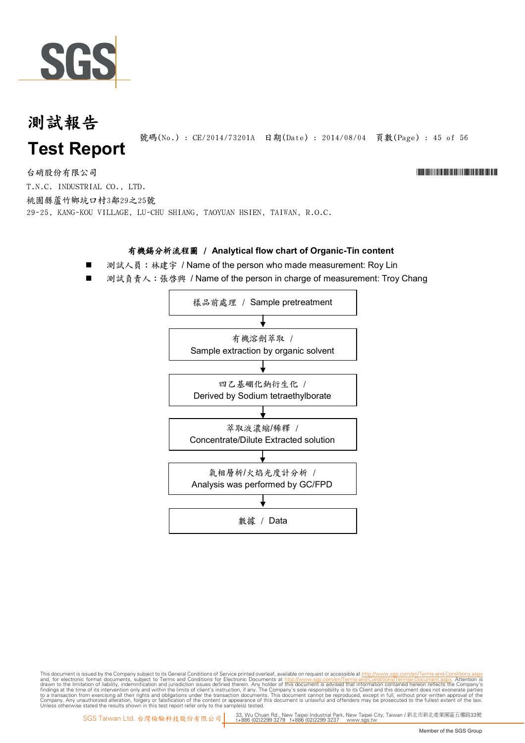# 測試報告

# Test Report

號碼(No.) : CE/2014/73201A 日期(Date) : 2014/08/04

台硝股份有限公司

T.N.C. INDUSTRIAL CO., LTD.

桃園縣蘆竹鄉坑口村3鄰29之25號

29-25, KANG-KOU VILLAGE, LU-CHU SHIANG, TAOYUAN HSIEN, TAIWAN, R.O.C.

## 有機錫分析流程圖 / Analytical flow chart of Organic-Tin content

- 測試人員：林建宇 / Name of the person who made measurement: Roy Lin
- 測試負責人：張啓興 / Name of the person in charge of measurement: Troy Chang

樣品前處理 / Sample pretreatment

↓

有機溶劑萃取 / Sample extraction by organic solvent

↓

四乙基硼化鈉衍生化 / Derived by Sodium tetraethylborate

↓

萃取液濃縮/稀釋 / Concentrate/Dilute Extracted solution

↓

氣相層析/火焰光度計分析 / Analysis was performed by GC/FPD

↓

數據 / Data

This document is issued by the Company subject to its General Conditions of Service printed overleaf, available on request or accessible at http://www.sgs.com/en/Terms-and-Conditions.aspx and, for electronic format documents, subject to Terms and Conditions for Electronic Documents at http://www.sgs.com/en/Terms-and-Conditions/Terms-e-Document.aspx. Attention is drawn to the limitation of liability, indemnification and jurisdiction issues defined therein. Any holder of this document is advised that information contained hereon reflects the Company's findings at the time of its intervention only and within the limits of client's instruction, if any. The Company's sole responsibility is to its Client and this document does not exonerate parties to a transaction from exercising all their rights and obligations under the transaction documents. This document cannot be reproduced, except in full, without prior written approval of the Company. Any unauthorized alteration, forgery or falsification of the content or appearance of this document is unlawful and offenders may be prosecuted to the fullest extent of the law. Unless otherwise stated the results shown in this test report refer only to the sample(s) tested.

SGS Taiwan Ltd. 台灣檢驗科技股份有限公司 | 33, Wu Chuan Rd., New Taipei Industrial Park, New Taipei City, Taiwan / 新北市新北產業園區五權路33號 t+886 (02)2299 3279 f+886 (02)2299 3237 www.sgs.tw

Member of the SGS Group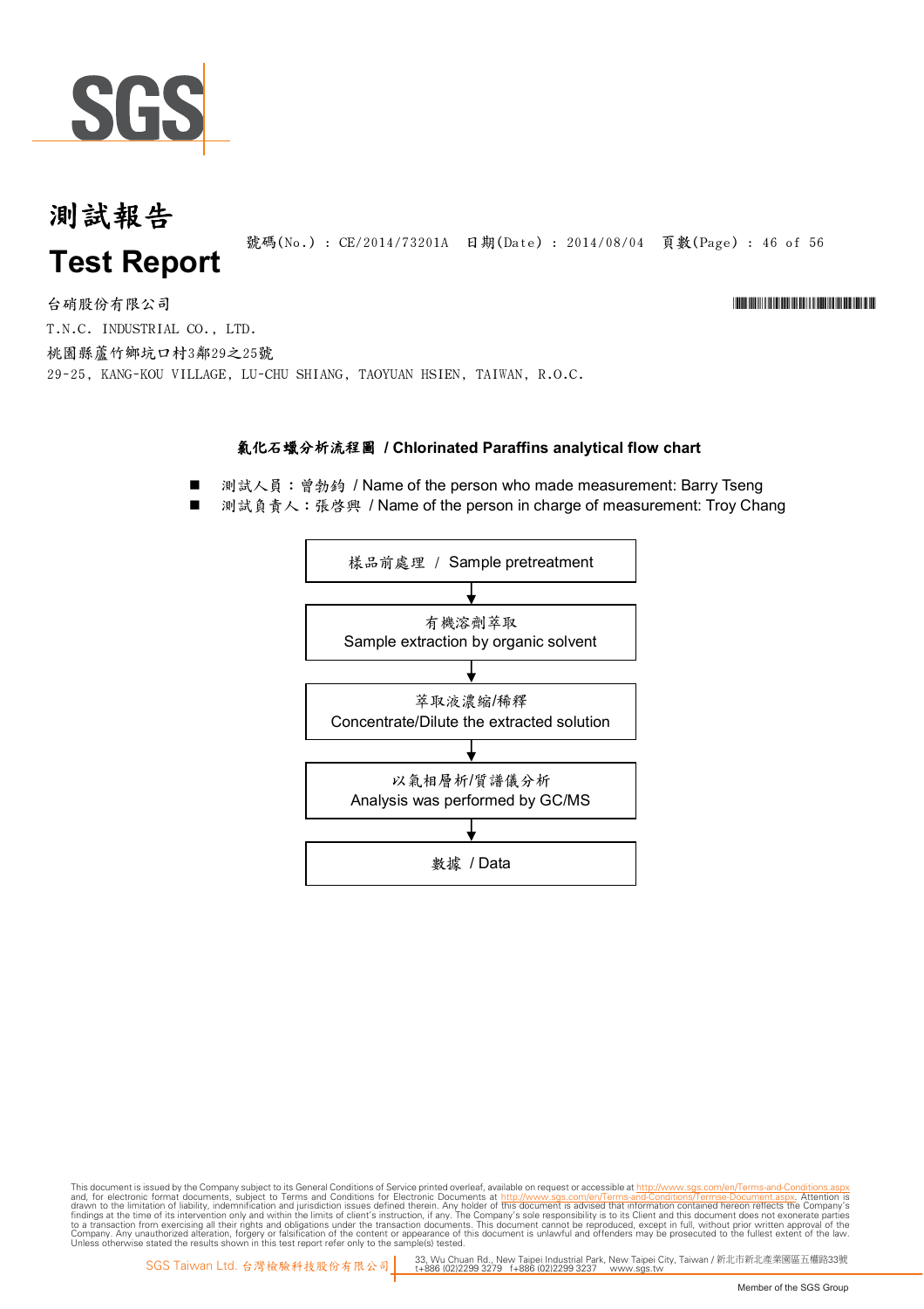# 測試報告

# Test Report

號碼(No.) : CE/2014/73201A　日期(Date) : 2014/08/04

台硝股份有限公司

T.N.C. INDUSTRIAL CO., LTD.

桃園縣蘆竹鄉坑口村3鄰29之25號

29-25, KANG-KOU VILLAGE, LU-CHU SHIANG, TAOYUAN HSIEN, TAIWAN, R.O.C.

## 氯化石蠟分析流程圖 / Chlorinated Paraffins analytical flow chart

- 測試人員：曾勃鈞 / Name of the person who made measurement: Barry Tseng
- 測試負責人：張啓興 / Name of the person in charge of measurement: Troy Chang

樣品前處理 / Sample pretreatment

↓

有機溶劑萃取
Sample extraction by organic solvent

↓

萃取液濃縮/稀釋
Concentrate/Dilute the extracted solution

↓

以氣相層析/質譜儀分析
Analysis was performed by GC/MS

↓

數據 / Data

This document is issued by the Company subject to its General Conditions of Service printed overleaf, available on request or accessible at http://www.sgs.com/en/Terms-and-Conditions.aspx and, for electronic format documents, subject to Terms and Conditions for Electronic Documents at http://www.sgs.com/en/Terms-and-Conditions/Termse-Document.aspx. Attention is drawn to the limitation of liability, indemnification and jurisdiction issues defined therein. Any holder of this document is advised that information contained hereon reflects the Company's findings at the time of its intervention only and within the limits of client's instruction, if any. The Company's sole responsibility is to its Client and this document does not exonerate parties to a transaction from exercising all their rights and obligations under the transaction documents. This document cannot be reproduced, except in full, without prior written approval of the Company. Any unauthorized alteration, forgery or falsification of the content or appearance of this document is unlawful and offenders may be prosecuted to the fullest extent of the law. Unless otherwise stated the results shown in this test report refer only to the sample(s) tested.

SGS Taiwan Ltd. 台灣檢驗科技股份有限公司 | 33, Wu Chuan Rd., New Taipei Industrial Park, New Taipei City, Taiwan / 新北市新北產業園區五權路33號 t+886 (02)2299 3279 f+886 (02)2299 3237 www.sgs.tw

Member of the SGS Group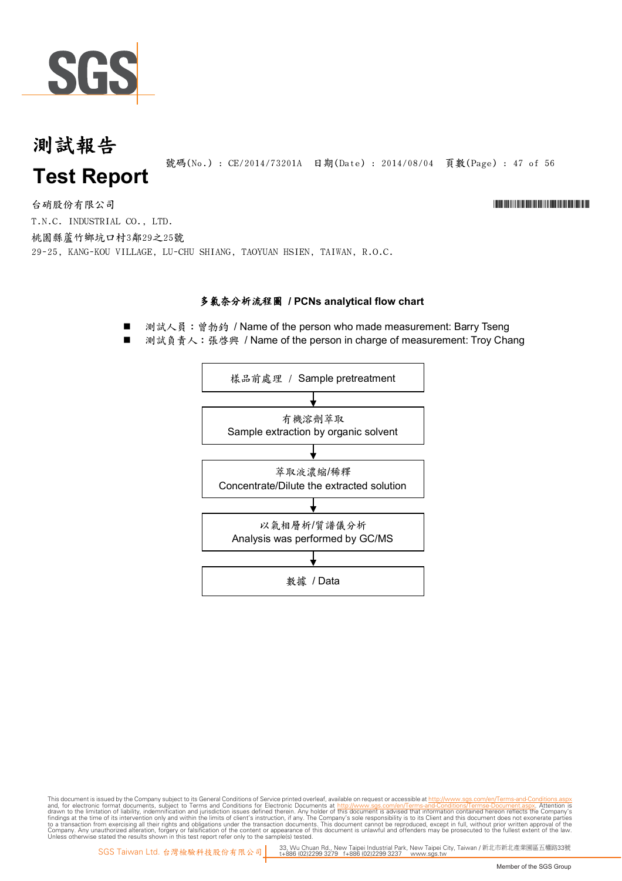# 測試報告

# Test Report

號碼(No.) : CE/2014/73201A 日期(Date) : 2014/08/04

台硝股份有限公司
T.N.C. INDUSTRIAL CO., LTD.
桃園縣蘆竹鄉坑口村3鄰29之25號
29-25, KANG-KOU VILLAGE, LU-CHU SHIANG, TAOYUAN HSIEN, TAIWAN, R.O.C.

## 多氯奈分析流程圖 / PCNs analytical flow chart

- 測試人員：曾勃鈞 / Name of the person who made measurement: Barry Tseng
- 測試負責人：張啓興 / Name of the person in charge of measurement: Troy Chang

樣品前處理 / Sample pretreatment

↓

有機溶劑萃取
Sample extraction by organic solvent

↓

萃取液濃縮/稀釋
Concentrate/Dilute the extracted solution

↓

以氣相層析/質譜儀分析
Analysis was performed by GC/MS

↓

數據 / Data

This document is issued by the Company subject to its General Conditions of Service printed overleaf, available on request or accessible at http://www.sgs.com/en/Terms-and-Conditions.aspx and, for electronic format documents, subject to Terms and Conditions for Electronic Documents at http://www.sgs.com/en/Terms-and-Conditions/Termse-Document.aspx. Attention is drawn to the limitation of liability, indemnification and jurisdiction issues defined therein. Any holder of this document is advised that information contained hereon reflects the Company's findings at the time of its intervention only and within the limits of client's instruction, if any. The Company's sole responsibility is to its Client and this document does not exonerate parties to a transaction from exercising all their rights and obligations under the transaction documents. This document cannot be reproduced, except in full, without prior written approval of the Company. Any unauthorized alteration, forgery or falsification of the content or appearance of this document is unlawful and offenders may be prosecuted to the fullest extent of the law. Unless otherwise stated the results shown in this test report refer only to the sample(s) tested.

SGS Taiwan Ltd. 台灣檢驗科技股份有限公司 | 33, Wu Chuan Rd., New Taipei Industrial Park, New Taipei City, Taiwan / 新北市新北產業園區五權路33號 t+886 (02)2299 3279 f+886 (02)2299 3237 www.sgs.tw

Member of the SGS Group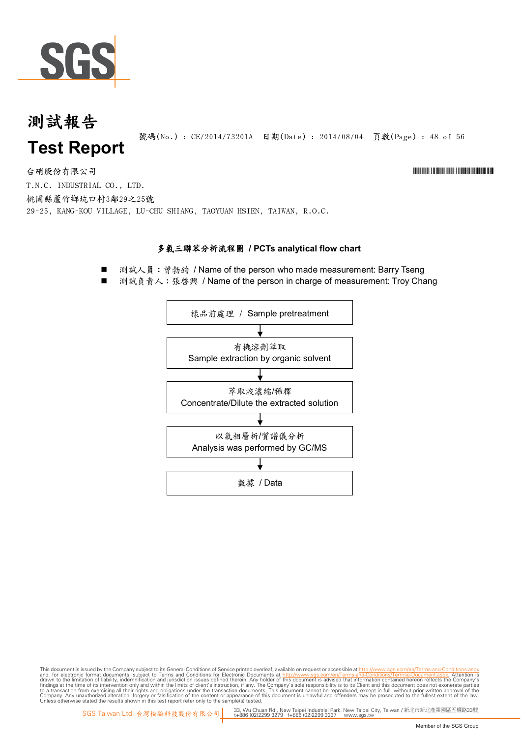# 測試報告

# Test Report

號碼(No.) : CE/2014/73201A 日期(Date) : 2014/08/04

台硝股份有限公司

T.N.C. INDUSTRIAL CO., LTD.

桃園縣蘆竹鄉坑口村3鄰29之25號

29-25, KANG-KOU VILLAGE, LU-CHU SHIANG, TAOYUAN HSIEN, TAIWAN, R.O.C.

## 多氯三聯苯分析流程圖 / PCTs analytical flow chart

- 測試人員：曾勃鈞 / Name of the person who made measurement: Barry Tseng
- 測試負責人：張啓興 / Name of the person in charge of measurement: Troy Chang

樣品前處理 / Sample pretreatment

↓

有機溶劑萃取
Sample extraction by organic solvent

↓

萃取液濃縮/稀釋
Concentrate/Dilute the extracted solution

↓

以氣相層析/質譜儀分析
Analysis was performed by GC/MS

↓

數據 / Data

This document is issued by the Company subject to its General Conditions of Service printed overleaf, available on request or accessible at http://www.sgs.com/en/Terms-and-Conditions.aspx and, for electronic format documents, subject to Terms and Conditions for Electronic Documents at http://www.sgs.com/en/Terms-and-Conditions/Termse-Document.aspx. Attention is drawn to the limitation of liability, indemnification and jurisdiction issues defined therein. Any holder of this document is advised that information contained hereon reflects the Company's findings at the time of its intervention only and within the limits of client's instruction, if any. The Company's sole responsibility is to its Client and this document does not exonerate parties to a transaction from exercising all their rights and obligations under the transaction documents. This document cannot be reproduced, except in full, without prior written approval of the Company. Any unauthorized alteration, forgery or falsification of the content or appearance of this document is unlawful and offenders may be prosecuted to the fullest extent of the law. Unless otherwise stated the results shown in this test report refer only to the sample(s) tested.

SGS Taiwan Ltd. 台灣檢驗科技股份有限公司 | 33, Wu Chuan Rd., New Taipei Industrial Park, New Taipei City, Taiwan / 新北市新北產業園區五權路33號 t+886 (02)2299 3279 f+886 (02)2299 3237 www.sgs.tw

Member of the SGS Group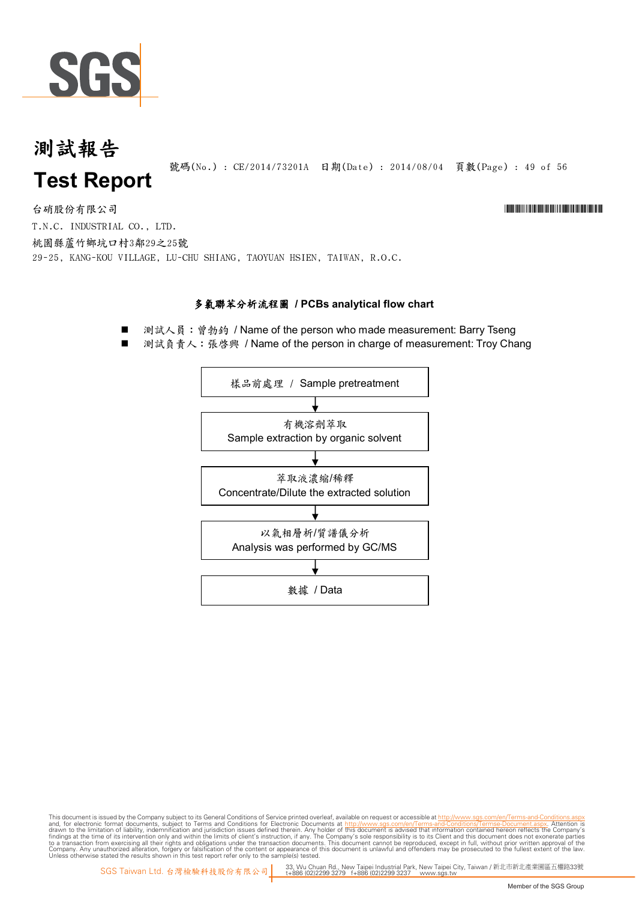# 測試報告

# Test Report

號碼(No.) : CE/2014/73201A 日期(Date) : 2014/08/04

台硝股份有限公司
T.N.C. INDUSTRIAL CO., LTD.
桃園縣蘆竹鄉坑口村3鄰29之25號
29-25, KANG-KOU VILLAGE, LU-CHU SHIANG, TAOYUAN HSIEN, TAIWAN, R.O.C.

## 多氯聯苯分析流程圖 / PCBs analytical flow chart

- 測試人員：曾勃鈞 / Name of the person who made measurement: Barry Tseng
- 測試負責人：張啓興 / Name of the person in charge of measurement: Troy Chang

樣品前處理 / Sample pretreatment

↓

有機溶劑萃取
Sample extraction by organic solvent

↓

萃取液濃縮/稀釋
Concentrate/Dilute the extracted solution

↓

以氣相層析/質譜儀分析
Analysis was performed by GC/MS

↓

數據 / Data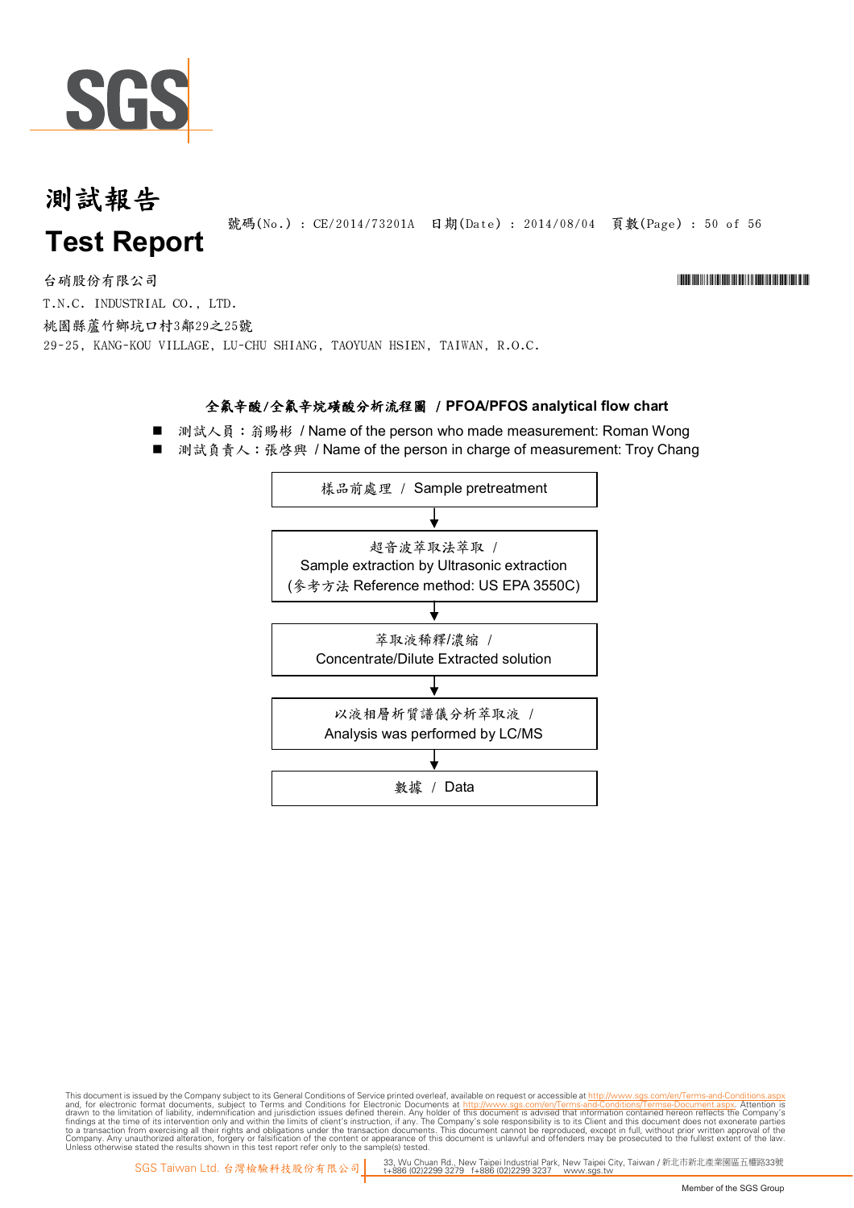# 測試報告

# Test Report

號碼(No.) : CE/2014/73201A 日期(Date) : 2014/08/04

台硝股份有限公司

T.N.C. INDUSTRIAL CO., LTD.

桃園縣蘆竹鄉坑口村3鄰29之25號

29-25, KANG-KOU VILLAGE, LU-CHU SHIANG, TAOYUAN HSIEN, TAIWAN, R.O.C.

## 全氟辛酸/全氟辛烷磺酸分析流程圖 / PFOA/PFOS analytical flow chart

- 測試人員：翁賜彬 / Name of the person who made measurement: Roman Wong
- 測試負責人：張啓興 / Name of the person in charge of measurement: Troy Chang

樣品前處理 / Sample pretreatment

↓

超音波萃取法萃取 / Sample extraction by Ultrasonic extraction (參考方法 Reference method: US EPA 3550C)

↓

萃取液稀釋/濃縮 / Concentrate/Dilute Extracted solution

↓

以液相層析質譜儀分析萃取液 / Analysis was performed by LC/MS

↓

數據 / Data

This document is issued by the Company subject to its General Conditions of Service printed overleaf, available on request or accessible at http://www.sgs.com/en/Terms-and-Conditions.aspx and, for electronic format documents, subject to Terms and Conditions for Electronic Documents at http://www.sgs.com/en/Terms-and-Conditions/Termse-Document.aspx. Attention is drawn to the limitation of liability, indemnification and jurisdiction issues defined therein. Any holder of this document is advised that information contained hereon reflects the Company's findings at the time of its intervention only and within the limits of client's instruction, if any. The Company's sole responsibility is to its Client and this document does not exonerate parties to a transaction from exercising all their rights and obligations under the transaction documents. This document cannot be reproduced, except in full, without prior written approval of the Company. Any unauthorized alteration, forgery or falsification of the content or appearance of this document is unlawful and offenders may be prosecuted to the fullest extent of the law. Unless otherwise stated the results shown in this test report refer only to the sample(s) tested.

SGS Taiwan Ltd. 台灣檢驗科技股份有限公司 | 33, Wu Chuan Rd., New Taipei Industrial Park, New Taipei City, Taiwan / 新北市新北產業園區五權路33號 t+886 (02)2299 3279 f+886 (02)2299 3237 www.sgs.tw

Member of the SGS Group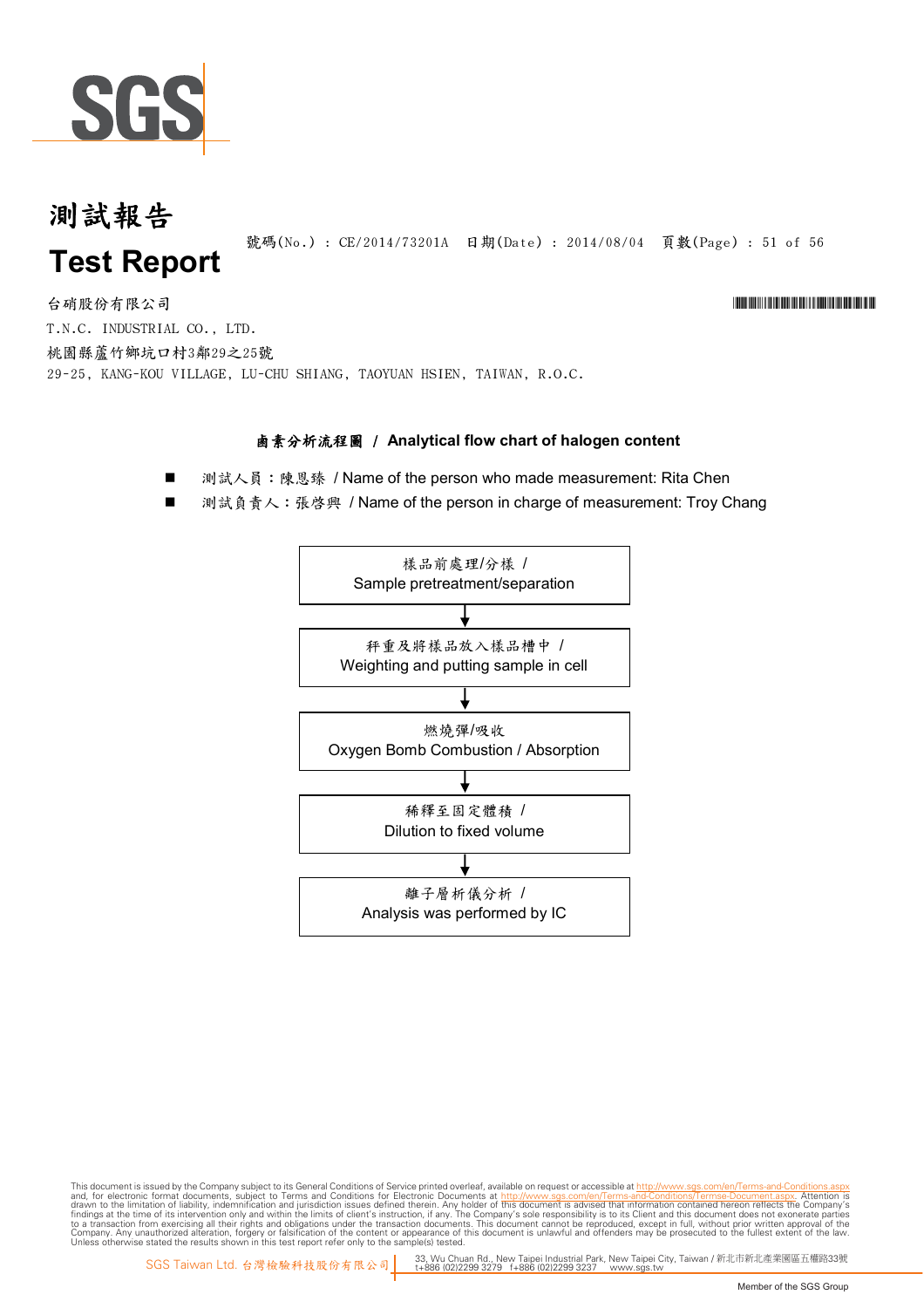# 測試報告

# Test Report

號碼(No.) : CE/2014/73201A 日期(Date) : 2014/08/04

台硝股份有限公司

T.N.C. INDUSTRIAL CO., LTD.

桃園縣蘆竹鄉坑口村3鄰29之25號

29-25, KANG-KOU VILLAGE, LU-CHU SHIANG, TAOYUAN HSIEN, TAIWAN, R.O.C.

## 鹵素分析流程圖 / Analytical flow chart of halogen content

- 測試人員：陳恩臻 / Name of the person who made measurement: Rita Chen
- 測試負責人：張啓興 / Name of the person in charge of measurement: Troy Chang

樣品前處理/分樣 / Sample pretreatment/separation

↓

秤重及將樣品放入樣品槽中 / Weighting and putting sample in cell

↓

燃燒彈/吸收 Oxygen Bomb Combustion / Absorption

↓

稀釋至固定體積 / Dilution to fixed volume

↓

離子層析儀分析 / Analysis was performed by IC

This document is issued by the Company subject to its General Conditions of Service printed overleaf, available on request or accessible at http://www.sgs.com/en/Terms-and-Conditions.aspx and, for electronic format documents, subject to Terms and Conditions for Electronic Documents at http://www.sgs.com/en/Terms-and-Conditions/Termse-Document.aspx. Attention is drawn to the limitation of liability, indemnification and jurisdiction issues defined therein. Any holder of this document is advised that information contained hereon reflects the Company's findings at the time of its intervention only and within the limits of client's instruction, if any. The Company's sole responsibility is to its Client and this document does not exonerate parties to a transaction from exercising all their rights and obligations under the transaction documents. This document cannot be reproduced, except in full, without prior written approval of the Company. Any unauthorized alteration, forgery or falsification of the content or appearance of this document is unlawful and offenders may be prosecuted to the fullest extent of the law. Unless otherwise stated the results shown in this test report refer only to the sample(s) tested.

SGS Taiwan Ltd. 台灣檢驗科技股份有限公司 | 33, Wu Chuan Rd., New Taipei Industrial Park, New Taipei City, Taiwan / 新北市新北產業園區五權路33號 t+886 (02)2299 3279 f+886 (02)2299 3237 www.sgs.tw

Member of the SGS Group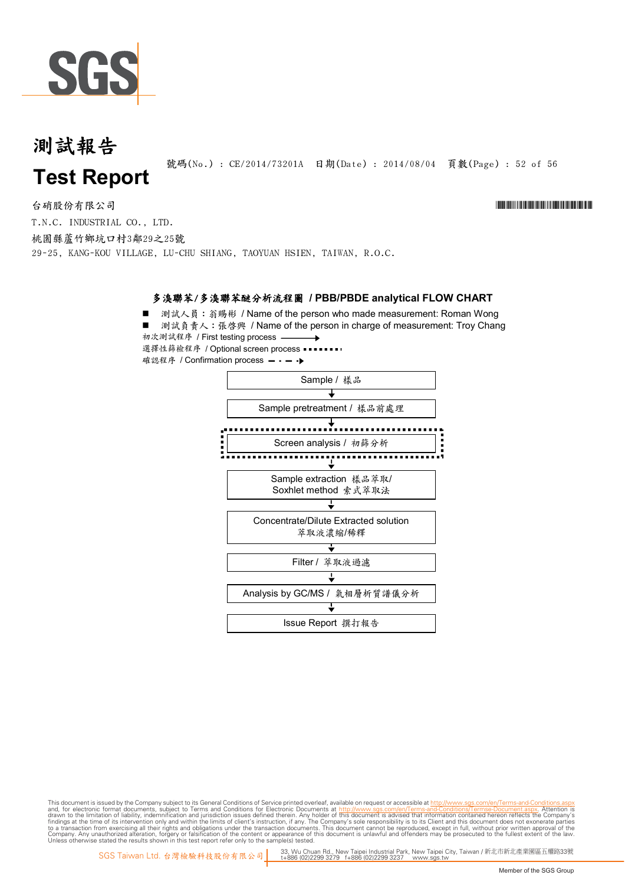# 測試報告

# Test Report

號碼(No.) : CE/2014/73201A 日期(Date) : 2014/08/04

台硝股份有限公司

T.N.C. INDUSTRIAL CO., LTD.

桃園縣蘆竹鄉坑口村3鄰29之25號

29-25, KANG-KOU VILLAGE, LU-CHU SHIANG, TAOYUAN HSIEN, TAIWAN, R.O.C.

## 多溴聯苯/多溴聯苯醚分析流程圖 / PBB/PBDE analytical FLOW CHART

- 測試人員：翁賜彬 / Name of the person who made measurement: Roman Wong
- 測試負責人：張啓興 / Name of the person in charge of measurement: Troy Chang

初次測試程序 / First testing process ——→

選擇性篩檢程序 / Optional screen process ▪▪▪▪▪▪▪

確認程序 / Confirmation process — · — ·▸

Sample / 樣品
↓
Sample pretreatment / 樣品前處理
↓
Screen analysis / 初篩分析
↓
Sample extraction 樣品萃取/ Soxhlet method 索式萃取法
↓
Concentrate/Dilute Extracted solution 萃取液濃縮/稀釋
↓
Filter / 萃取液過濾
↓
Analysis by GC/MS / 氣相層析質譜儀分析
↓
Issue Report 撰打報告

This document is issued by the Company subject to its General Conditions of Service printed overleaf, available on request or accessible at http://www.sgs.com/en/Terms-and-Conditions.aspx and, for electronic format documents, subject to Terms and Conditions for Electronic Documents at http://www.sgs.com/en/Terms-and-Conditions/Termse-Document.aspx. Attention is drawn to the limitation of liability, indemnification and jurisdiction issues defined therein. Any holder of this document is advised that information contained hereon reflects the Company's findings at the time of its intervention only and within the limits of client's instruction, if any. The Company's sole responsibility is to its Client and this document does not exonerate parties to a transaction from exercising all their rights and obligations under the transaction documents. This document cannot be reproduced, except in full, without prior written approval of the Company. Any unauthorized alteration, forgery or falsification of the content or appearance of this document is unlawful and offenders may be prosecuted to the fullest extent of the law. Unless otherwise stated the results shown in this test report refer only to the sample(s) tested.

SGS Taiwan Ltd. 台灣檢驗科技股份有限公司 | 33, Wu Chuan Rd., New Taipei Industrial Park, New Taipei City, Taiwan / 新北市新北產業園區五權路33號 t+886 (02)2299 3279 f+886 (02)2299 3237 www.sgs.tw

Member of the SGS Group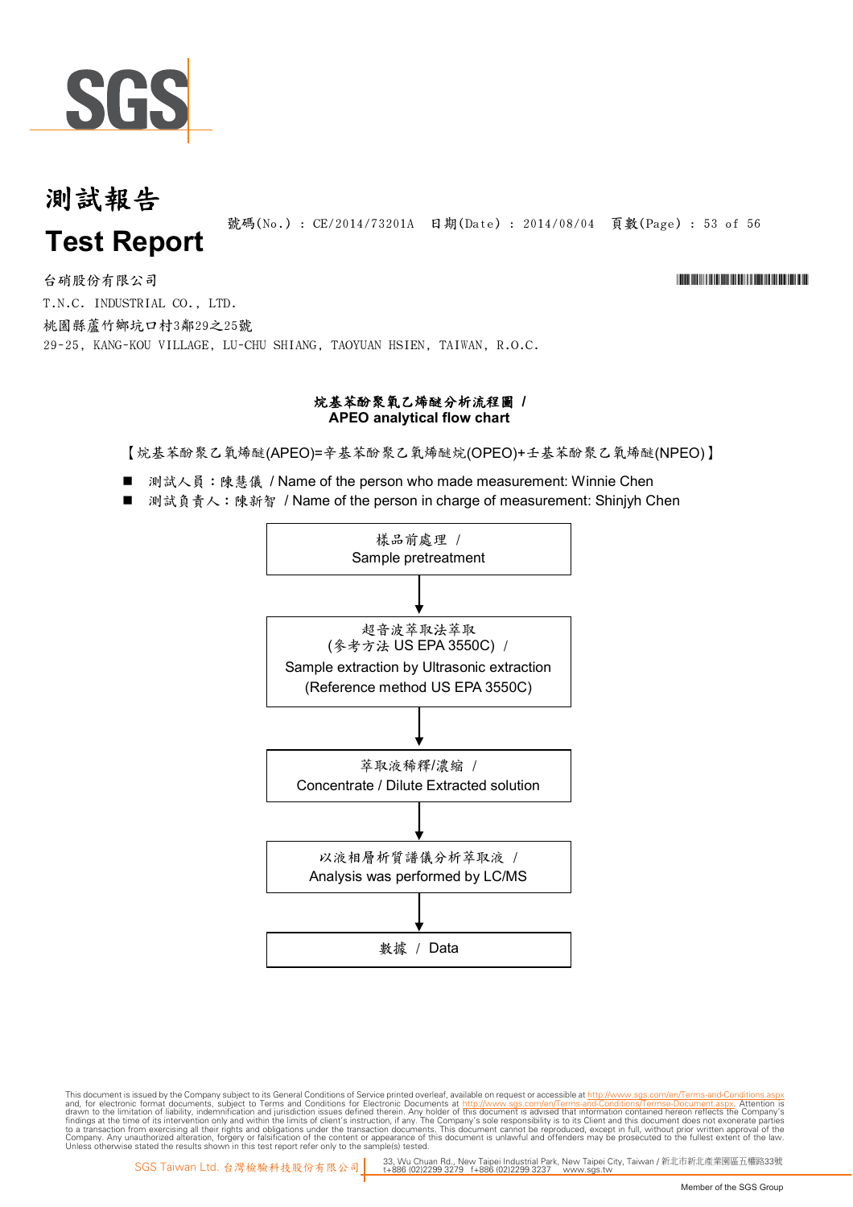# 測試報告

# Test Report

號碼(No.) : CE/2014/73201A 日期(Date) : 2014/08/04

台硝股份有限公司

T.N.C. INDUSTRIAL CO., LTD.

桃園縣蘆竹鄉坑口村3鄰29之25號

29-25, KANG-KOU VILLAGE, LU-CHU SHIANG, TAOYUAN HSIEN, TAIWAN, R.O.C.

## 烷基苯酚聚氧乙烯醚分析流程圖 / APEO analytical flow chart

【烷基苯酚聚乙氧烯醚(APEO)=辛基苯酚聚乙氧烯醚烷(OPEO)+壬基苯酚聚乙氧烯醚(NPEO)】

- 測試人員：陳慧儀 / Name of the person who made measurement: Winnie Chen
- 測試負責人：陳新智 / Name of the person in charge of measurement: Shinjyh Chen

樣品前處理 / Sample pretreatment

↓

超音波萃取法萃取 (參考方法 US EPA 3550C) / Sample extraction by Ultrasonic extraction (Reference method US EPA 3550C)

↓

萃取液稀釋/濃縮 / Concentrate / Dilute Extracted solution

↓

以液相層析質譜儀分析萃取液 / Analysis was performed by LC/MS

↓

數據 / Data

This document is issued by the Company subject to its General Conditions of Service printed overleaf, available on request or accessible at http://www.sgs.com/en/Terms-and-Conditions.aspx and, for electronic format documents, subject to Terms and Conditions for Electronic Documents at http://www.sgs.com/en/Terms-and-Conditions/Termse-Document.aspx. Attention is drawn to the limitation of liability, indemnification and jurisdiction issues defined therein. Any holder of this document is advised that information contained hereon reflects the Company's findings at the time of its intervention only and within the limits of client's instruction, if any. The Company's sole responsibility is to its Client and this document does not exonerate parties to a transaction from exercising all their rights and obligations under the transaction documents. This document cannot be reproduced, except in full, without prior written approval of the Company. Any unauthorized alteration, forgery or falsification of the content or appearance of this document is unlawful and offenders may be prosecuted to the fullest extent of the law. Unless otherwise stated the results shown in this test report refer only to the sample(s) tested.

SGS Taiwan Ltd. 台灣檢驗科技股份有限公司 | 33, Wu Chuan Rd., New Taipei Industrial Park, New Taipei City, Taiwan / 新北市新北產業園區五權路33號 t+886 (02)2299 3279 f+886 (02)2299 3237 www.sgs.tw

Member of the SGS Group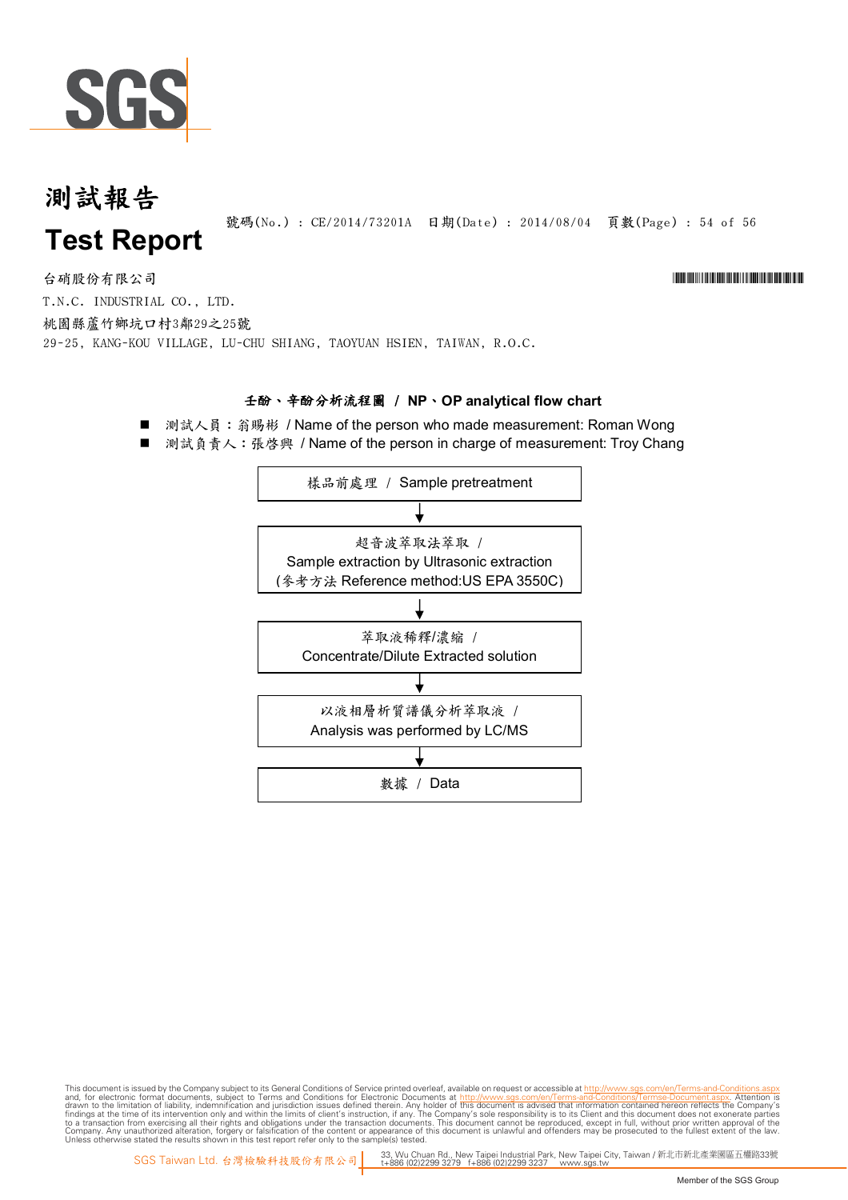# 測試報告

# Test Report

號碼(No.) : CE/2014/73201A 日期(Date) : 2014/08/04

台硝股份有限公司

T.N.C. INDUSTRIAL CO., LTD.

桃園縣蘆竹鄉坑口村3鄰29之25號

29-25, KANG-KOU VILLAGE, LU-CHU SHIANG, TAOYUAN HSIEN, TAIWAN, R.O.C.

## 壬酚、辛酚分析流程圖 / NP、OP analytical flow chart

- 測試人員：翁賜彬 / Name of the person who made measurement: Roman Wong
- 測試負責人：張啓興 / Name of the person in charge of measurement: Troy Chang

樣品前處理 / Sample pretreatment

↓

超音波萃取法萃取 / Sample extraction by Ultrasonic extraction (參考方法 Reference method:US EPA 3550C)

↓

萃取液稀釋/濃縮 / Concentrate/Dilute Extracted solution

↓

以液相層析質譜儀分析萃取液 / Analysis was performed by LC/MS

↓

數據 / Data

This document is issued by the Company subject to its General Conditions of Service printed overleaf, available on request or accessible at http://www.sgs.com/en/Terms-and-Conditions.aspx and, for electronic format documents, subject to Terms and Conditions for Electronic Documents at http://www.sgs.com/en/Terms-and-Conditions/Termse-Document.aspx. Attention is drawn to the limitation of liability, indemnification and jurisdiction issues defined therein. Any holder of this document is advised that information contained hereon reflects the Company's findings at the time of its intervention only and within the limits of client's instruction, if any. The Company's sole responsibility is to its Client and this document does not exonerate parties to a transaction from exercising all their rights and obligations under the transaction documents. This document cannot be reproduced, except in full, without prior written approval of the Company. Any unauthorized alteration, forgery or falsification of the content or appearance of this document is unlawful and offenders may be prosecuted to the fullest extent of the law. Unless otherwise stated the results shown in this test report refer only to the sample(s) tested.

SGS Taiwan Ltd. 台灣檢驗科技股份有限公司 | 33, Wu Chuan Rd., New Taipei Industrial Park, New Taipei City, Taiwan / 新北市新北產業園區五權路33號 t+886 (02)2299 3279 f+886 (02)2299 3237 www.sgs.tw

Member of the SGS Group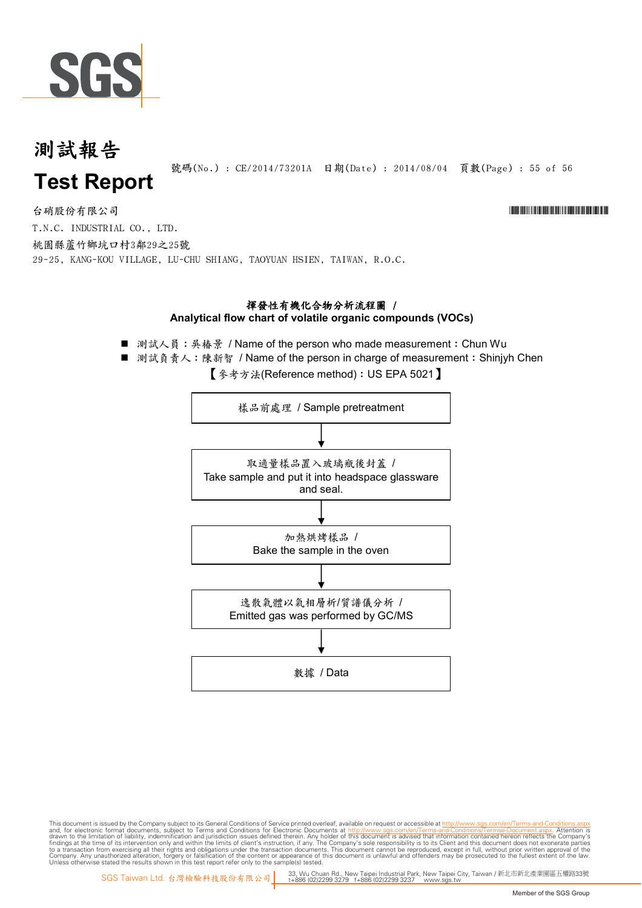# 測試報告

# Test Report

號碼(No.) : CE/2014/73201A 日期(Date) : 2014/08/04

台硝股份有限公司

T.N.C. INDUSTRIAL CO., LTD.

桃園縣蘆竹鄉坑口村3鄰29之25號

29-25, KANG-KOU VILLAGE, LU-CHU SHIANG, TAOYUAN HSIEN, TAIWAN, R.O.C.

## 揮發性有機化合物分析流程圖 / Analytical flow chart of volatile organic compounds (VOCs)

- 測試人員：吳椿景 / Name of the person who made measurement：Chun Wu
- 測試負責人：陳新智 / Name of the person in charge of measurement：Shinjyh Chen

【參考方法(Reference method)：US EPA 5021】

樣品前處理 / Sample pretreatment

↓

取適量樣品置入玻璃瓶後封蓋 / Take sample and put it into headspace glassware and seal.

↓

加熱烘烤樣品 / Bake the sample in the oven

↓

逸散氣體以氣相層析/質譜儀分析 / Emitted gas was performed by GC/MS

↓

數據 / Data

This document is issued by the Company subject to its General Conditions of Service printed overleaf, available on request or accessible at http://www.sgs.com/en/Terms-and-Conditions.aspx and, for electronic format documents, subject to Terms and Conditions for Electronic Documents at http://www.sgs.com/en/Terms-and-Conditions/Termse-Document.aspx. Attention is drawn to the limitation of liability, indemnification and jurisdiction issues defined therein. Any holder of this document is advised that information contained hereon reflects the Company's findings at the time of its intervention only and within the limits of client's instruction, if any. The Company's sole responsibility is to its Client and this document does not exonerate parties to a transaction from exercising all their rights and obligations under the transaction documents. This document cannot be reproduced, except in full, without prior written approval of the Company. Any unauthorized alteration, forgery or falsification of the content or appearance of this document is unlawful and offenders may be prosecuted to the fullest extent of the law. Unless otherwise stated the results shown in this test report refer only to the sample(s) tested.

SGS Taiwan Ltd. 台灣檢驗科技股份有限公司 | 33, Wu Chuan Rd., New Taipei Industrial Park, New Taipei City, Taiwan / 新北市新北產業園區五權路33號 t+886 (02)2299 3279 f+886 (02)2299 3237 www.sgs.tw

Member of the SGS Group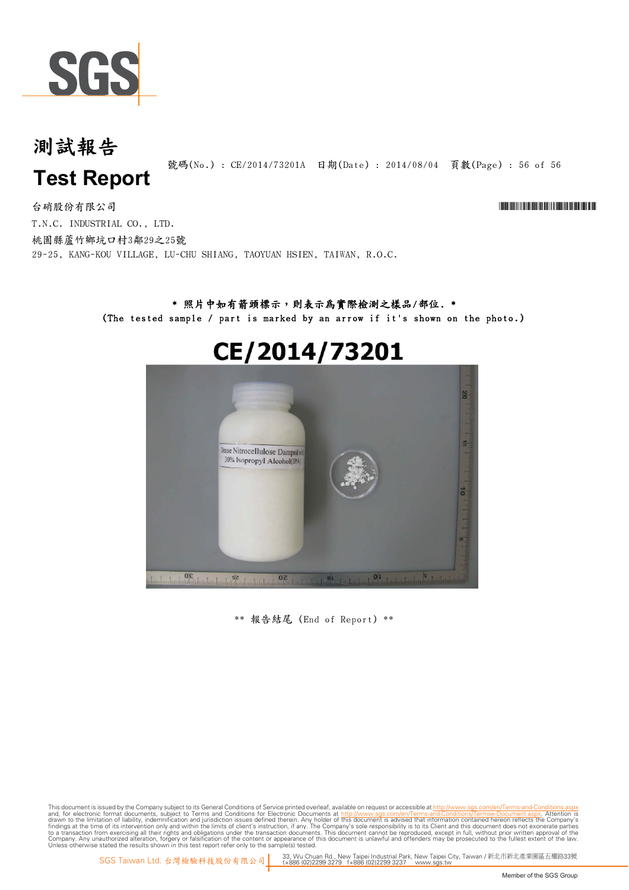# 測試報告

# Test Report

號碼(No.) : CE/2014/73201A 日期(Date) : 2014/08/04

台硝股份有限公司

T.N.C. INDUSTRIAL CO., LTD.

桃園縣蘆竹鄉坑口村3鄰29之25號

29-25, KANG-KOU VILLAGE, LU-CHU SHIANG, TAOYUAN HSIEN, TAIWAN, R.O.C.

**\* 照片中如有箭頭標示，則表示為實際檢測之樣品/部位. \***

(The tested sample / part is marked by an arrow if it's shown on the photo.)

## CE/2014/73201

\*\* 報告結尾 (End of Report) \*\*

This document is issued by the Company subject to its General Conditions of Service printed overleaf, available on request or accessible at http://www.sgs.com/en/Terms-and-Conditions.aspx and, for electronic format documents, subject to Terms and Conditions for Electronic Documents at http://www.sgs.com/en/Terms-and-Conditions/Termse-Document.aspx. Attention is drawn to the limitation of liability, indemnification and jurisdiction issues defined therein. Any holder of this document is advised that information contained hereon reflects the Company's findings at the time of its intervention only and within the limits of client's instruction, if any. The Company's sole responsibility is to its Client and this document does not exonerate parties to a transaction from exercising all their rights and obligations under the transaction documents. This document cannot be reproduced, except in full, without prior written approval of the Company. Any unauthorized alteration, forgery or falsification of the content or appearance of this document is unlawful and offenders may be prosecuted to the fullest extent of the law. Unless otherwise stated the results shown in this test report refer only to the sample(s) tested.

SGS Taiwan Ltd. 台灣檢驗科技股份有限公司 | 33, Wu Chuan Rd., New Taipei Industrial Park, New Taipei City, Taiwan / 新北市新北產業園區五權路33號 t+886 (02)2299 3279 f+886 (02)2299 3237 www.sgs.tw

Member of the SGS Group